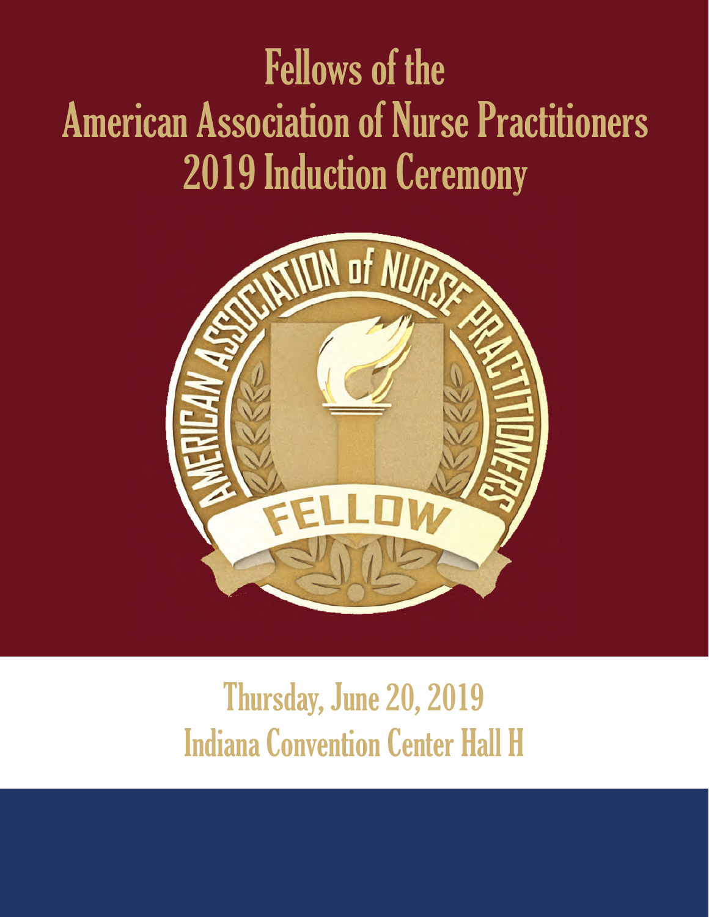# Fellows of the American Association of Nurse Practitioners 2019 Induction Ceremony

Thursday, June 20, 2019

Indiana Convention Center Hall H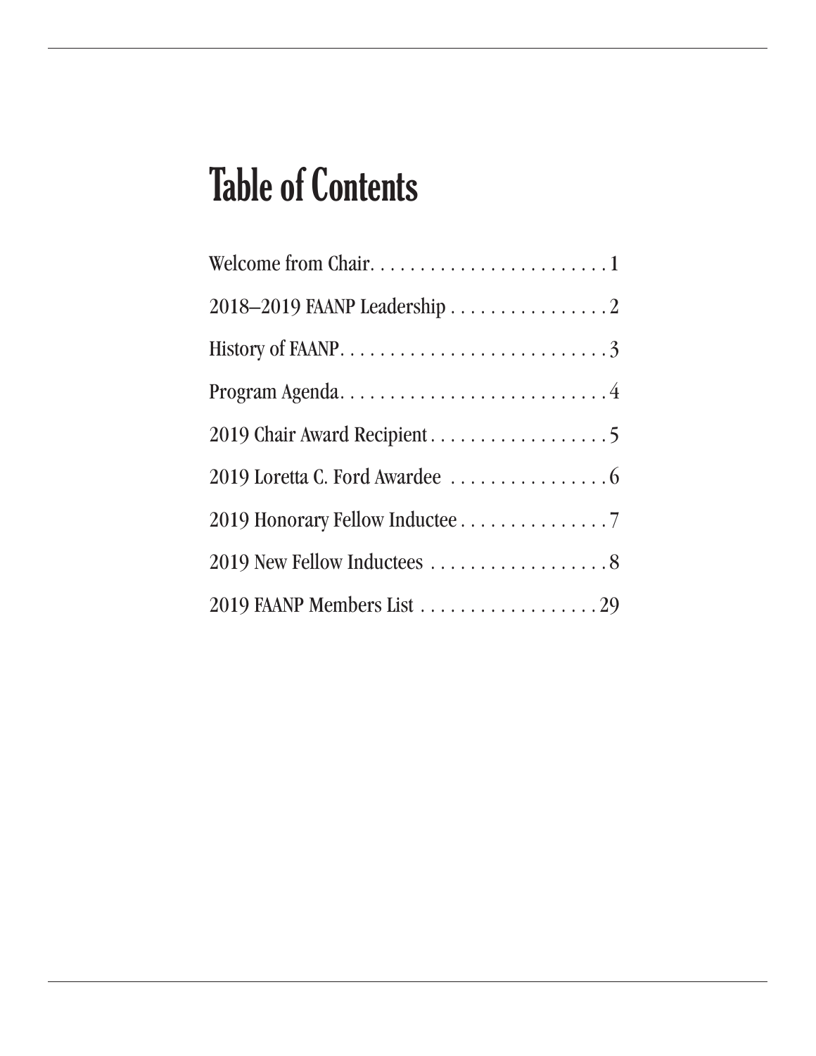# Table of Contents

Welcome from Chair. . . . . . . . . . . . . . . . . . . . . . . . . 1

2018–2019 FAANP Leadership . . . . . . . . . . . . . . . . 2

History of FAANP. . . . . . . . . . . . . . . . . . . . . . . . . . . . 3

Program Agenda. . . . . . . . . . . . . . . . . . . . . . . . . . . . 4

2019 Chair Award Recipient . . . . . . . . . . . . . . . . . . 5

2019 Loretta C. Ford Awardee . . . . . . . . . . . . . . . . 6

2019 Honorary Fellow Inductee . . . . . . . . . . . . . . . 7

2019 New Fellow Inductees . . . . . . . . . . . . . . . . . . 8

2019 FAANP Members List . . . . . . . . . . . . . . . . . . 29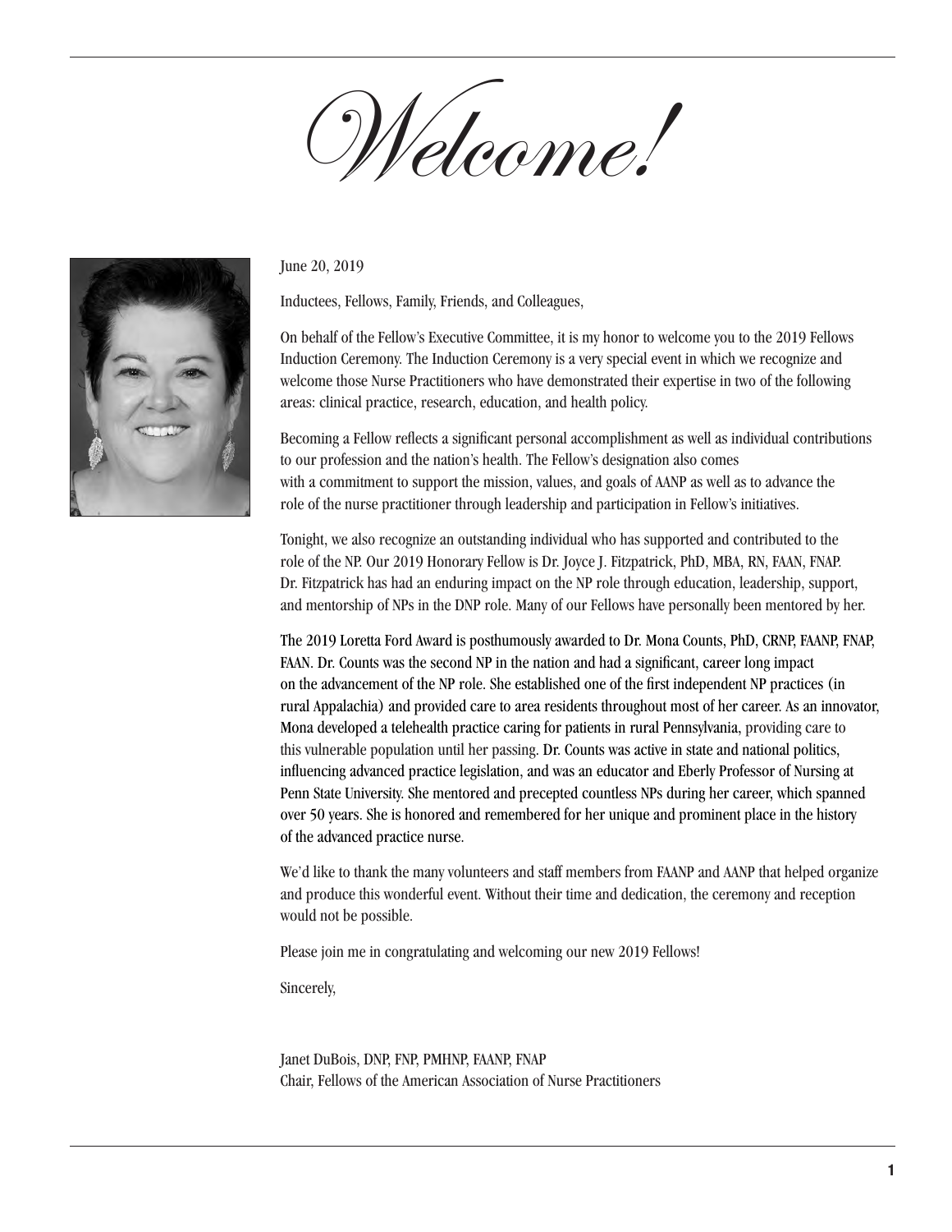# *Welcome!*

June 20, 2019

Inductees, Fellows, Family, Friends, and Colleagues,

On behalf of the Fellow's Executive Committee, it is my honor to welcome you to the 2019 Fellows Induction Ceremony. The Induction Ceremony is a very special event in which we recognize and welcome those Nurse Practitioners who have demonstrated their expertise in two of the following areas: clinical practice, research, education, and health policy.

Becoming a Fellow reflects a significant personal accomplishment as well as individual contributions to our profession and the nation's health. The Fellow's designation also comes with a commitment to support the mission, values, and goals of AANP as well as to advance the role of the nurse practitioner through leadership and participation in Fellow's initiatives.

Tonight, we also recognize an outstanding individual who has supported and contributed to the role of the NP. Our 2019 Honorary Fellow is Dr. Joyce J. Fitzpatrick, PhD, MBA, RN, FAAN, FNAP. Dr. Fitzpatrick has had an enduring impact on the NP role through education, leadership, support, and mentorship of NPs in the DNP role. Many of our Fellows have personally been mentored by her.

The 2019 Loretta Ford Award is posthumously awarded to Dr. Mona Counts, PhD, CRNP, FAANP, FNAP, FAAN. Dr. Counts was the second NP in the nation and had a significant, career long impact on the advancement of the NP role. She established one of the first independent NP practices (in rural Appalachia) and provided care to area residents throughout most of her career. As an innovator, Mona developed a telehealth practice caring for patients in rural Pennsylvania, providing care to this vulnerable population until her passing. Dr. Counts was active in state and national politics, influencing advanced practice legislation, and was an educator and Eberly Professor of Nursing at Penn State University. She mentored and precepted countless NPs during her career, which spanned over 50 years. She is honored and remembered for her unique and prominent place in the history of the advanced practice nurse.

We'd like to thank the many volunteers and staff members from FAANP and AANP that helped organize and produce this wonderful event. Without their time and dedication, the ceremony and reception would not be possible.

Please join me in congratulating and welcoming our new 2019 Fellows!

Sincerely,

Janet DuBois, DNP, FNP, PMHNP, FAANP, FNAP
Chair, Fellows of the American Association of Nurse Practitioners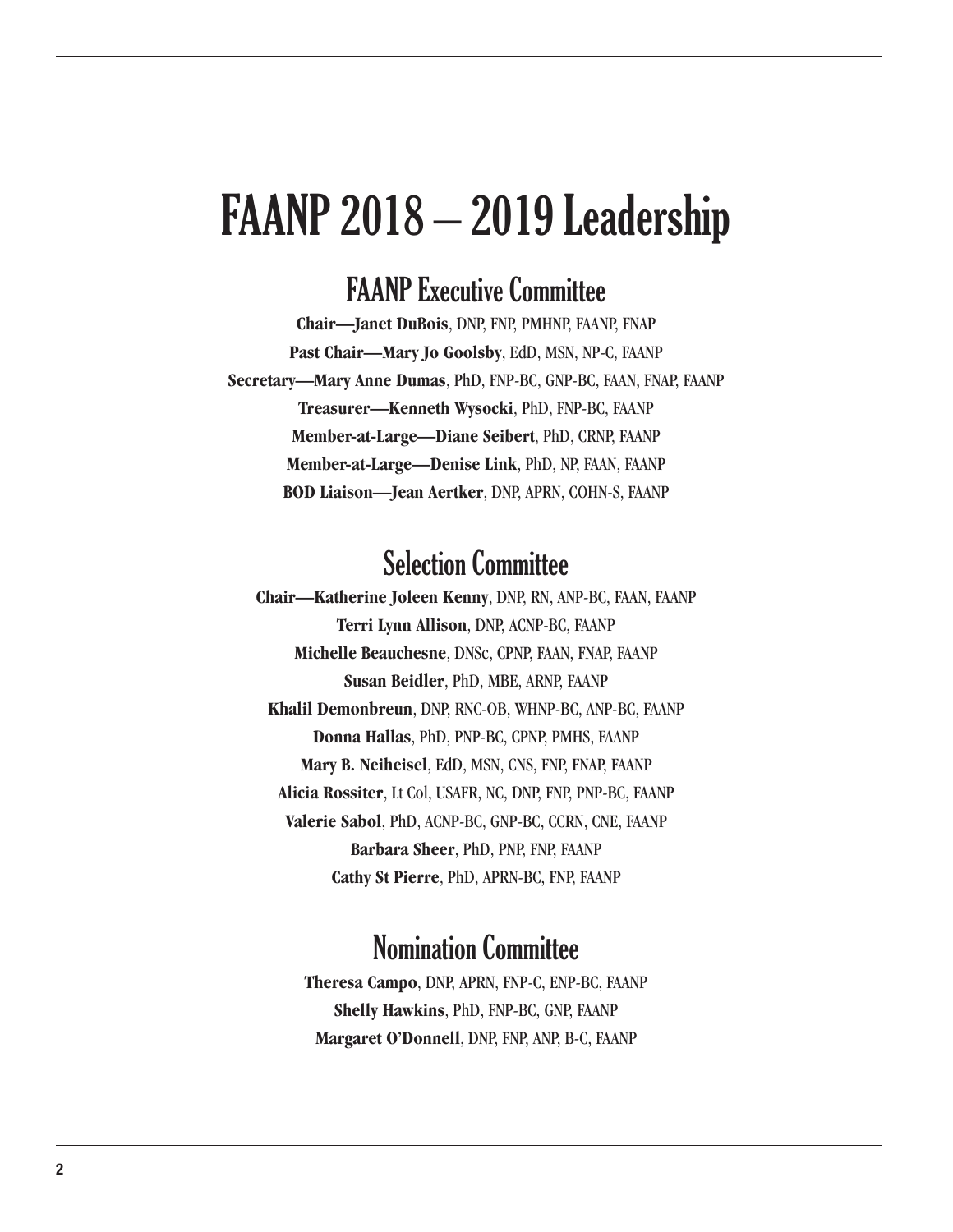# FAANP 2018 – 2019 Leadership

## FAANP Executive Committee

**Chair—Janet DuBois**, DNP, FNP, PMHNP, FAANP, FNAP

**Past Chair—Mary Jo Goolsby**, EdD, MSN, NP-C, FAANP

**Secretary—Mary Anne Dumas**, PhD, FNP-BC, GNP-BC, FAAN, FNAP, FAANP

**Treasurer—Kenneth Wysocki**, PhD, FNP-BC, FAANP

**Member-at-Large—Diane Seibert**, PhD, CRNP, FAANP

**Member-at-Large—Denise Link**, PhD, NP, FAAN, FAANP

**BOD Liaison—Jean Aertker**, DNP, APRN, COHN-S, FAANP

## Selection Committee

**Chair—Katherine Joleen Kenny**, DNP, RN, ANP-BC, FAAN, FAANP

**Terri Lynn Allison**, DNP, ACNP-BC, FAANP

**Michelle Beauchesne**, DNSc, CPNP, FAAN, FNAP, FAANP

**Susan Beidler**, PhD, MBE, ARNP, FAANP

**Khalil Demonbreun**, DNP, RNC-OB, WHNP-BC, ANP-BC, FAANP

**Donna Hallas**, PhD, PNP-BC, CPNP, PMHS, FAANP

**Mary B. Neiheisel**, EdD, MSN, CNS, FNP, FNAP, FAANP

**Alicia Rossiter**, Lt Col, USAFR, NC, DNP, FNP, PNP-BC, FAANP

**Valerie Sabol**, PhD, ACNP-BC, GNP-BC, CCRN, CNE, FAANP

**Barbara Sheer**, PhD, PNP, FNP, FAANP

**Cathy St Pierre**, PhD, APRN-BC, FNP, FAANP

## Nomination Committee

**Theresa Campo**, DNP, APRN, FNP-C, ENP-BC, FAANP

**Shelly Hawkins**, PhD, FNP-BC, GNP, FAANP

**Margaret O'Donnell**, DNP, FNP, ANP, B-C, FAANP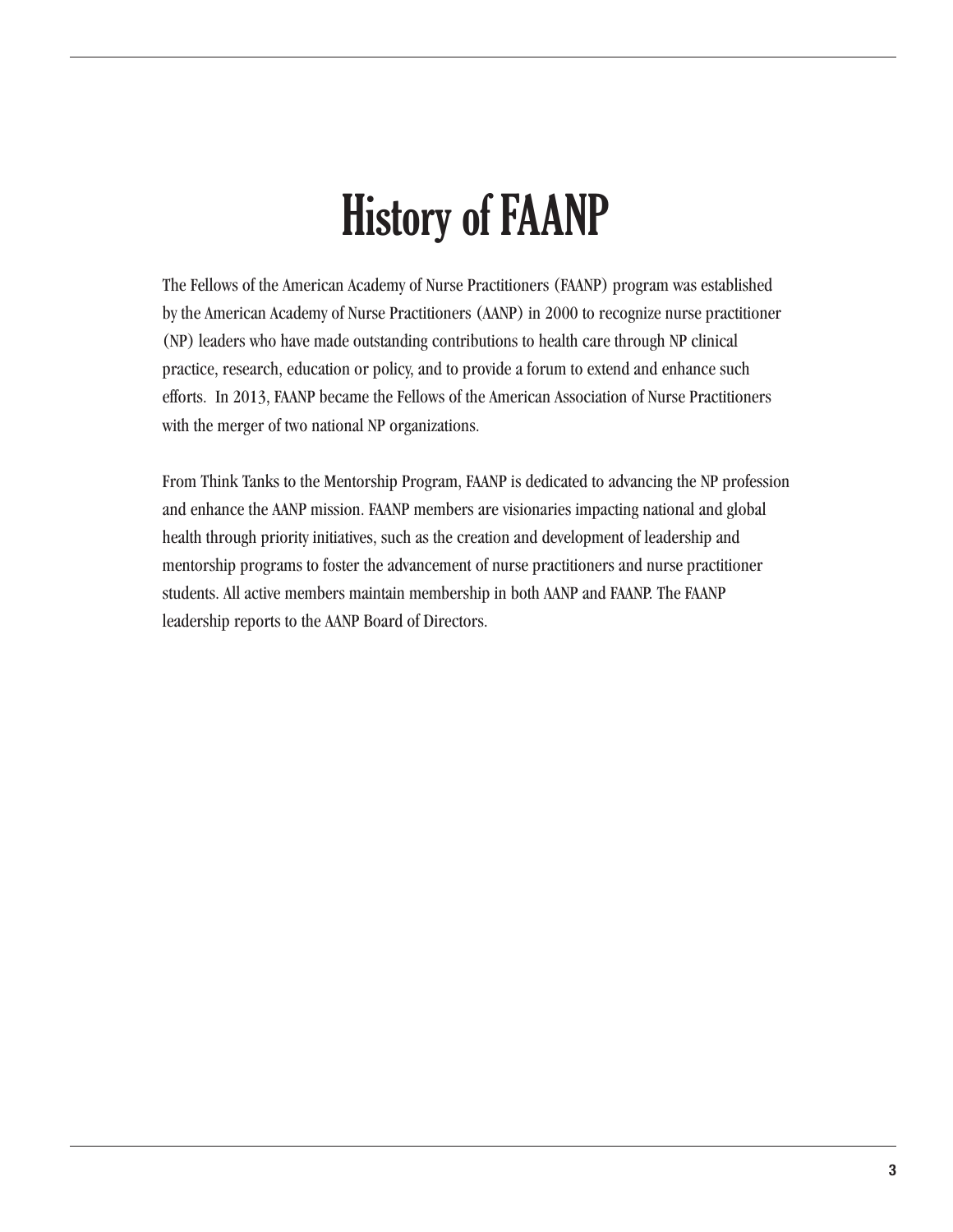# History of FAANP

The Fellows of the American Academy of Nurse Practitioners (FAANP) program was established by the American Academy of Nurse Practitioners (AANP) in 2000 to recognize nurse practitioner (NP) leaders who have made outstanding contributions to health care through NP clinical practice, research, education or policy, and to provide a forum to extend and enhance such efforts.  In 2013, FAANP became the Fellows of the American Association of Nurse Practitioners with the merger of two national NP organizations.

From Think Tanks to the Mentorship Program, FAANP is dedicated to advancing the NP profession and enhance the AANP mission. FAANP members are visionaries impacting national and global health through priority initiatives, such as the creation and development of leadership and mentorship programs to foster the advancement of nurse practitioners and nurse practitioner students. All active members maintain membership in both AANP and FAANP. The FAANP leadership reports to the AANP Board of Directors.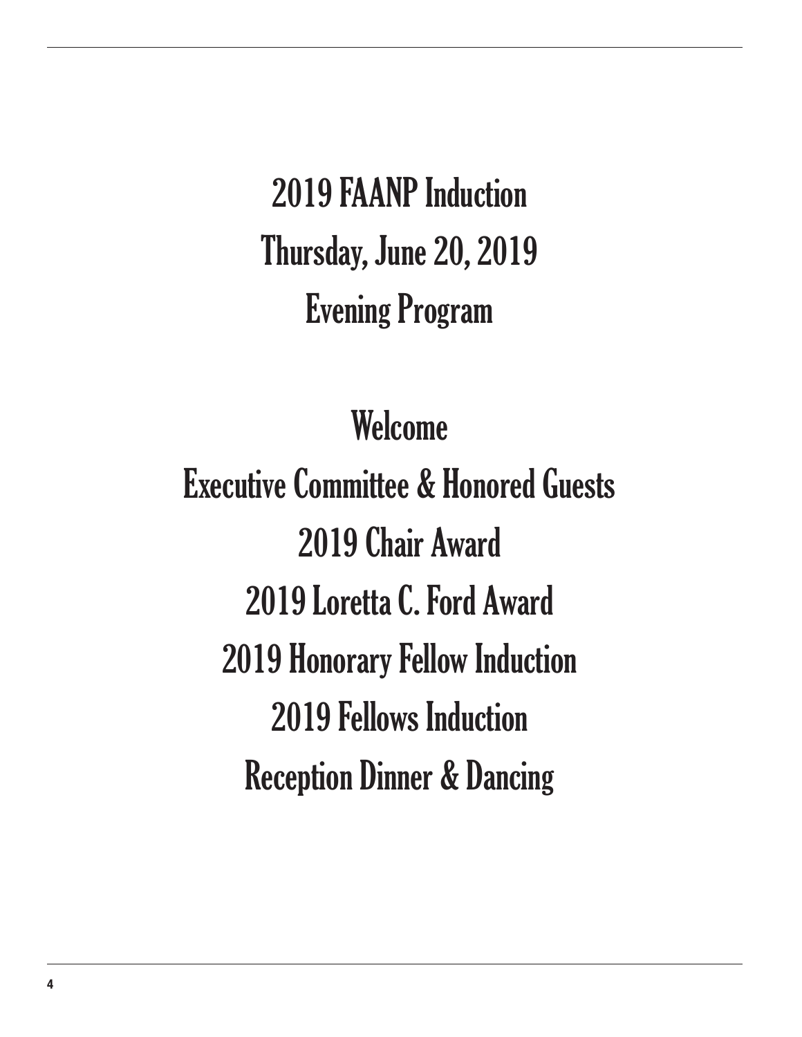# 2019 FAANP Induction

# Thursday, June 20, 2019

# Evening Program

## Welcome

## Executive Committee & Honored Guests

## 2019 Chair Award

## 2019 Loretta C. Ford Award

## 2019 Honorary Fellow Induction

## 2019 Fellows Induction

## Reception Dinner & Dancing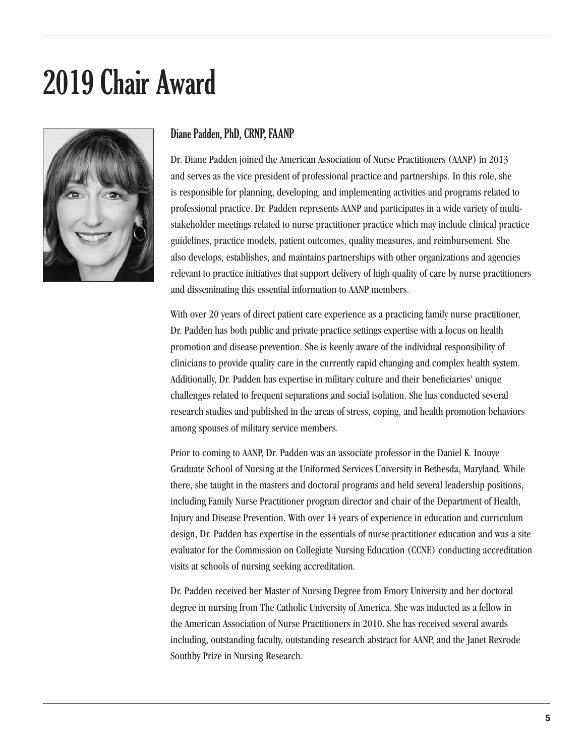# 2019 Chair Award

## Diane Padden, PhD, CRNP, FAANP

Dr. Diane Padden joined the American Association of Nurse Practitioners (AANP) in 2013 and serves as the vice president of professional practice and partnerships. In this role, she is responsible for planning, developing, and implementing activities and programs related to professional practice. Dr. Padden represents AANP and participates in a wide variety of multi-stakeholder meetings related to nurse practitioner practice which may include clinical practice guidelines, practice models, patient outcomes, quality measures, and reimbursement. She also develops, establishes, and maintains partnerships with other organizations and agencies relevant to practice initiatives that support delivery of high quality of care by nurse practitioners and disseminating this essential information to AANP members.

With over 20 years of direct patient care experience as a practicing family nurse practitioner, Dr. Padden has both public and private practice settings expertise with a focus on health promotion and disease prevention. She is keenly aware of the individual responsibility of clinicians to provide quality care in the currently rapid changing and complex health system. Additionally, Dr. Padden has expertise in military culture and their beneficiaries' unique challenges related to frequent separations and social isolation. She has conducted several research studies and published in the areas of stress, coping, and health promotion behaviors among spouses of military service members.

Prior to coming to AANP, Dr. Padden was an associate professor in the Daniel K. Inouye Graduate School of Nursing at the Uniformed Services University in Bethesda, Maryland. While there, she taught in the masters and doctoral programs and held several leadership positions, including Family Nurse Practitioner program director and chair of the Department of Health, Injury and Disease Prevention. With over 14 years of experience in education and curriculum design, Dr. Padden has expertise in the essentials of nurse practitioner education and was a site evaluator for the Commission on Collegiate Nursing Education (CCNE) conducting accreditation visits at schools of nursing seeking accreditation.

Dr. Padden received her Master of Nursing Degree from Emory University and her doctoral degree in nursing from The Catholic University of America. She was inducted as a fellow in the American Association of Nurse Practitioners in 2010. She has received several awards including, outstanding faculty, outstanding research abstract for AANP, and the Janet Rexrode Southby Prize in Nursing Research.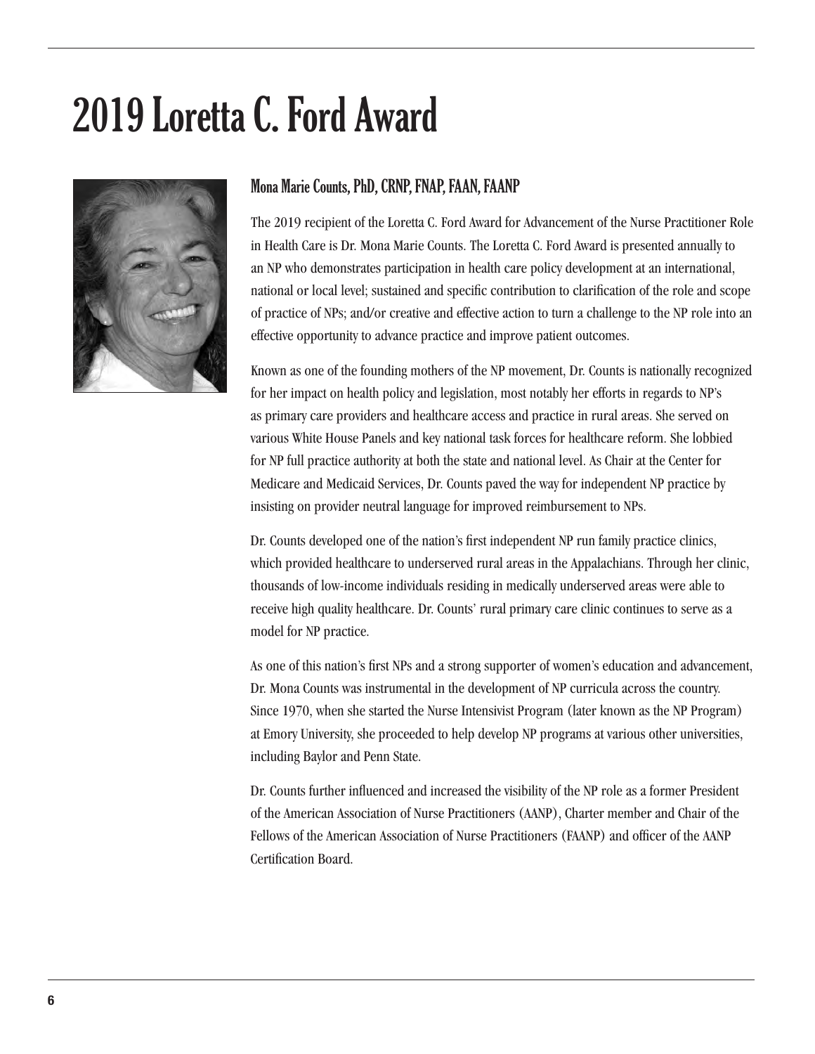# 2019 Loretta C. Ford Award

## Mona Marie Counts, PhD, CRNP, FNAP, FAAN, FAANP

The 2019 recipient of the Loretta C. Ford Award for Advancement of the Nurse Practitioner Role in Health Care is Dr. Mona Marie Counts. The Loretta C. Ford Award is presented annually to an NP who demonstrates participation in health care policy development at an international, national or local level; sustained and specific contribution to clarification of the role and scope of practice of NPs; and/or creative and effective action to turn a challenge to the NP role into an effective opportunity to advance practice and improve patient outcomes.

Known as one of the founding mothers of the NP movement, Dr. Counts is nationally recognized for her impact on health policy and legislation, most notably her efforts in regards to NP's as primary care providers and healthcare access and practice in rural areas. She served on various White House Panels and key national task forces for healthcare reform. She lobbied for NP full practice authority at both the state and national level. As Chair at the Center for Medicare and Medicaid Services, Dr. Counts paved the way for independent NP practice by insisting on provider neutral language for improved reimbursement to NPs.

Dr. Counts developed one of the nation's first independent NP run family practice clinics, which provided healthcare to underserved rural areas in the Appalachians. Through her clinic, thousands of low-income individuals residing in medically underserved areas were able to receive high quality healthcare. Dr. Counts' rural primary care clinic continues to serve as a model for NP practice.

As one of this nation's first NPs and a strong supporter of women's education and advancement, Dr. Mona Counts was instrumental in the development of NP curricula across the country. Since 1970, when she started the Nurse Intensivist Program (later known as the NP Program) at Emory University, she proceeded to help develop NP programs at various other universities, including Baylor and Penn State.

Dr. Counts further influenced and increased the visibility of the NP role as a former President of the American Association of Nurse Practitioners (AANP), Charter member and Chair of the Fellows of the American Association of Nurse Practitioners (FAANP) and officer of the AANP Certification Board.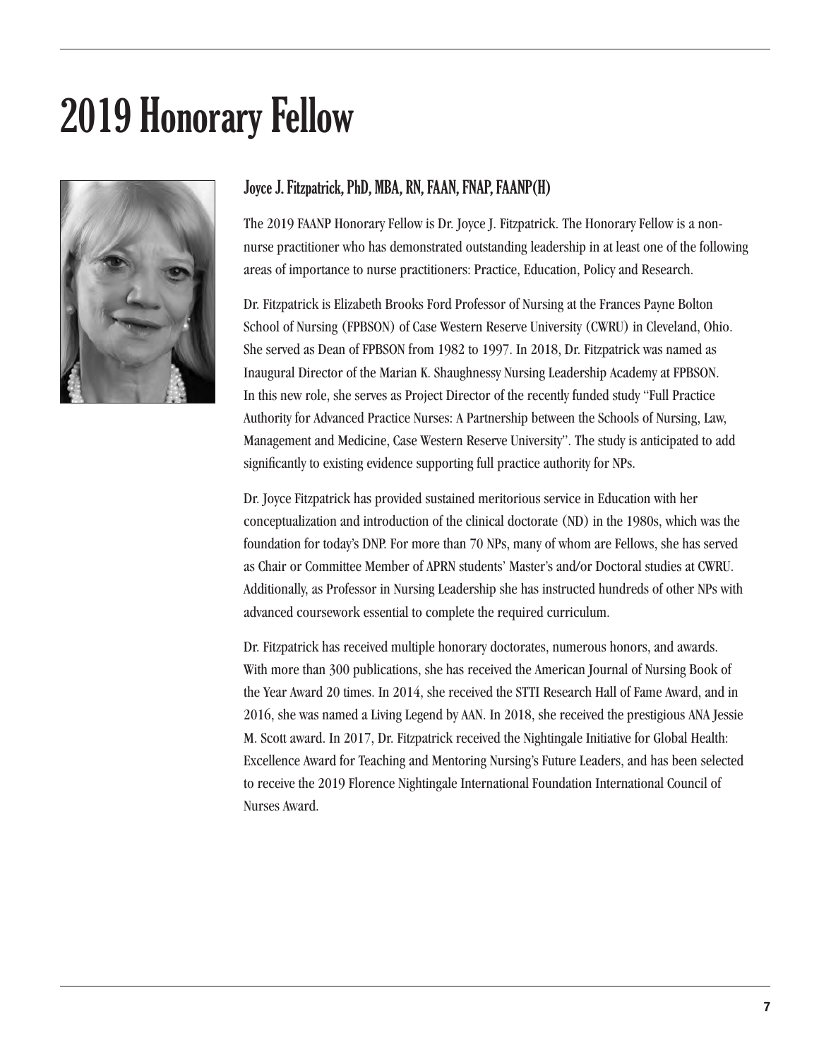# 2019 Honorary Fellow

## Joyce J. Fitzpatrick, PhD, MBA, RN, FAAN, FNAP, FAANP(H)

The 2019 FAANP Honorary Fellow is Dr. Joyce J. Fitzpatrick. The Honorary Fellow is a non-nurse practitioner who has demonstrated outstanding leadership in at least one of the following areas of importance to nurse practitioners: Practice, Education, Policy and Research.

Dr. Fitzpatrick is Elizabeth Brooks Ford Professor of Nursing at the Frances Payne Bolton School of Nursing (FPBSON) of Case Western Reserve University (CWRU) in Cleveland, Ohio. She served as Dean of FPBSON from 1982 to 1997. In 2018, Dr. Fitzpatrick was named as Inaugural Director of the Marian K. Shaughnessy Nursing Leadership Academy at FPBSON. In this new role, she serves as Project Director of the recently funded study "Full Practice Authority for Advanced Practice Nurses: A Partnership between the Schools of Nursing, Law, Management and Medicine, Case Western Reserve University". The study is anticipated to add significantly to existing evidence supporting full practice authority for NPs.

Dr. Joyce Fitzpatrick has provided sustained meritorious service in Education with her conceptualization and introduction of the clinical doctorate (ND) in the 1980s, which was the foundation for today's DNP. For more than 70 NPs, many of whom are Fellows, she has served as Chair or Committee Member of APRN students' Master's and/or Doctoral studies at CWRU. Additionally, as Professor in Nursing Leadership she has instructed hundreds of other NPs with advanced coursework essential to complete the required curriculum.

Dr. Fitzpatrick has received multiple honorary doctorates, numerous honors, and awards. With more than 300 publications, she has received the American Journal of Nursing Book of the Year Award 20 times. In 2014, she received the STTI Research Hall of Fame Award, and in 2016, she was named a Living Legend by AAN. In 2018, she received the prestigious ANA Jessie M. Scott award. In 2017, Dr. Fitzpatrick received the Nightingale Initiative for Global Health: Excellence Award for Teaching and Mentoring Nursing's Future Leaders, and has been selected to receive the 2019 Florence Nightingale International Foundation International Council of Nurses Award.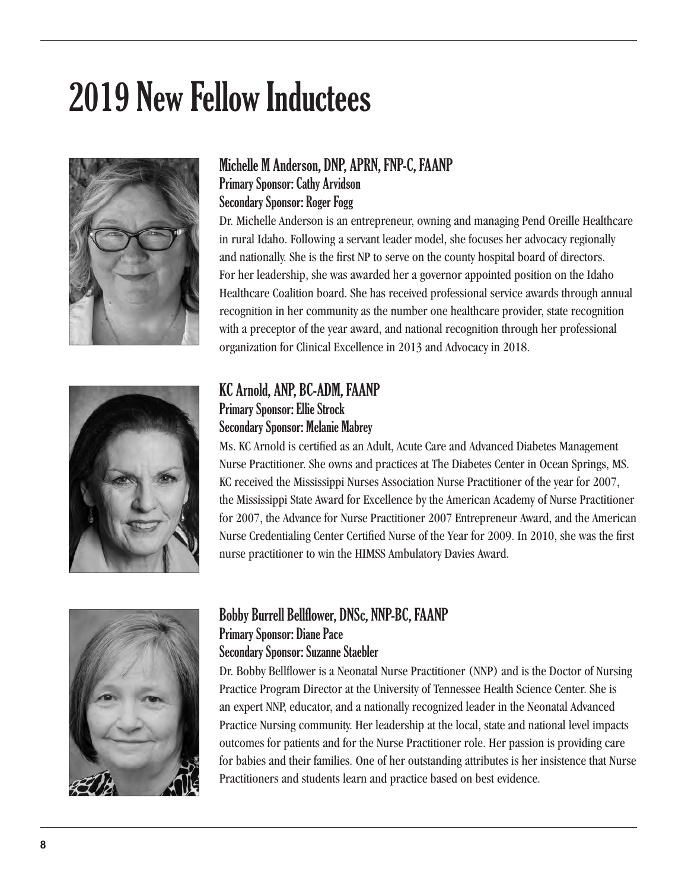# 2019 New Fellow Inductees

## Michelle M Anderson, DNP, APRN, FNP-C, FAANP

**Primary Sponsor: Cathy Arvidson**
**Secondary Sponsor: Roger Fogg**

Dr. Michelle Anderson is an entrepreneur, owning and managing Pend Oreille Healthcare in rural Idaho. Following a servant leader model, she focuses her advocacy regionally and nationally. She is the first NP to serve on the county hospital board of directors. For her leadership, she was awarded her a governor appointed position on the Idaho Healthcare Coalition board. She has received professional service awards through annual recognition in her community as the number one healthcare provider, state recognition with a preceptor of the year award, and national recognition through her professional organization for Clinical Excellence in 2013 and Advocacy in 2018.

## KC Arnold, ANP, BC-ADM, FAANP

**Primary Sponsor: Ellie Strock**
**Secondary Sponsor: Melanie Mabrey**

Ms. KC Arnold is certified as an Adult, Acute Care and Advanced Diabetes Management Nurse Practitioner. She owns and practices at The Diabetes Center in Ocean Springs, MS. KC received the Mississippi Nurses Association Nurse Practitioner of the year for 2007, the Mississippi State Award for Excellence by the American Academy of Nurse Practitioner for 2007, the Advance for Nurse Practitioner 2007 Entrepreneur Award, and the American Nurse Credentialing Center Certified Nurse of the Year for 2009. In 2010, she was the first nurse practitioner to win the HIMSS Ambulatory Davies Award.

## Bobby Burrell Bellflower, DNSc, NNP-BC, FAANP

**Primary Sponsor: Diane Pace**
**Secondary Sponsor: Suzanne Staebler**

Dr. Bobby Bellflower is a Neonatal Nurse Practitioner (NNP) and is the Doctor of Nursing Practice Program Director at the University of Tennessee Health Science Center. She is an expert NNP, educator, and a nationally recognized leader in the Neonatal Advanced Practice Nursing community. Her leadership at the local, state and national level impacts outcomes for patients and for the Nurse Practitioner role. Her passion is providing care for babies and their families. One of her outstanding attributes is her insistence that Nurse Practitioners and students learn and practice based on best evidence.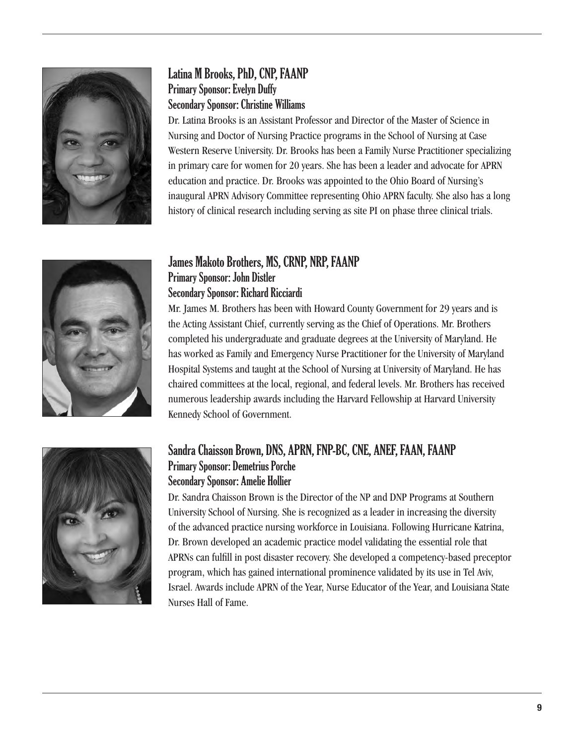### Latina M Brooks, PhD, CNP, FAANP

**Primary Sponsor: Evelyn Duffy**
**Secondary Sponsor: Christine Williams**

Dr. Latina Brooks is an Assistant Professor and Director of the Master of Science in Nursing and Doctor of Nursing Practice programs in the School of Nursing at Case Western Reserve University. Dr. Brooks has been a Family Nurse Practitioner specializing in primary care for women for 20 years. She has been a leader and advocate for APRN education and practice. Dr. Brooks was appointed to the Ohio Board of Nursing's inaugural APRN Advisory Committee representing Ohio APRN faculty. She also has a long history of clinical research including serving as site PI on phase three clinical trials.

### James Makoto Brothers, MS, CRNP, NRP, FAANP

**Primary Sponsor: John Distler**
**Secondary Sponsor: Richard Ricciardi**

Mr. James M. Brothers has been with Howard County Government for 29 years and is the Acting Assistant Chief, currently serving as the Chief of Operations. Mr. Brothers completed his undergraduate and graduate degrees at the University of Maryland. He has worked as Family and Emergency Nurse Practitioner for the University of Maryland Hospital Systems and taught at the School of Nursing at University of Maryland. He has chaired committees at the local, regional, and federal levels. Mr. Brothers has received numerous leadership awards including the Harvard Fellowship at Harvard University Kennedy School of Government.

### Sandra Chaisson Brown, DNS, APRN, FNP-BC, CNE, ANEF, FAAN, FAANP

**Primary Sponsor: Demetrius Porche**
**Secondary Sponsor: Amelie Hollier**

Dr. Sandra Chaisson Brown is the Director of the NP and DNP Programs at Southern University School of Nursing. She is recognized as a leader in increasing the diversity of the advanced practice nursing workforce in Louisiana. Following Hurricane Katrina, Dr. Brown developed an academic practice model validating the essential role that APRNs can fulfill in post disaster recovery. She developed a competency-based preceptor program, which has gained international prominence validated by its use in Tel Aviv, Israel. Awards include APRN of the Year, Nurse Educator of the Year, and Louisiana State Nurses Hall of Fame.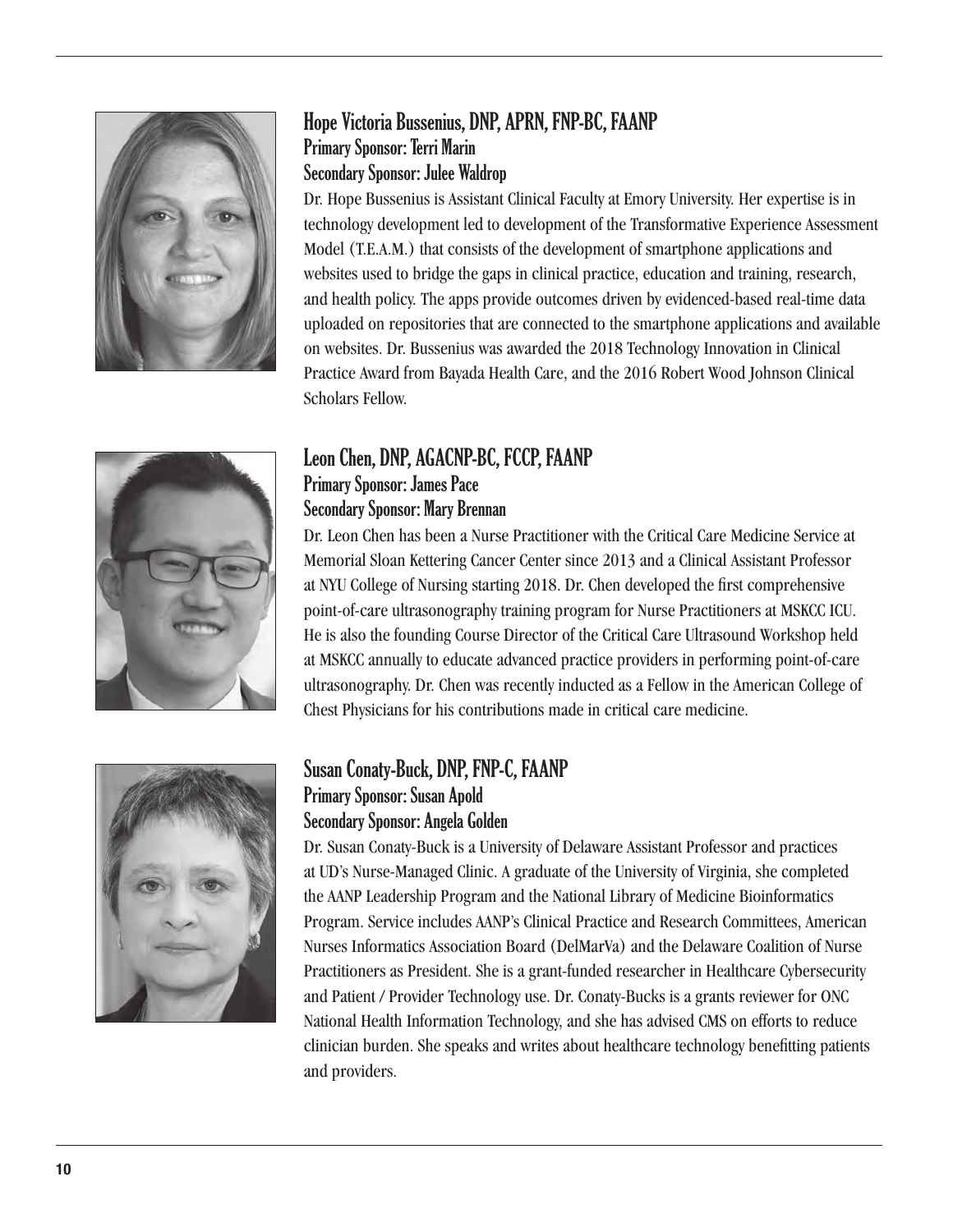## Hope Victoria Bussenius, DNP, APRN, FNP-BC, FAANP

**Primary Sponsor: Terri Marin**
**Secondary Sponsor: Julee Waldrop**

Dr. Hope Bussenius is Assistant Clinical Faculty at Emory University. Her expertise is in technology development led to development of the Transformative Experience Assessment Model (T.E.A.M.) that consists of the development of smartphone applications and websites used to bridge the gaps in clinical practice, education and training, research, and health policy. The apps provide outcomes driven by evidenced-based real-time data uploaded on repositories that are connected to the smartphone applications and available on websites. Dr. Bussenius was awarded the 2018 Technology Innovation in Clinical Practice Award from Bayada Health Care, and the 2016 Robert Wood Johnson Clinical Scholars Fellow.

## Leon Chen, DNP, AGACNP-BC, FCCP, FAANP

**Primary Sponsor: James Pace**
**Secondary Sponsor: Mary Brennan**

Dr. Leon Chen has been a Nurse Practitioner with the Critical Care Medicine Service at Memorial Sloan Kettering Cancer Center since 2013 and a Clinical Assistant Professor at NYU College of Nursing starting 2018. Dr. Chen developed the first comprehensive point-of-care ultrasonography training program for Nurse Practitioners at MSKCC ICU. He is also the founding Course Director of the Critical Care Ultrasound Workshop held at MSKCC annually to educate advanced practice providers in performing point-of-care ultrasonography. Dr. Chen was recently inducted as a Fellow in the American College of Chest Physicians for his contributions made in critical care medicine.

## Susan Conaty-Buck, DNP, FNP-C, FAANP

**Primary Sponsor: Susan Apold**
**Secondary Sponsor: Angela Golden**

Dr. Susan Conaty-Buck is a University of Delaware Assistant Professor and practices at UD's Nurse-Managed Clinic. A graduate of the University of Virginia, she completed the AANP Leadership Program and the National Library of Medicine Bioinformatics Program. Service includes AANP's Clinical Practice and Research Committees, American Nurses Informatics Association Board (DelMarVa) and the Delaware Coalition of Nurse Practitioners as President. She is a grant-funded researcher in Healthcare Cybersecurity and Patient / Provider Technology use. Dr. Conaty-Bucks is a grants reviewer for ONC National Health Information Technology, and she has advised CMS on efforts to reduce clinician burden. She speaks and writes about healthcare technology benefitting patients and providers.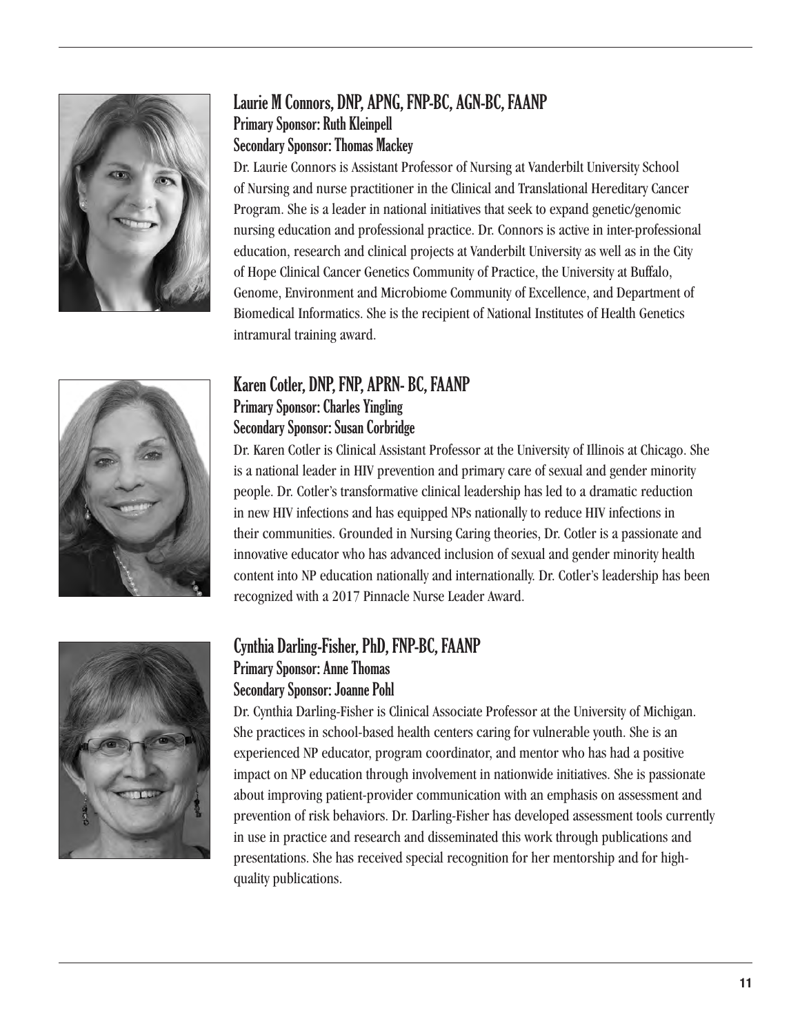## Laurie M Connors, DNP, APNG, FNP-BC, AGN-BC, FAANP

**Primary Sponsor: Ruth Kleinpell**

**Secondary Sponsor: Thomas Mackey**

Dr. Laurie Connors is Assistant Professor of Nursing at Vanderbilt University School of Nursing and nurse practitioner in the Clinical and Translational Hereditary Cancer Program. She is a leader in national initiatives that seek to expand genetic/genomic nursing education and professional practice. Dr. Connors is active in inter-professional education, research and clinical projects at Vanderbilt University as well as in the City of Hope Clinical Cancer Genetics Community of Practice, the University at Buffalo, Genome, Environment and Microbiome Community of Excellence, and Department of Biomedical Informatics. She is the recipient of National Institutes of Health Genetics intramural training award.

## Karen Cotler, DNP, FNP, APRN- BC, FAANP

**Primary Sponsor: Charles Yingling**

**Secondary Sponsor: Susan Corbridge**

Dr. Karen Cotler is Clinical Assistant Professor at the University of Illinois at Chicago. She is a national leader in HIV prevention and primary care of sexual and gender minority people. Dr. Cotler's transformative clinical leadership has led to a dramatic reduction in new HIV infections and has equipped NPs nationally to reduce HIV infections in their communities. Grounded in Nursing Caring theories, Dr. Cotler is a passionate and innovative educator who has advanced inclusion of sexual and gender minority health content into NP education nationally and internationally. Dr. Cotler's leadership has been recognized with a 2017 Pinnacle Nurse Leader Award.

## Cynthia Darling-Fisher, PhD, FNP-BC, FAANP

**Primary Sponsor: Anne Thomas**

**Secondary Sponsor: Joanne Pohl**

Dr. Cynthia Darling-Fisher is Clinical Associate Professor at the University of Michigan. She practices in school-based health centers caring for vulnerable youth. She is an experienced NP educator, program coordinator, and mentor who has had a positive impact on NP education through involvement in nationwide initiatives. She is passionate about improving patient-provider communication with an emphasis on assessment and prevention of risk behaviors. Dr. Darling-Fisher has developed assessment tools currently in use in practice and research and disseminated this work through publications and presentations. She has received special recognition for her mentorship and for high-quality publications.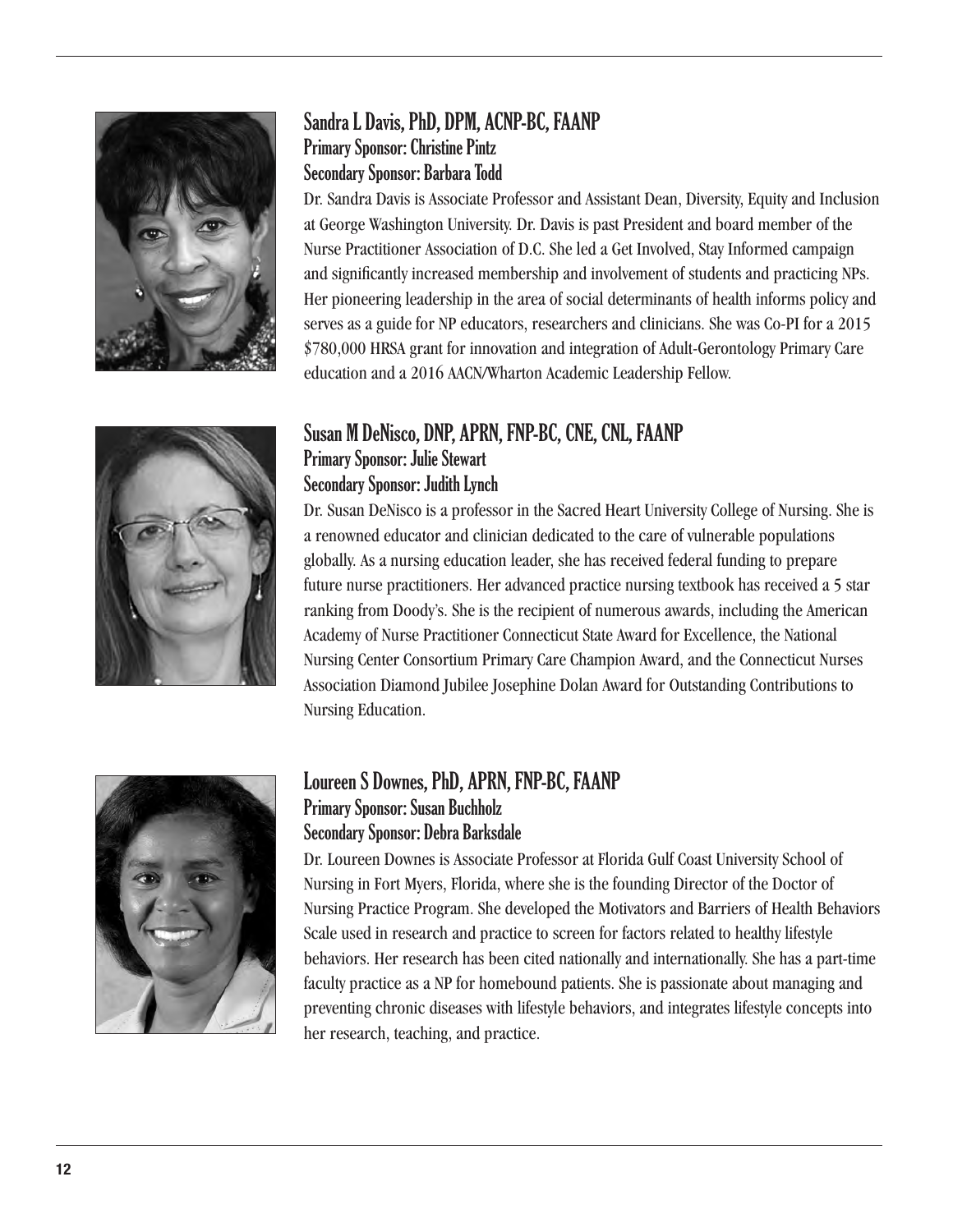## Sandra L Davis, PhD, DPM, ACNP-BC, FAANP

**Primary Sponsor: Christine Pintz**
**Secondary Sponsor: Barbara Todd**

Dr. Sandra Davis is Associate Professor and Assistant Dean, Diversity, Equity and Inclusion at George Washington University. Dr. Davis is past President and board member of the Nurse Practitioner Association of D.C. She led a Get Involved, Stay Informed campaign and significantly increased membership and involvement of students and practicing NPs. Her pioneering leadership in the area of social determinants of health informs policy and serves as a guide for NP educators, researchers and clinicians. She was Co-PI for a 2015 $780,000 HRSA grant for innovation and integration of Adult-Gerontology Primary Care education and a 2016 AACN/Wharton Academic Leadership Fellow.

## Susan M DeNisco, DNP, APRN, FNP-BC, CNE, CNL, FAANP

**Primary Sponsor: Julie Stewart**
**Secondary Sponsor: Judith Lynch**

Dr. Susan DeNisco is a professor in the Sacred Heart University College of Nursing. She is a renowned educator and clinician dedicated to the care of vulnerable populations globally. As a nursing education leader, she has received federal funding to prepare future nurse practitioners. Her advanced practice nursing textbook has received a 5 star ranking from Doody's. She is the recipient of numerous awards, including the American Academy of Nurse Practitioner Connecticut State Award for Excellence, the National Nursing Center Consortium Primary Care Champion Award, and the Connecticut Nurses Association Diamond Jubilee Josephine Dolan Award for Outstanding Contributions to Nursing Education.

## Loureen S Downes, PhD, APRN, FNP-BC, FAANP

**Primary Sponsor: Susan Buchholz**
**Secondary Sponsor: Debra Barksdale**

Dr. Loureen Downes is Associate Professor at Florida Gulf Coast University School of Nursing in Fort Myers, Florida, where she is the founding Director of the Doctor of Nursing Practice Program. She developed the Motivators and Barriers of Health Behaviors Scale used in research and practice to screen for factors related to healthy lifestyle behaviors. Her research has been cited nationally and internationally. She has a part-time faculty practice as a NP for homebound patients. She is passionate about managing and preventing chronic diseases with lifestyle behaviors, and integrates lifestyle concepts into her research, teaching, and practice.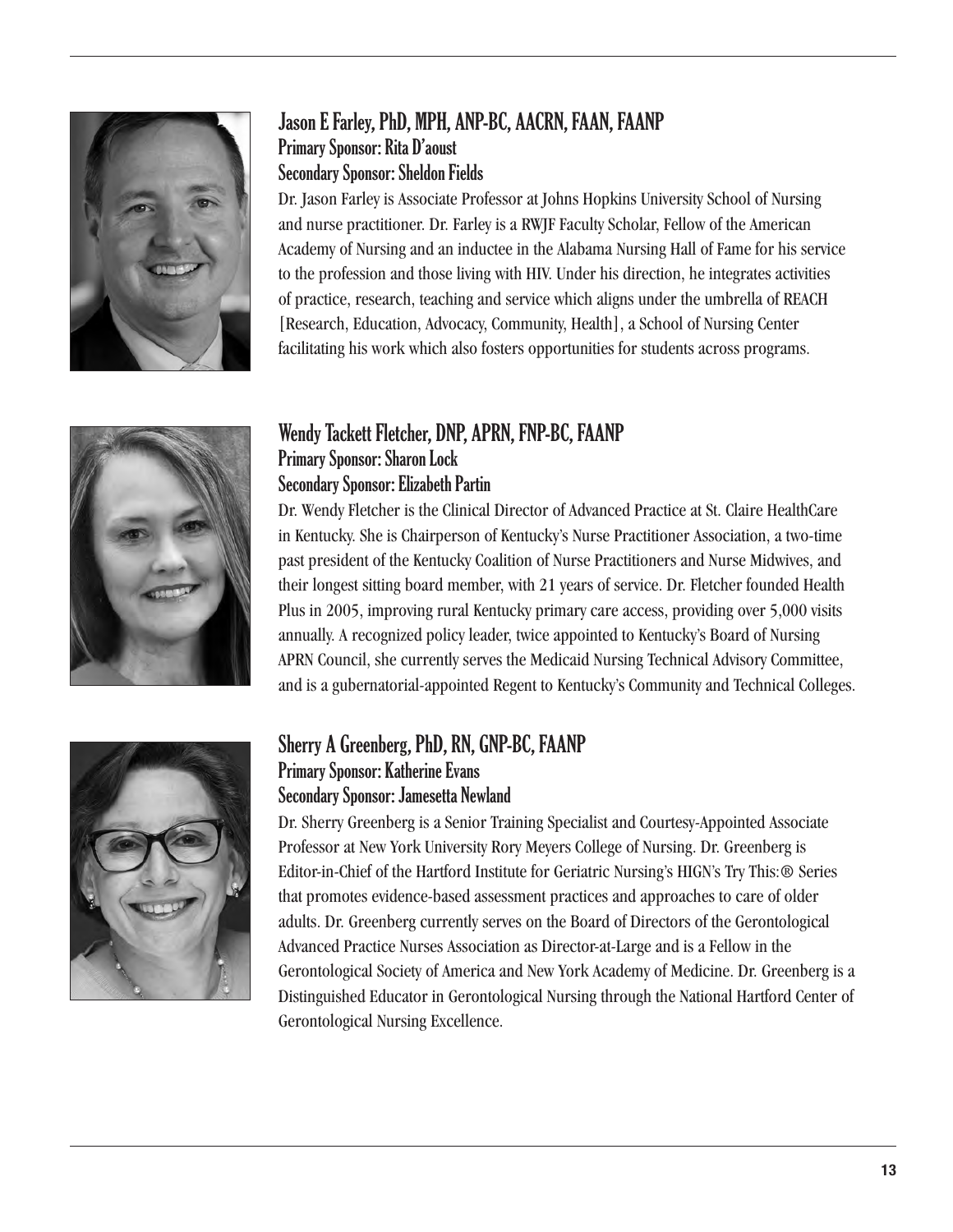### Jason E Farley, PhD, MPH, ANP-BC, AACRN, FAAN, FAANP

**Primary Sponsor: Rita D'aoust**
**Secondary Sponsor: Sheldon Fields**

Dr. Jason Farley is Associate Professor at Johns Hopkins University School of Nursing and nurse practitioner. Dr. Farley is a RWJF Faculty Scholar, Fellow of the American Academy of Nursing and an inductee in the Alabama Nursing Hall of Fame for his service to the profession and those living with HIV. Under his direction, he integrates activities of practice, research, teaching and service which aligns under the umbrella of REACH [Research, Education, Advocacy, Community, Health], a School of Nursing Center facilitating his work which also fosters opportunities for students across programs.

### Wendy Tackett Fletcher, DNP, APRN, FNP-BC, FAANP

**Primary Sponsor: Sharon Lock**
**Secondary Sponsor: Elizabeth Partin**

Dr. Wendy Fletcher is the Clinical Director of Advanced Practice at St. Claire HealthCare in Kentucky. She is Chairperson of Kentucky's Nurse Practitioner Association, a two-time past president of the Kentucky Coalition of Nurse Practitioners and Nurse Midwives, and their longest sitting board member, with 21 years of service. Dr. Fletcher founded Health Plus in 2005, improving rural Kentucky primary care access, providing over 5,000 visits annually. A recognized policy leader, twice appointed to Kentucky's Board of Nursing APRN Council, she currently serves the Medicaid Nursing Technical Advisory Committee, and is a gubernatorial-appointed Regent to Kentucky's Community and Technical Colleges.

### Sherry A Greenberg, PhD, RN, GNP-BC, FAANP

**Primary Sponsor: Katherine Evans**
**Secondary Sponsor: Jamesetta Newland**

Dr. Sherry Greenberg is a Senior Training Specialist and Courtesy-Appointed Associate Professor at New York University Rory Meyers College of Nursing. Dr. Greenberg is Editor-in-Chief of the Hartford Institute for Geriatric Nursing's HIGN's Try This:® Series that promotes evidence-based assessment practices and approaches to care of older adults. Dr. Greenberg currently serves on the Board of Directors of the Gerontological Advanced Practice Nurses Association as Director-at-Large and is a Fellow in the Gerontological Society of America and New York Academy of Medicine. Dr. Greenberg is a Distinguished Educator in Gerontological Nursing through the National Hartford Center of Gerontological Nursing Excellence.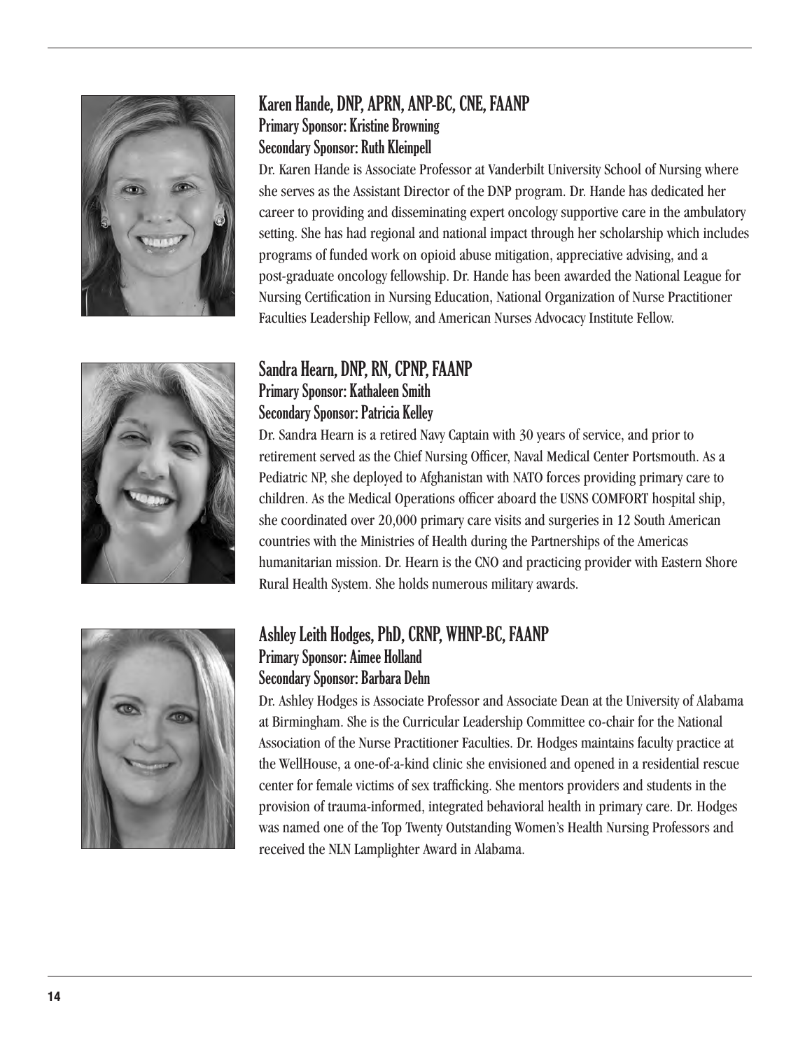### Karen Hande, DNP, APRN, ANP-BC, CNE, FAANP

**Primary Sponsor: Kristine Browning**
**Secondary Sponsor: Ruth Kleinpell**

Dr. Karen Hande is Associate Professor at Vanderbilt University School of Nursing where she serves as the Assistant Director of the DNP program. Dr. Hande has dedicated her career to providing and disseminating expert oncology supportive care in the ambulatory setting. She has had regional and national impact through her scholarship which includes programs of funded work on opioid abuse mitigation, appreciative advising, and a post-graduate oncology fellowship. Dr. Hande has been awarded the National League for Nursing Certification in Nursing Education, National Organization of Nurse Practitioner Faculties Leadership Fellow, and American Nurses Advocacy Institute Fellow.

### Sandra Hearn, DNP, RN, CPNP, FAANP

**Primary Sponsor: Kathaleen Smith**
**Secondary Sponsor: Patricia Kelley**

Dr. Sandra Hearn is a retired Navy Captain with 30 years of service, and prior to retirement served as the Chief Nursing Officer, Naval Medical Center Portsmouth. As a Pediatric NP, she deployed to Afghanistan with NATO forces providing primary care to children. As the Medical Operations officer aboard the USNS COMFORT hospital ship, she coordinated over 20,000 primary care visits and surgeries in 12 South American countries with the Ministries of Health during the Partnerships of the Americas humanitarian mission. Dr. Hearn is the CNO and practicing provider with Eastern Shore Rural Health System. She holds numerous military awards.

### Ashley Leith Hodges, PhD, CRNP, WHNP-BC, FAANP

**Primary Sponsor: Aimee Holland**
**Secondary Sponsor: Barbara Dehn**

Dr. Ashley Hodges is Associate Professor and Associate Dean at the University of Alabama at Birmingham. She is the Curricular Leadership Committee co-chair for the National Association of the Nurse Practitioner Faculties. Dr. Hodges maintains faculty practice at the WellHouse, a one-of-a-kind clinic she envisioned and opened in a residential rescue center for female victims of sex trafficking. She mentors providers and students in the provision of trauma-informed, integrated behavioral health in primary care. Dr. Hodges was named one of the Top Twenty Outstanding Women's Health Nursing Professors and received the NLN Lamplighter Award in Alabama.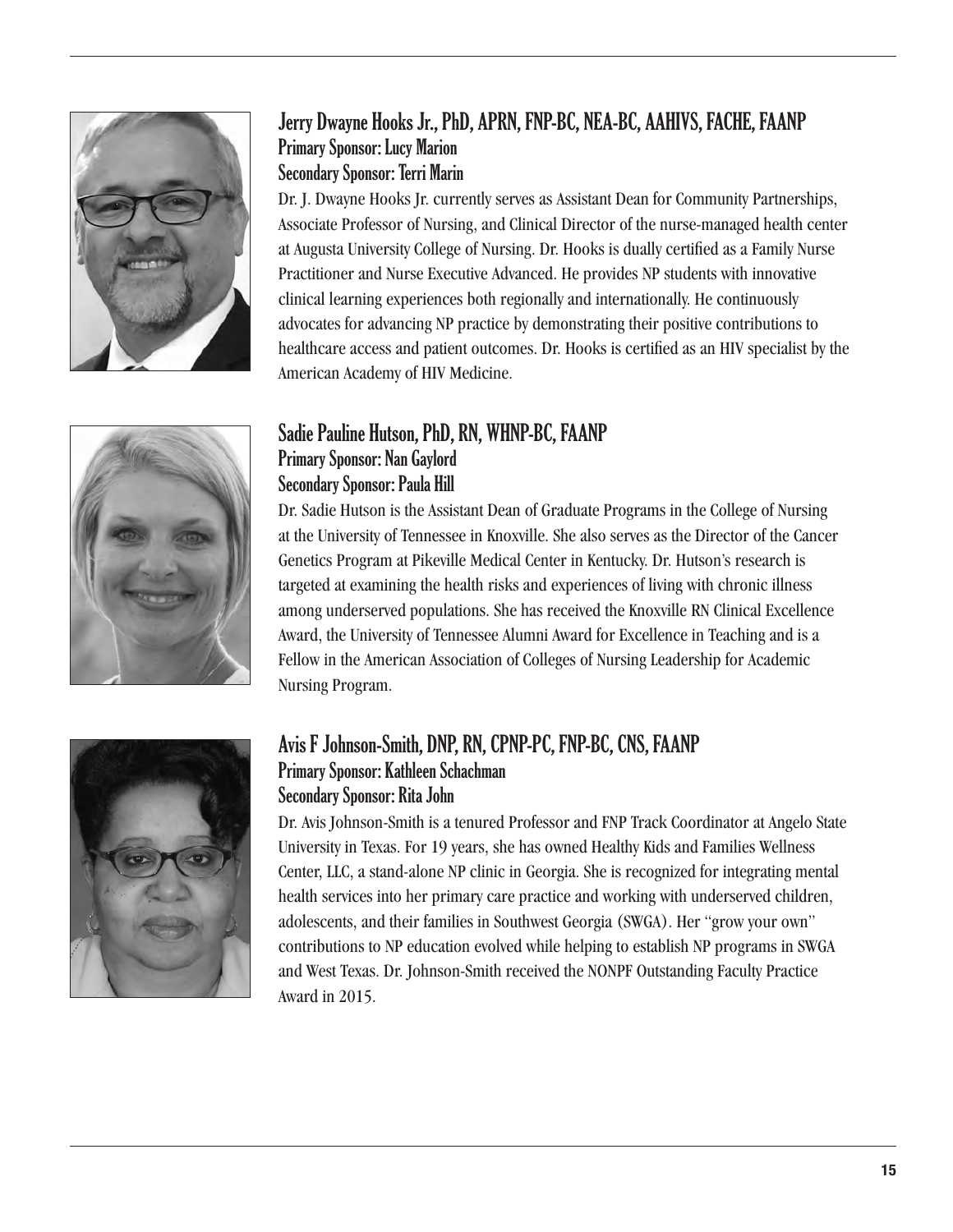### Jerry Dwayne Hooks Jr., PhD, APRN, FNP-BC, NEA-BC, AAHIVS, FACHE, FAANP

**Primary Sponsor: Lucy Marion**
**Secondary Sponsor: Terri Marin**

Dr. J. Dwayne Hooks Jr. currently serves as Assistant Dean for Community Partnerships, Associate Professor of Nursing, and Clinical Director of the nurse-managed health center at Augusta University College of Nursing. Dr. Hooks is dually certified as a Family Nurse Practitioner and Nurse Executive Advanced. He provides NP students with innovative clinical learning experiences both regionally and internationally. He continuously advocates for advancing NP practice by demonstrating their positive contributions to healthcare access and patient outcomes. Dr. Hooks is certified as an HIV specialist by the American Academy of HIV Medicine.

### Sadie Pauline Hutson, PhD, RN, WHNP-BC, FAANP

**Primary Sponsor: Nan Gaylord**
**Secondary Sponsor: Paula Hill**

Dr. Sadie Hutson is the Assistant Dean of Graduate Programs in the College of Nursing at the University of Tennessee in Knoxville. She also serves as the Director of the Cancer Genetics Program at Pikeville Medical Center in Kentucky. Dr. Hutson's research is targeted at examining the health risks and experiences of living with chronic illness among underserved populations. She has received the Knoxville RN Clinical Excellence Award, the University of Tennessee Alumni Award for Excellence in Teaching and is a Fellow in the American Association of Colleges of Nursing Leadership for Academic Nursing Program.

### Avis F Johnson-Smith, DNP, RN, CPNP-PC, FNP-BC, CNS, FAANP

**Primary Sponsor: Kathleen Schachman**
**Secondary Sponsor: Rita John**

Dr. Avis Johnson-Smith is a tenured Professor and FNP Track Coordinator at Angelo State University in Texas. For 19 years, she has owned Healthy Kids and Families Wellness Center, LLC, a stand-alone NP clinic in Georgia. She is recognized for integrating mental health services into her primary care practice and working with underserved children, adolescents, and their families in Southwest Georgia (SWGA). Her "grow your own" contributions to NP education evolved while helping to establish NP programs in SWGA and West Texas. Dr. Johnson-Smith received the NONPF Outstanding Faculty Practice Award in 2015.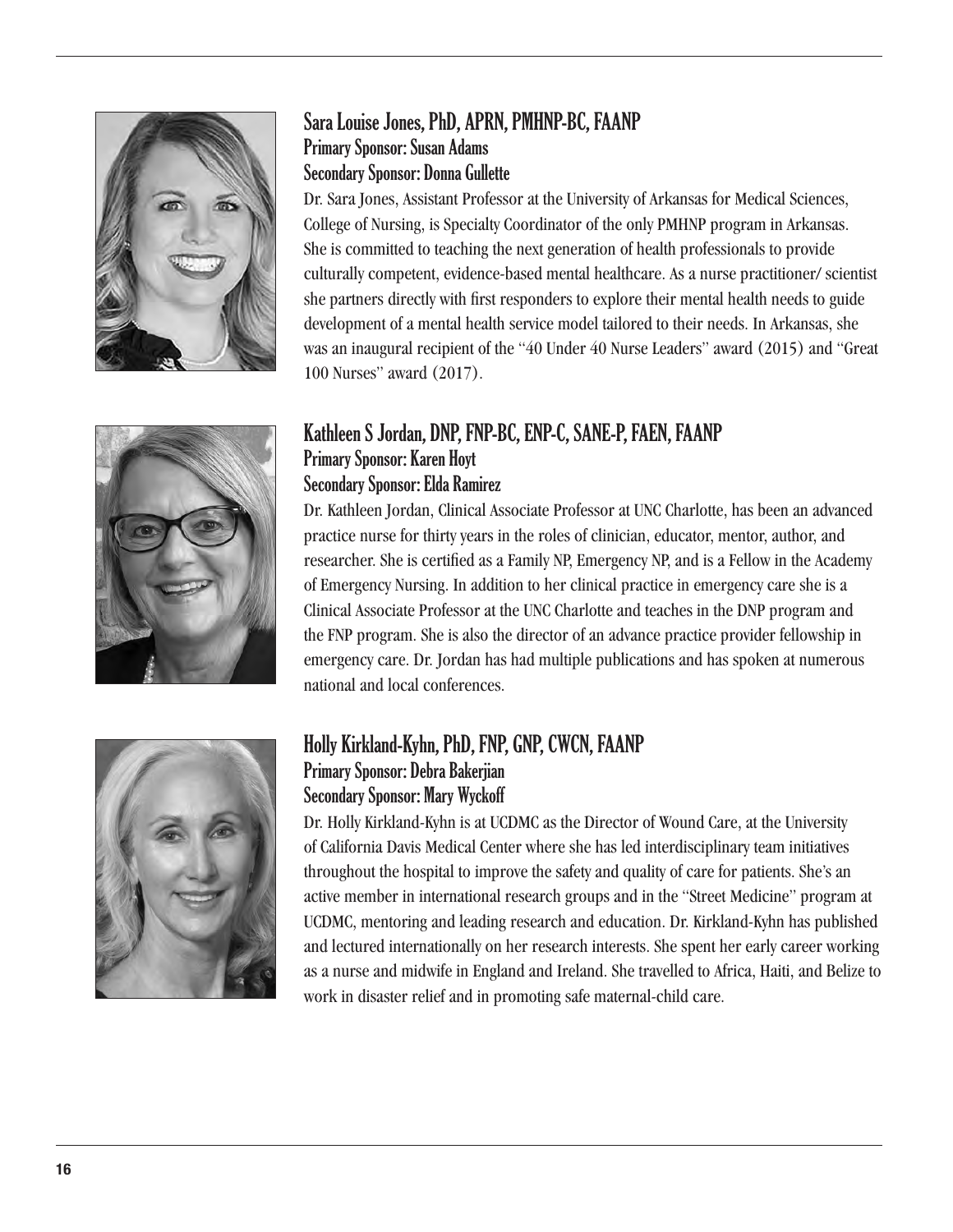## Sara Louise Jones, PhD, APRN, PMHNP-BC, FAANP

**Primary Sponsor: Susan Adams**

**Secondary Sponsor: Donna Gullette**

Dr. Sara Jones, Assistant Professor at the University of Arkansas for Medical Sciences, College of Nursing, is Specialty Coordinator of the only PMHNP program in Arkansas. She is committed to teaching the next generation of health professionals to provide culturally competent, evidence-based mental healthcare. As a nurse practitioner/ scientist she partners directly with first responders to explore their mental health needs to guide development of a mental health service model tailored to their needs. In Arkansas, she was an inaugural recipient of the "40 Under 40 Nurse Leaders" award (2015) and "Great 100 Nurses" award (2017).

## Kathleen S Jordan, DNP, FNP-BC, ENP-C, SANE-P, FAEN, FAANP

**Primary Sponsor: Karen Hoyt**

**Secondary Sponsor: Elda Ramirez**

Dr. Kathleen Jordan, Clinical Associate Professor at UNC Charlotte, has been an advanced practice nurse for thirty years in the roles of clinician, educator, mentor, author, and researcher. She is certified as a Family NP, Emergency NP, and is a Fellow in the Academy of Emergency Nursing. In addition to her clinical practice in emergency care she is a Clinical Associate Professor at the UNC Charlotte and teaches in the DNP program and the FNP program. She is also the director of an advance practice provider fellowship in emergency care. Dr. Jordan has had multiple publications and has spoken at numerous national and local conferences.

## Holly Kirkland-Kyhn, PhD, FNP, GNP, CWCN, FAANP

**Primary Sponsor: Debra Bakerjian**

**Secondary Sponsor: Mary Wyckoff**

Dr. Holly Kirkland-Kyhn is at UCDMC as the Director of Wound Care, at the University of California Davis Medical Center where she has led interdisciplinary team initiatives throughout the hospital to improve the safety and quality of care for patients. She's an active member in international research groups and in the "Street Medicine" program at UCDMC, mentoring and leading research and education. Dr. Kirkland-Kyhn has published and lectured internationally on her research interests. She spent her early career working as a nurse and midwife in England and Ireland. She travelled to Africa, Haiti, and Belize to work in disaster relief and in promoting safe maternal-child care.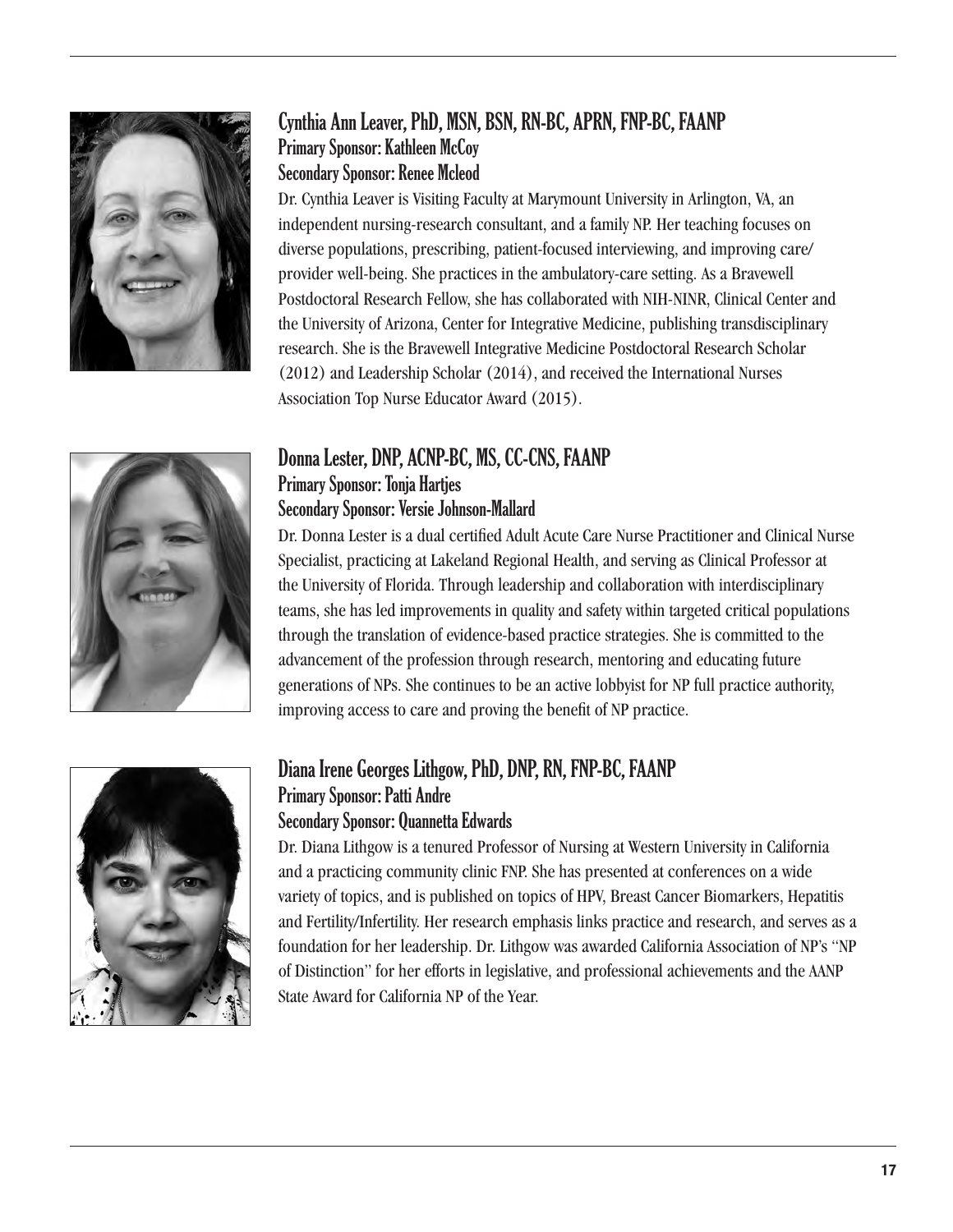### Cynthia Ann Leaver, PhD, MSN, BSN, RN-BC, APRN, FNP-BC, FAANP

**Primary Sponsor: Kathleen McCoy**
**Secondary Sponsor: Renee Mcleod**

Dr. Cynthia Leaver is Visiting Faculty at Marymount University in Arlington, VA, an independent nursing-research consultant, and a family NP. Her teaching focuses on diverse populations, prescribing, patient-focused interviewing, and improving care/provider well-being. She practices in the ambulatory-care setting. As a Bravewell Postdoctoral Research Fellow, she has collaborated with NIH-NINR, Clinical Center and the University of Arizona, Center for Integrative Medicine, publishing transdisciplinary research. She is the Bravewell Integrative Medicine Postdoctoral Research Scholar (2012) and Leadership Scholar (2014), and received the International Nurses Association Top Nurse Educator Award (2015).

### Donna Lester, DNP, ACNP-BC, MS, CC-CNS, FAANP

**Primary Sponsor: Tonja Hartjes**
**Secondary Sponsor: Versie Johnson-Mallard**

Dr. Donna Lester is a dual certified Adult Acute Care Nurse Practitioner and Clinical Nurse Specialist, practicing at Lakeland Regional Health, and serving as Clinical Professor at the University of Florida. Through leadership and collaboration with interdisciplinary teams, she has led improvements in quality and safety within targeted critical populations through the translation of evidence-based practice strategies. She is committed to the advancement of the profession through research, mentoring and educating future generations of NPs. She continues to be an active lobbyist for NP full practice authority, improving access to care and proving the benefit of NP practice.

### Diana Irene Georges Lithgow, PhD, DNP, RN, FNP-BC, FAANP

**Primary Sponsor: Patti Andre**
**Secondary Sponsor: Quannetta Edwards**

Dr. Diana Lithgow is a tenured Professor of Nursing at Western University in California and a practicing community clinic FNP. She has presented at conferences on a wide variety of topics, and is published on topics of HPV, Breast Cancer Biomarkers, Hepatitis and Fertility/Infertility. Her research emphasis links practice and research, and serves as a foundation for her leadership. Dr. Lithgow was awarded California Association of NP's "NP of Distinction" for her efforts in legislative, and professional achievements and the AANP State Award for California NP of the Year.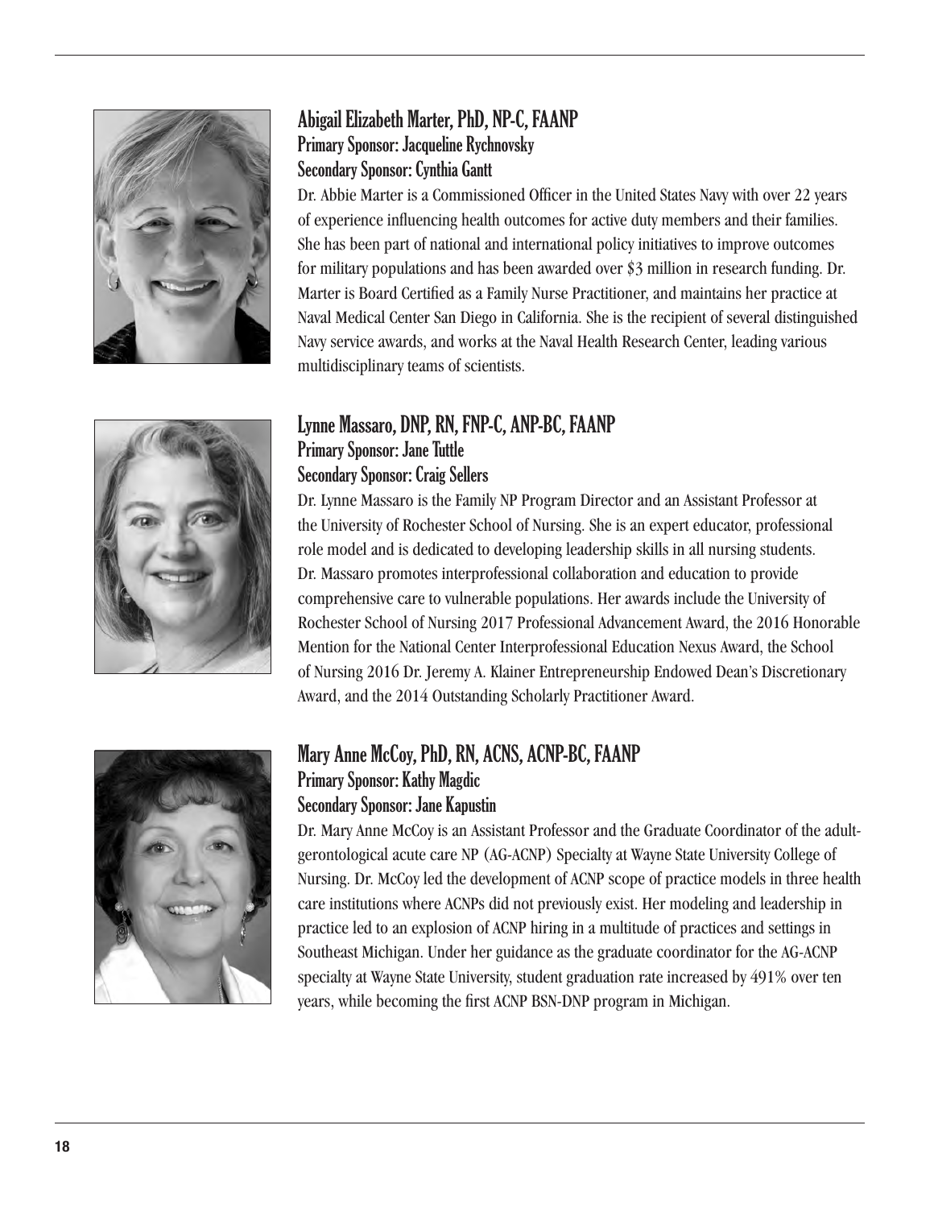### Abigail Elizabeth Marter, PhD, NP-C, FAANP

**Primary Sponsor: Jacqueline Rychnovsky**
**Secondary Sponsor: Cynthia Gantt**

Dr. Abbie Marter is a Commissioned Officer in the United States Navy with over 22 years of experience influencing health outcomes for active duty members and their families. She has been part of national and international policy initiatives to improve outcomes for military populations and has been awarded over $3 million in research funding. Dr. Marter is Board Certified as a Family Nurse Practitioner, and maintains her practice at Naval Medical Center San Diego in California. She is the recipient of several distinguished Navy service awards, and works at the Naval Health Research Center, leading various multidisciplinary teams of scientists.

### Lynne Massaro, DNP, RN, FNP-C, ANP-BC, FAANP

**Primary Sponsor: Jane Tuttle**
**Secondary Sponsor: Craig Sellers**

Dr. Lynne Massaro is the Family NP Program Director and an Assistant Professor at the University of Rochester School of Nursing. She is an expert educator, professional role model and is dedicated to developing leadership skills in all nursing students. Dr. Massaro promotes interprofessional collaboration and education to provide comprehensive care to vulnerable populations. Her awards include the University of Rochester School of Nursing 2017 Professional Advancement Award, the 2016 Honorable Mention for the National Center Interprofessional Education Nexus Award, the School of Nursing 2016 Dr. Jeremy A. Klainer Entrepreneurship Endowed Dean's Discretionary Award, and the 2014 Outstanding Scholarly Practitioner Award.

### Mary Anne McCoy, PhD, RN, ACNS, ACNP-BC, FAANP

**Primary Sponsor: Kathy Magdic**
**Secondary Sponsor: Jane Kapustin**

Dr. Mary Anne McCoy is an Assistant Professor and the Graduate Coordinator of the adult-gerontological acute care NP (AG-ACNP) Specialty at Wayne State University College of Nursing. Dr. McCoy led the development of ACNP scope of practice models in three health care institutions where ACNPs did not previously exist. Her modeling and leadership in practice led to an explosion of ACNP hiring in a multitude of practices and settings in Southeast Michigan. Under her guidance as the graduate coordinator for the AG-ACNP specialty at Wayne State University, student graduation rate increased by 491% over ten years, while becoming the first ACNP BSN-DNP program in Michigan.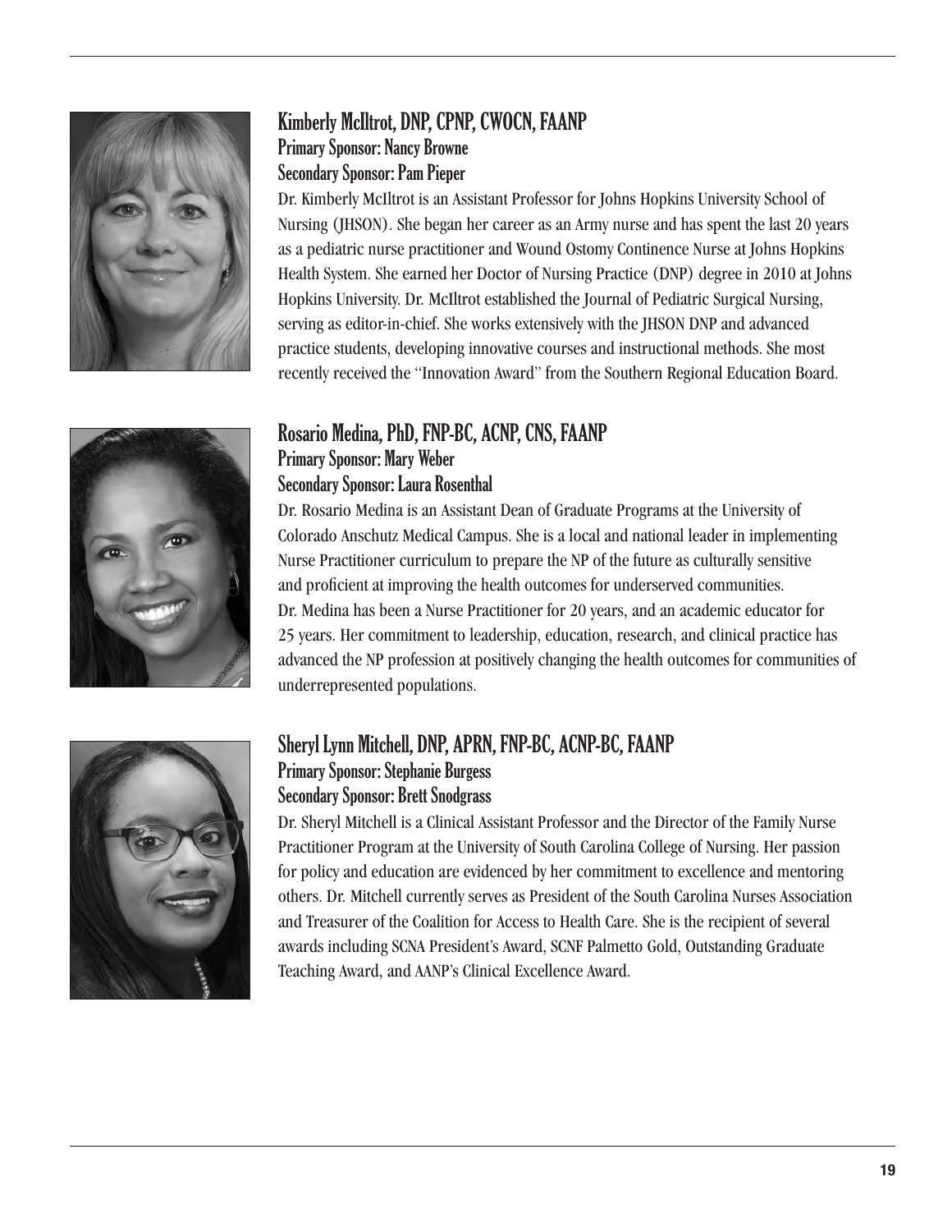## Kimberly McIltrot, DNP, CPNP, CWOCN, FAANP

**Primary Sponsor: Nancy Browne**
**Secondary Sponsor: Pam Pieper**

Dr. Kimberly McIltrot is an Assistant Professor for Johns Hopkins University School of Nursing (JHSON). She began her career as an Army nurse and has spent the last 20 years as a pediatric nurse practitioner and Wound Ostomy Continence Nurse at Johns Hopkins Health System. She earned her Doctor of Nursing Practice (DNP) degree in 2010 at Johns Hopkins University. Dr. McIltrot established the Journal of Pediatric Surgical Nursing, serving as editor-in-chief. She works extensively with the JHSON DNP and advanced practice students, developing innovative courses and instructional methods. She most recently received the "Innovation Award" from the Southern Regional Education Board.

## Rosario Medina, PhD, FNP-BC, ACNP, CNS, FAANP

**Primary Sponsor: Mary Weber**
**Secondary Sponsor: Laura Rosenthal**

Dr. Rosario Medina is an Assistant Dean of Graduate Programs at the University of Colorado Anschutz Medical Campus. She is a local and national leader in implementing Nurse Practitioner curriculum to prepare the NP of the future as culturally sensitive and proficient at improving the health outcomes for underserved communities. Dr. Medina has been a Nurse Practitioner for 20 years, and an academic educator for 25 years. Her commitment to leadership, education, research, and clinical practice has advanced the NP profession at positively changing the health outcomes for communities of underrepresented populations.

## Sheryl Lynn Mitchell, DNP, APRN, FNP-BC, ACNP-BC, FAANP

**Primary Sponsor: Stephanie Burgess**
**Secondary Sponsor: Brett Snodgrass**

Dr. Sheryl Mitchell is a Clinical Assistant Professor and the Director of the Family Nurse Practitioner Program at the University of South Carolina College of Nursing. Her passion for policy and education are evidenced by her commitment to excellence and mentoring others. Dr. Mitchell currently serves as President of the South Carolina Nurses Association and Treasurer of the Coalition for Access to Health Care. She is the recipient of several awards including SCNA President's Award, SCNF Palmetto Gold, Outstanding Graduate Teaching Award, and AANP's Clinical Excellence Award.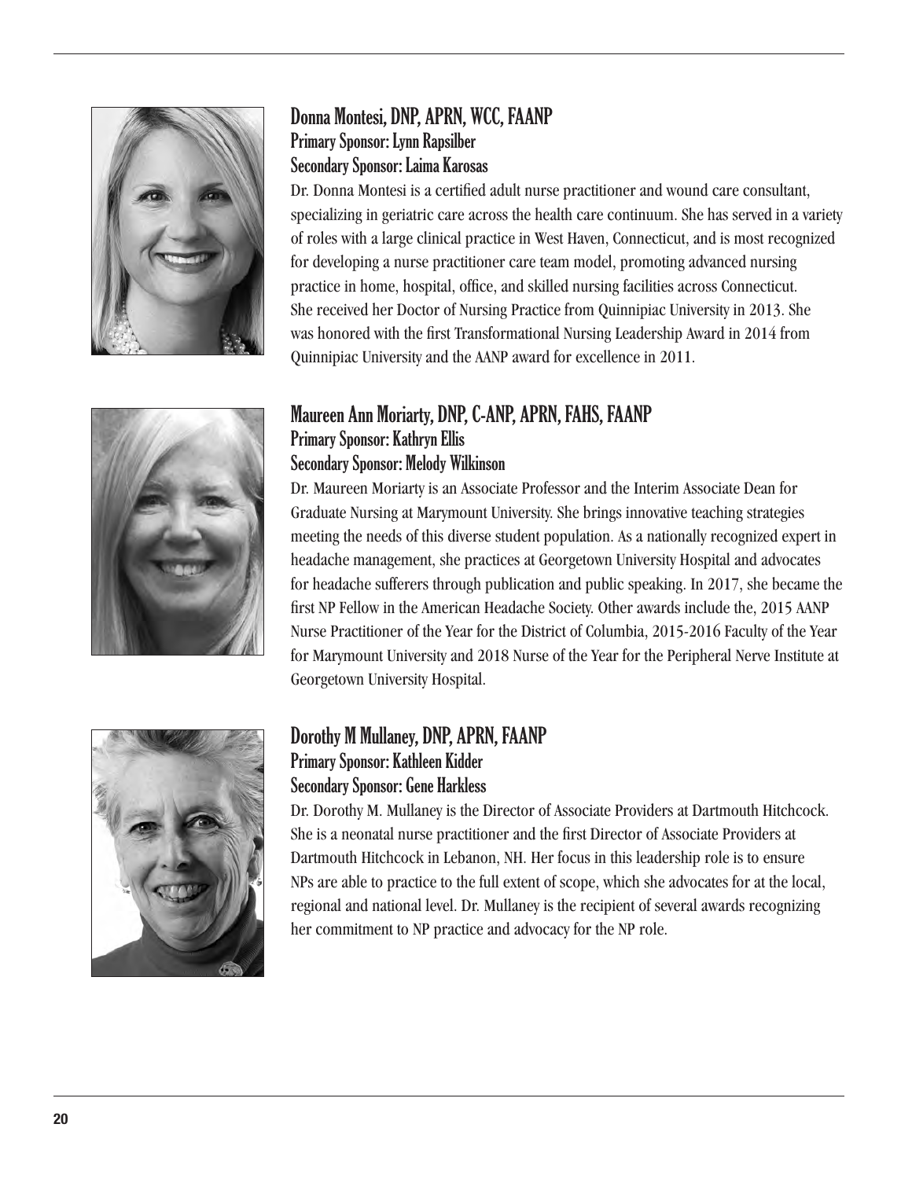### Donna Montesi, DNP, APRN, WCC, FAANP

**Primary Sponsor: Lynn Rapsilber**
**Secondary Sponsor: Laima Karosas**

Dr. Donna Montesi is a certified adult nurse practitioner and wound care consultant, specializing in geriatric care across the health care continuum. She has served in a variety of roles with a large clinical practice in West Haven, Connecticut, and is most recognized for developing a nurse practitioner care team model, promoting advanced nursing practice in home, hospital, office, and skilled nursing facilities across Connecticut. She received her Doctor of Nursing Practice from Quinnipiac University in 2013. She was honored with the first Transformational Nursing Leadership Award in 2014 from Quinnipiac University and the AANP award for excellence in 2011.

### Maureen Ann Moriarty, DNP, C-ANP, APRN, FAHS, FAANP

**Primary Sponsor: Kathryn Ellis**
**Secondary Sponsor: Melody Wilkinson**

Dr. Maureen Moriarty is an Associate Professor and the Interim Associate Dean for Graduate Nursing at Marymount University. She brings innovative teaching strategies meeting the needs of this diverse student population. As a nationally recognized expert in headache management, she practices at Georgetown University Hospital and advocates for headache sufferers through publication and public speaking. In 2017, she became the first NP Fellow in the American Headache Society. Other awards include the, 2015 AANP Nurse Practitioner of the Year for the District of Columbia, 2015-2016 Faculty of the Year for Marymount University and 2018 Nurse of the Year for the Peripheral Nerve Institute at Georgetown University Hospital.

### Dorothy M Mullaney, DNP, APRN, FAANP

**Primary Sponsor: Kathleen Kidder**
**Secondary Sponsor: Gene Harkless**

Dr. Dorothy M. Mullaney is the Director of Associate Providers at Dartmouth Hitchcock. She is a neonatal nurse practitioner and the first Director of Associate Providers at Dartmouth Hitchcock in Lebanon, NH. Her focus in this leadership role is to ensure NPs are able to practice to the full extent of scope, which she advocates for at the local, regional and national level. Dr. Mullaney is the recipient of several awards recognizing her commitment to NP practice and advocacy for the NP role.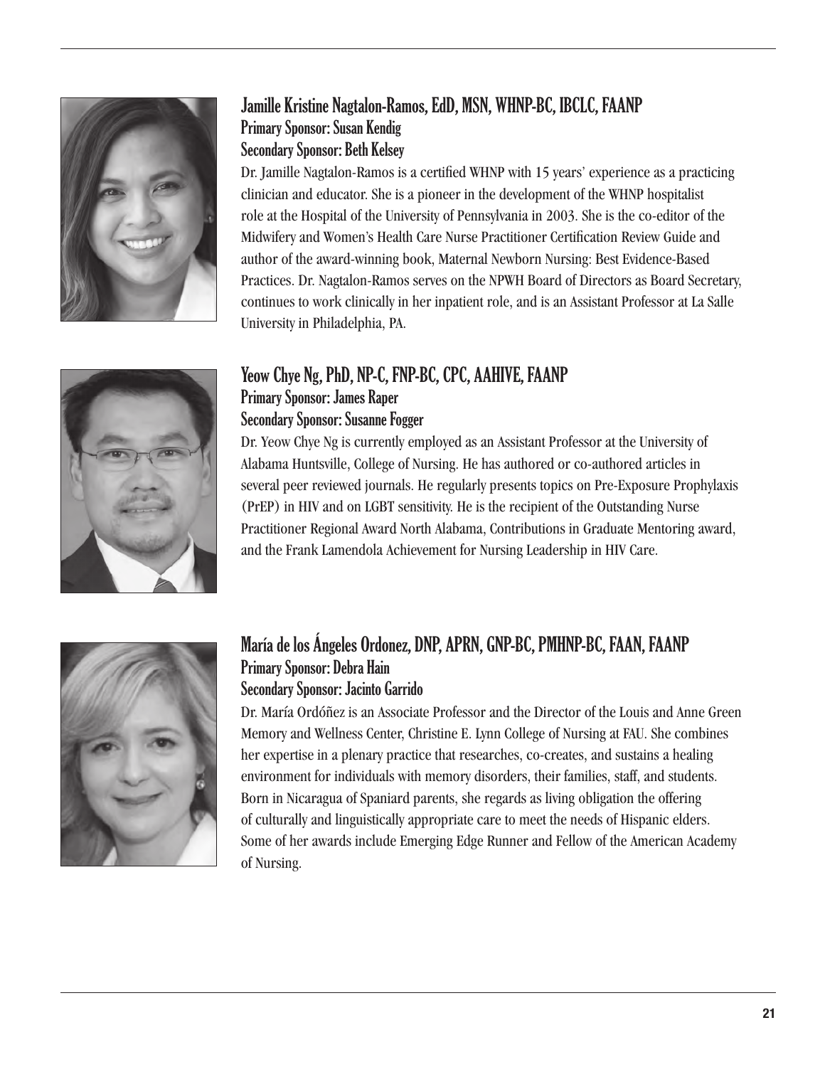### Jamille Kristine Nagtalon-Ramos, EdD, MSN, WHNP-BC, IBCLC, FAANP

**Primary Sponsor: Susan Kendig**
**Secondary Sponsor: Beth Kelsey**

Dr. Jamille Nagtalon-Ramos is a certified WHNP with 15 years' experience as a practicing clinician and educator. She is a pioneer in the development of the WHNP hospitalist role at the Hospital of the University of Pennsylvania in 2003. She is the co-editor of the Midwifery and Women's Health Care Nurse Practitioner Certification Review Guide and author of the award-winning book, Maternal Newborn Nursing: Best Evidence-Based Practices. Dr. Nagtalon-Ramos serves on the NPWH Board of Directors as Board Secretary, continues to work clinically in her inpatient role, and is an Assistant Professor at La Salle University in Philadelphia, PA.

### Yeow Chye Ng, PhD, NP-C, FNP-BC, CPC, AAHIVE, FAANP

**Primary Sponsor: James Raper**
**Secondary Sponsor: Susanne Fogger**

Dr. Yeow Chye Ng is currently employed as an Assistant Professor at the University of Alabama Huntsville, College of Nursing. He has authored or co-authored articles in several peer reviewed journals. He regularly presents topics on Pre-Exposure Prophylaxis (PrEP) in HIV and on LGBT sensitivity. He is the recipient of the Outstanding Nurse Practitioner Regional Award North Alabama, Contributions in Graduate Mentoring award, and the Frank Lamendola Achievement for Nursing Leadership in HIV Care.

### María de los Ángeles Ordonez, DNP, APRN, GNP-BC, PMHNP-BC, FAAN, FAANP

**Primary Sponsor: Debra Hain**
**Secondary Sponsor: Jacinto Garrido**

Dr. María Ordóñez is an Associate Professor and the Director of the Louis and Anne Green Memory and Wellness Center, Christine E. Lynn College of Nursing at FAU. She combines her expertise in a plenary practice that researches, co-creates, and sustains a healing environment for individuals with memory disorders, their families, staff, and students. Born in Nicaragua of Spaniard parents, she regards as living obligation the offering of culturally and linguistically appropriate care to meet the needs of Hispanic elders. Some of her awards include Emerging Edge Runner and Fellow of the American Academy of Nursing.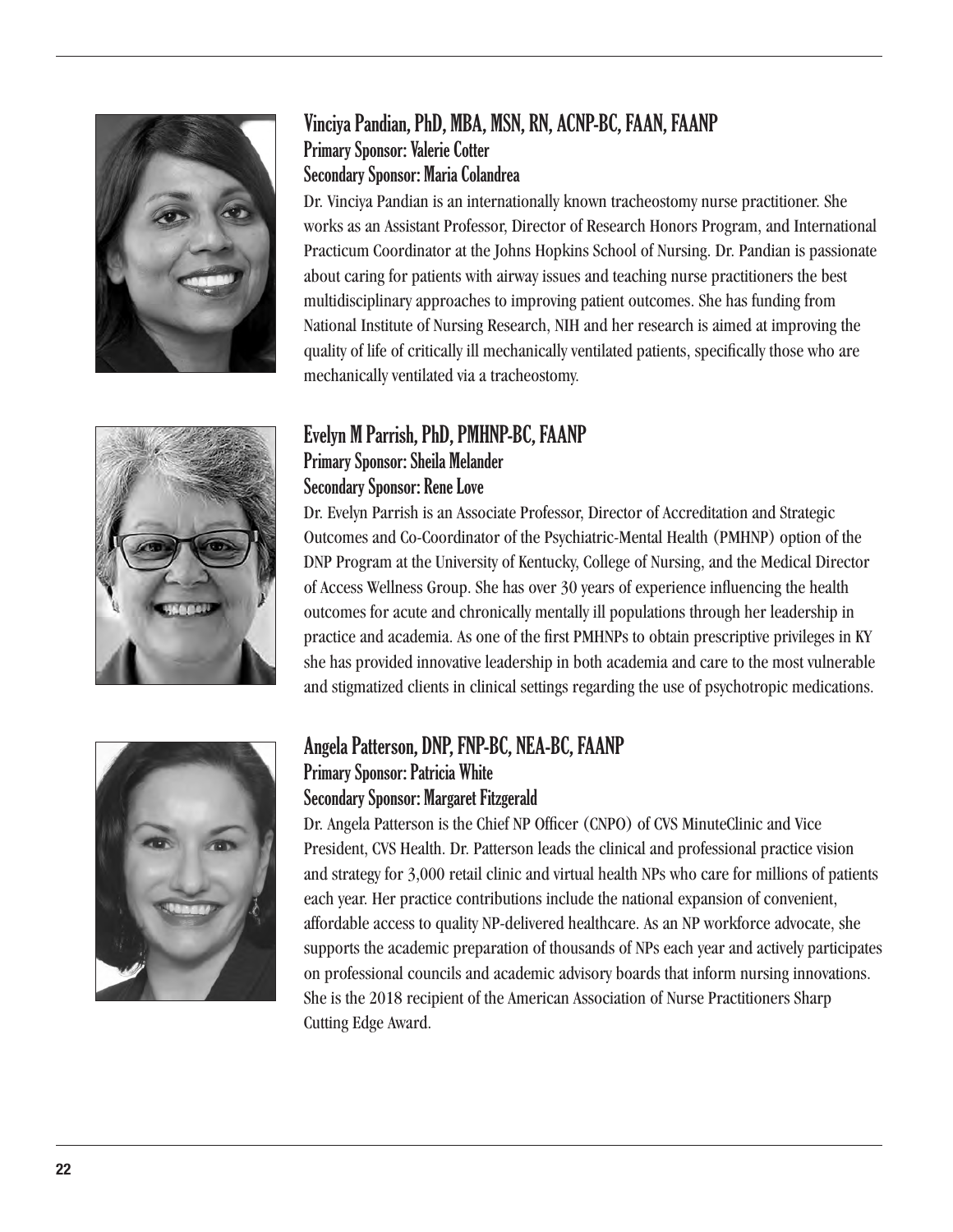### Vinciya Pandian, PhD, MBA, MSN, RN, ACNP-BC, FAAN, FAANP

**Primary Sponsor: Valerie Cotter**
**Secondary Sponsor: Maria Colandrea**

Dr. Vinciya Pandian is an internationally known tracheostomy nurse practitioner. She works as an Assistant Professor, Director of Research Honors Program, and International Practicum Coordinator at the Johns Hopkins School of Nursing. Dr. Pandian is passionate about caring for patients with airway issues and teaching nurse practitioners the best multidisciplinary approaches to improving patient outcomes. She has funding from National Institute of Nursing Research, NIH and her research is aimed at improving the quality of life of critically ill mechanically ventilated patients, specifically those who are mechanically ventilated via a tracheostomy.

### Evelyn M Parrish, PhD, PMHNP-BC, FAANP

**Primary Sponsor: Sheila Melander**
**Secondary Sponsor: Rene Love**

Dr. Evelyn Parrish is an Associate Professor, Director of Accreditation and Strategic Outcomes and Co-Coordinator of the Psychiatric-Mental Health (PMHNP) option of the DNP Program at the University of Kentucky, College of Nursing, and the Medical Director of Access Wellness Group. She has over 30 years of experience influencing the health outcomes for acute and chronically mentally ill populations through her leadership in practice and academia. As one of the first PMHNPs to obtain prescriptive privileges in KY she has provided innovative leadership in both academia and care to the most vulnerable and stigmatized clients in clinical settings regarding the use of psychotropic medications.

### Angela Patterson, DNP, FNP-BC, NEA-BC, FAANP

**Primary Sponsor: Patricia White**
**Secondary Sponsor: Margaret Fitzgerald**

Dr. Angela Patterson is the Chief NP Officer (CNPO) of CVS MinuteClinic and Vice President, CVS Health. Dr. Patterson leads the clinical and professional practice vision and strategy for 3,000 retail clinic and virtual health NPs who care for millions of patients each year. Her practice contributions include the national expansion of convenient, affordable access to quality NP-delivered healthcare. As an NP workforce advocate, she supports the academic preparation of thousands of NPs each year and actively participates on professional councils and academic advisory boards that inform nursing innovations. She is the 2018 recipient of the American Association of Nurse Practitioners Sharp Cutting Edge Award.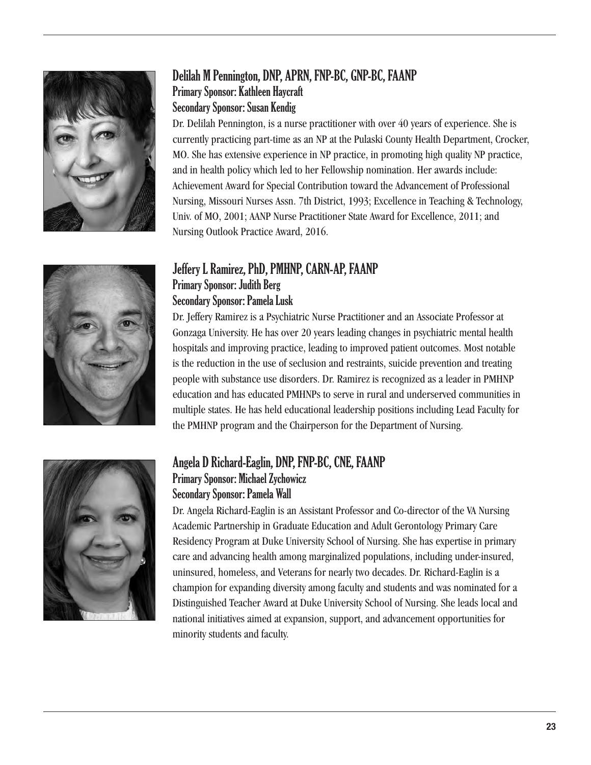## Delilah M Pennington, DNP, APRN, FNP-BC, GNP-BC, FAANP

**Primary Sponsor: Kathleen Haycraft**
**Secondary Sponsor: Susan Kendig**

Dr. Delilah Pennington, is a nurse practitioner with over 40 years of experience. She is currently practicing part-time as an NP at the Pulaski County Health Department, Crocker, MO. She has extensive experience in NP practice, in promoting high quality NP practice, and in health policy which led to her Fellowship nomination. Her awards include: Achievement Award for Special Contribution toward the Advancement of Professional Nursing, Missouri Nurses Assn. 7th District, 1993; Excellence in Teaching & Technology, Univ. of MO, 2001; AANP Nurse Practitioner State Award for Excellence, 2011; and Nursing Outlook Practice Award, 2016.

## Jeffery L Ramirez, PhD, PMHNP, CARN-AP, FAANP

**Primary Sponsor: Judith Berg**
**Secondary Sponsor: Pamela Lusk**

Dr. Jeffery Ramirez is a Psychiatric Nurse Practitioner and an Associate Professor at Gonzaga University. He has over 20 years leading changes in psychiatric mental health hospitals and improving practice, leading to improved patient outcomes. Most notable is the reduction in the use of seclusion and restraints, suicide prevention and treating people with substance use disorders. Dr. Ramirez is recognized as a leader in PMHNP education and has educated PMHNPs to serve in rural and underserved communities in multiple states. He has held educational leadership positions including Lead Faculty for the PMHNP program and the Chairperson for the Department of Nursing.

## Angela D Richard-Eaglin, DNP, FNP-BC, CNE, FAANP

**Primary Sponsor: Michael Zychowicz**
**Secondary Sponsor: Pamela Wall**

Dr. Angela Richard-Eaglin is an Assistant Professor and Co-director of the VA Nursing Academic Partnership in Graduate Education and Adult Gerontology Primary Care Residency Program at Duke University School of Nursing. She has expertise in primary care and advancing health among marginalized populations, including under-insured, uninsured, homeless, and Veterans for nearly two decades. Dr. Richard-Eaglin is a champion for expanding diversity among faculty and students and was nominated for a Distinguished Teacher Award at Duke University School of Nursing. She leads local and national initiatives aimed at expansion, support, and advancement opportunities for minority students and faculty.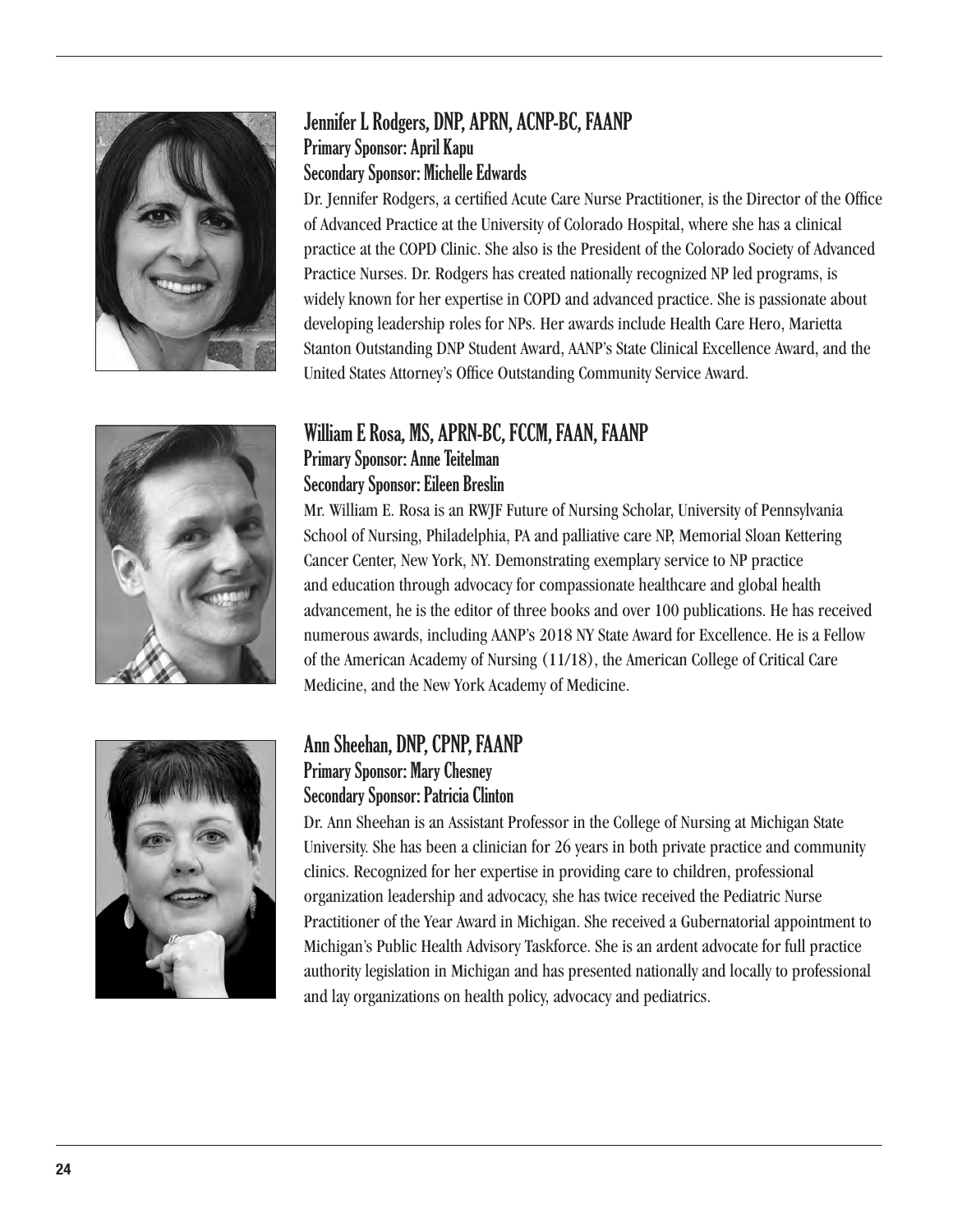## Jennifer L Rodgers, DNP, APRN, ACNP-BC, FAANP

**Primary Sponsor: April Kapu**
**Secondary Sponsor: Michelle Edwards**

Dr. Jennifer Rodgers, a certified Acute Care Nurse Practitioner, is the Director of the Office of Advanced Practice at the University of Colorado Hospital, where she has a clinical practice at the COPD Clinic. She also is the President of the Colorado Society of Advanced Practice Nurses. Dr. Rodgers has created nationally recognized NP led programs, is widely known for her expertise in COPD and advanced practice. She is passionate about developing leadership roles for NPs. Her awards include Health Care Hero, Marietta Stanton Outstanding DNP Student Award, AANP's State Clinical Excellence Award, and the United States Attorney's Office Outstanding Community Service Award.

## William E Rosa, MS, APRN-BC, FCCM, FAAN, FAANP

**Primary Sponsor: Anne Teitelman**
**Secondary Sponsor: Eileen Breslin**

Mr. William E. Rosa is an RWJF Future of Nursing Scholar, University of Pennsylvania School of Nursing, Philadelphia, PA and palliative care NP, Memorial Sloan Kettering Cancer Center, New York, NY. Demonstrating exemplary service to NP practice and education through advocacy for compassionate healthcare and global health advancement, he is the editor of three books and over 100 publications. He has received numerous awards, including AANP's 2018 NY State Award for Excellence. He is a Fellow of the American Academy of Nursing (11/18), the American College of Critical Care Medicine, and the New York Academy of Medicine.

## Ann Sheehan, DNP, CPNP, FAANP

**Primary Sponsor: Mary Chesney**
**Secondary Sponsor: Patricia Clinton**

Dr. Ann Sheehan is an Assistant Professor in the College of Nursing at Michigan State University. She has been a clinician for 26 years in both private practice and community clinics. Recognized for her expertise in providing care to children, professional organization leadership and advocacy, she has twice received the Pediatric Nurse Practitioner of the Year Award in Michigan. She received a Gubernatorial appointment to Michigan's Public Health Advisory Taskforce. She is an ardent advocate for full practice authority legislation in Michigan and has presented nationally and locally to professional and lay organizations on health policy, advocacy and pediatrics.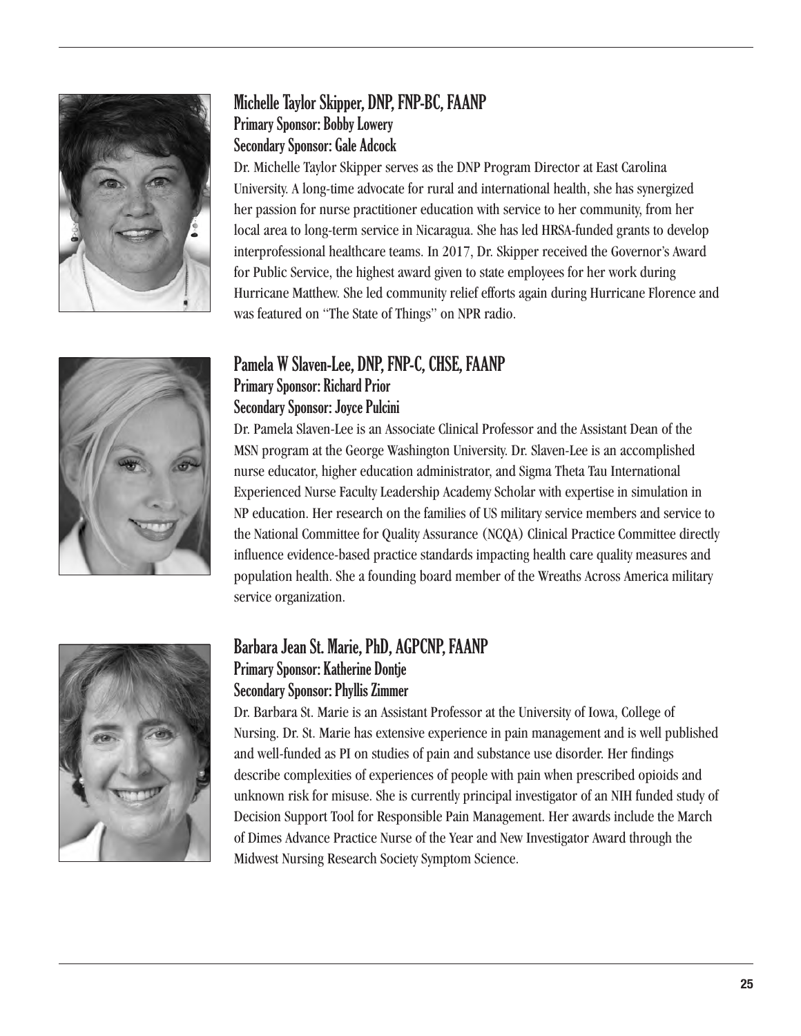### Michelle Taylor Skipper, DNP, FNP-BC, FAANP

**Primary Sponsor: Bobby Lowery**
**Secondary Sponsor: Gale Adcock**

Dr. Michelle Taylor Skipper serves as the DNP Program Director at East Carolina University. A long-time advocate for rural and international health, she has synergized her passion for nurse practitioner education with service to her community, from her local area to long-term service in Nicaragua. She has led HRSA-funded grants to develop interprofessional healthcare teams. In 2017, Dr. Skipper received the Governor's Award for Public Service, the highest award given to state employees for her work during Hurricane Matthew. She led community relief efforts again during Hurricane Florence and was featured on "The State of Things" on NPR radio.

### Pamela W Slaven-Lee, DNP, FNP-C, CHSE, FAANP

**Primary Sponsor: Richard Prior**
**Secondary Sponsor: Joyce Pulcini**

Dr. Pamela Slaven-Lee is an Associate Clinical Professor and the Assistant Dean of the MSN program at the George Washington University. Dr. Slaven-Lee is an accomplished nurse educator, higher education administrator, and Sigma Theta Tau International Experienced Nurse Faculty Leadership Academy Scholar with expertise in simulation in NP education. Her research on the families of US military service members and service to the National Committee for Quality Assurance (NCQA) Clinical Practice Committee directly influence evidence-based practice standards impacting health care quality measures and population health. She a founding board member of the Wreaths Across America military service organization.

### Barbara Jean St. Marie, PhD, AGPCNP, FAANP

**Primary Sponsor: Katherine Dontje**
**Secondary Sponsor: Phyllis Zimmer**

Dr. Barbara St. Marie is an Assistant Professor at the University of Iowa, College of Nursing. Dr. St. Marie has extensive experience in pain management and is well published and well-funded as PI on studies of pain and substance use disorder. Her findings describe complexities of experiences of people with pain when prescribed opioids and unknown risk for misuse. She is currently principal investigator of an NIH funded study of Decision Support Tool for Responsible Pain Management. Her awards include the March of Dimes Advance Practice Nurse of the Year and New Investigator Award through the Midwest Nursing Research Society Symptom Science.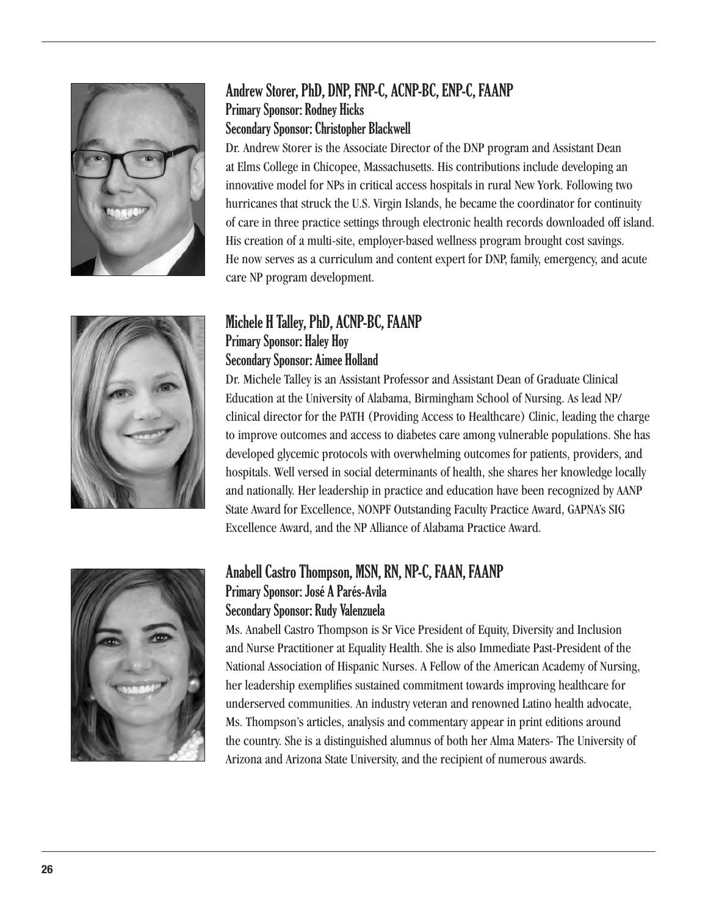## Andrew Storer, PhD, DNP, FNP-C, ACNP-BC, ENP-C, FAANP

**Primary Sponsor: Rodney Hicks**
**Secondary Sponsor: Christopher Blackwell**

Dr. Andrew Storer is the Associate Director of the DNP program and Assistant Dean at Elms College in Chicopee, Massachusetts. His contributions include developing an innovative model for NPs in critical access hospitals in rural New York. Following two hurricanes that struck the U.S. Virgin Islands, he became the coordinator for continuity of care in three practice settings through electronic health records downloaded off island. His creation of a multi-site, employer-based wellness program brought cost savings. He now serves as a curriculum and content expert for DNP, family, emergency, and acute care NP program development.

## Michele H Talley, PhD, ACNP-BC, FAANP

**Primary Sponsor: Haley Hoy**
**Secondary Sponsor: Aimee Holland**

Dr. Michele Talley is an Assistant Professor and Assistant Dean of Graduate Clinical Education at the University of Alabama, Birmingham School of Nursing. As lead NP/clinical director for the PATH (Providing Access to Healthcare) Clinic, leading the charge to improve outcomes and access to diabetes care among vulnerable populations. She has developed glycemic protocols with overwhelming outcomes for patients, providers, and hospitals. Well versed in social determinants of health, she shares her knowledge locally and nationally. Her leadership in practice and education have been recognized by AANP State Award for Excellence, NONPF Outstanding Faculty Practice Award, GAPNA's SIG Excellence Award, and the NP Alliance of Alabama Practice Award.

## Anabell Castro Thompson, MSN, RN, NP-C, FAAN, FAANP

**Primary Sponsor: José A Parés-Avila**
**Secondary Sponsor: Rudy Valenzuela**

Ms. Anabell Castro Thompson is Sr Vice President of Equity, Diversity and Inclusion and Nurse Practitioner at Equality Health. She is also Immediate Past-President of the National Association of Hispanic Nurses. A Fellow of the American Academy of Nursing, her leadership exemplifies sustained commitment towards improving healthcare for underserved communities. An industry veteran and renowned Latino health advocate, Ms. Thompson's articles, analysis and commentary appear in print editions around the country. She is a distinguished alumnus of both her Alma Maters- The University of Arizona and Arizona State University, and the recipient of numerous awards.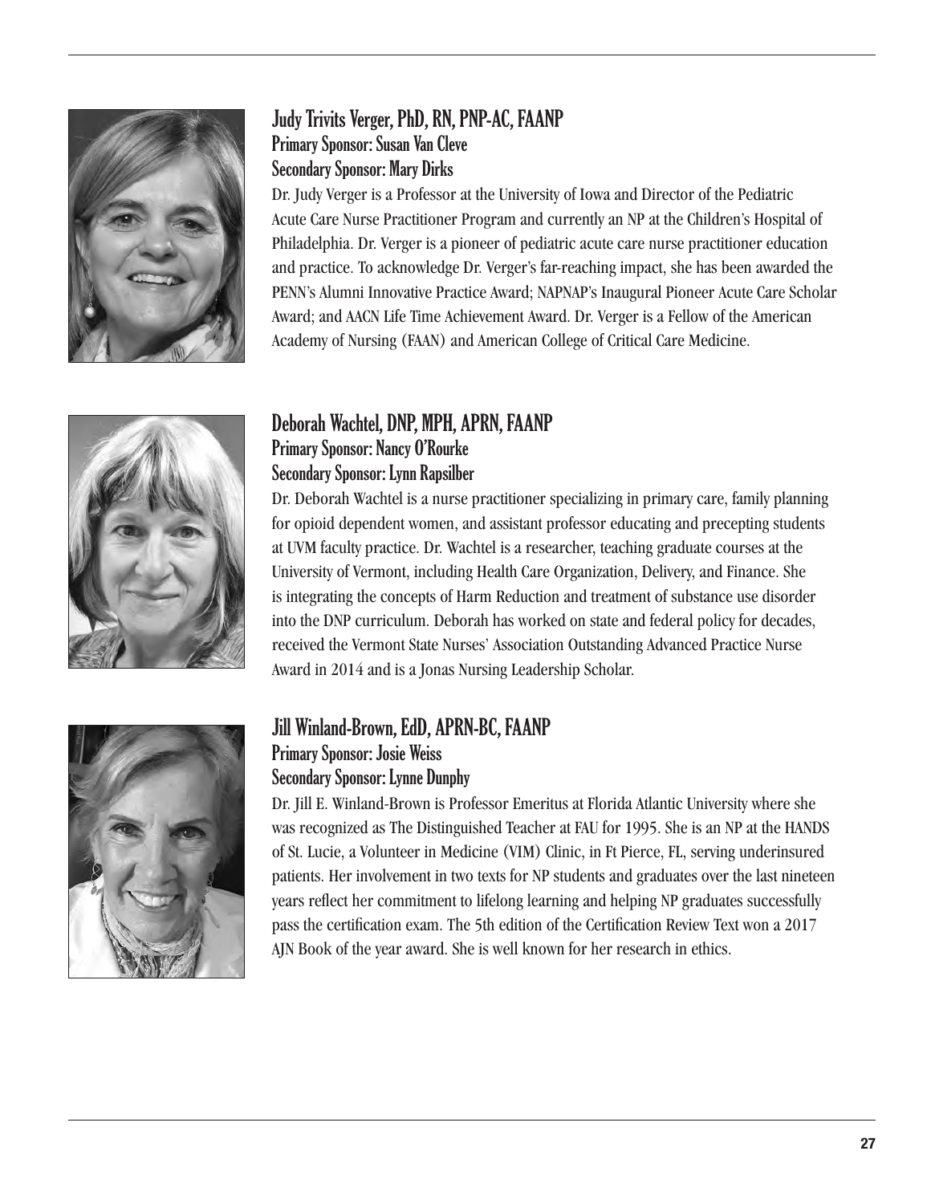### Judy Trivits Verger, PhD, RN, PNP-AC, FAANP

**Primary Sponsor: Susan Van Cleve**
**Secondary Sponsor: Mary Dirks**

Dr. Judy Verger is a Professor at the University of Iowa and Director of the Pediatric Acute Care Nurse Practitioner Program and currently an NP at the Children's Hospital of Philadelphia. Dr. Verger is a pioneer of pediatric acute care nurse practitioner education and practice. To acknowledge Dr. Verger's far-reaching impact, she has been awarded the PENN's Alumni Innovative Practice Award; NAPNAP's Inaugural Pioneer Acute Care Scholar Award; and AACN Life Time Achievement Award. Dr. Verger is a Fellow of the American Academy of Nursing (FAAN) and American College of Critical Care Medicine.

### Deborah Wachtel, DNP, MPH, APRN, FAANP

**Primary Sponsor: Nancy O'Rourke**
**Secondary Sponsor: Lynn Rapsilber**

Dr. Deborah Wachtel is a nurse practitioner specializing in primary care, family planning for opioid dependent women, and assistant professor educating and precepting students at UVM faculty practice. Dr. Wachtel is a researcher, teaching graduate courses at the University of Vermont, including Health Care Organization, Delivery, and Finance. She is integrating the concepts of Harm Reduction and treatment of substance use disorder into the DNP curriculum. Deborah has worked on state and federal policy for decades, received the Vermont State Nurses' Association Outstanding Advanced Practice Nurse Award in 2014 and is a Jonas Nursing Leadership Scholar.

### Jill Winland-Brown, EdD, APRN-BC, FAANP

**Primary Sponsor: Josie Weiss**
**Secondary Sponsor: Lynne Dunphy**

Dr. Jill E. Winland-Brown is Professor Emeritus at Florida Atlantic University where she was recognized as The Distinguished Teacher at FAU for 1995. She is an NP at the HANDS of St. Lucie, a Volunteer in Medicine (VIM) Clinic, in Ft Pierce, FL, serving underinsured patients. Her involvement in two texts for NP students and graduates over the last nineteen years reflect her commitment to lifelong learning and helping NP graduates successfully pass the certification exam. The 5th edition of the Certification Review Text won a 2017 AJN Book of the year award. She is well known for her research in ethics.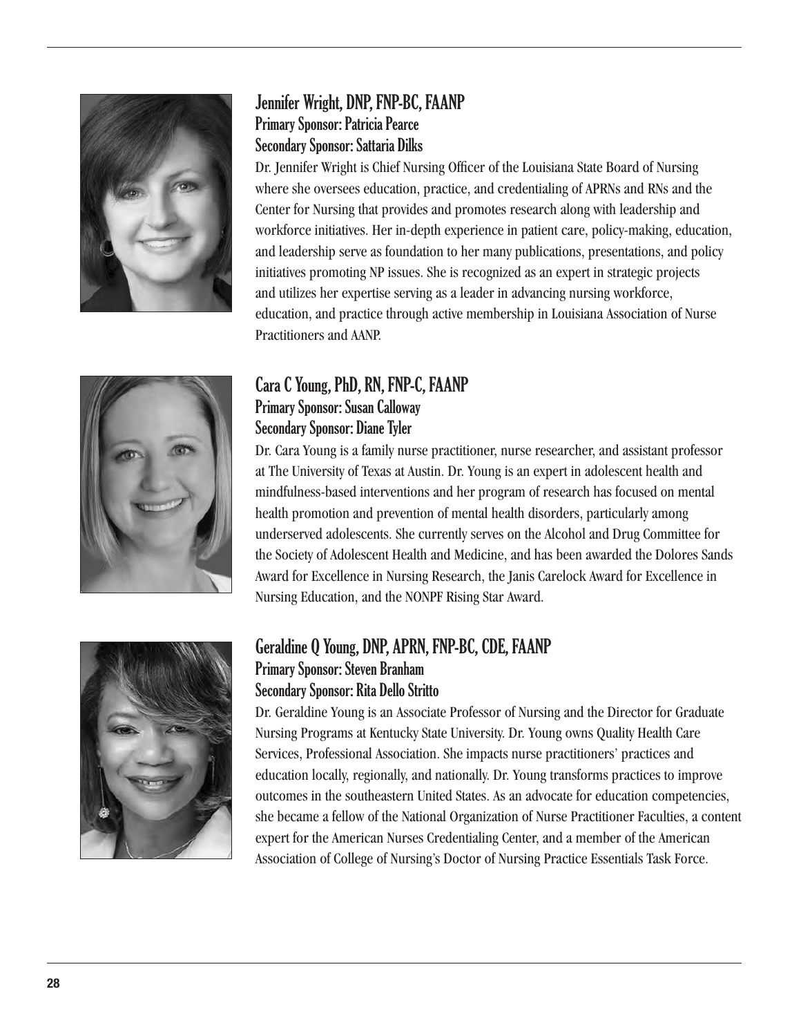### Jennifer Wright, DNP, FNP-BC, FAANP

**Primary Sponsor: Patricia Pearce**
**Secondary Sponsor: Sattaria Dilks**

Dr. Jennifer Wright is Chief Nursing Officer of the Louisiana State Board of Nursing where she oversees education, practice, and credentialing of APRNs and RNs and the Center for Nursing that provides and promotes research along with leadership and workforce initiatives. Her in-depth experience in patient care, policy-making, education, and leadership serve as foundation to her many publications, presentations, and policy initiatives promoting NP issues. She is recognized as an expert in strategic projects and utilizes her expertise serving as a leader in advancing nursing workforce, education, and practice through active membership in Louisiana Association of Nurse Practitioners and AANP.

### Cara C Young, PhD, RN, FNP-C, FAANP

**Primary Sponsor: Susan Calloway**
**Secondary Sponsor: Diane Tyler**

Dr. Cara Young is a family nurse practitioner, nurse researcher, and assistant professor at The University of Texas at Austin. Dr. Young is an expert in adolescent health and mindfulness-based interventions and her program of research has focused on mental health promotion and prevention of mental health disorders, particularly among underserved adolescents. She currently serves on the Alcohol and Drug Committee for the Society of Adolescent Health and Medicine, and has been awarded the Dolores Sands Award for Excellence in Nursing Research, the Janis Carelock Award for Excellence in Nursing Education, and the NONPF Rising Star Award.

### Geraldine Q Young, DNP, APRN, FNP-BC, CDE, FAANP

**Primary Sponsor: Steven Branham**
**Secondary Sponsor: Rita Dello Stritto**

Dr. Geraldine Young is an Associate Professor of Nursing and the Director for Graduate Nursing Programs at Kentucky State University. Dr. Young owns Quality Health Care Services, Professional Association. She impacts nurse practitioners' practices and education locally, regionally, and nationally. Dr. Young transforms practices to improve outcomes in the southeastern United States. As an advocate for education competencies, she became a fellow of the National Organization of Nurse Practitioner Faculties, a content expert for the American Nurses Credentialing Center, and a member of the American Association of College of Nursing's Doctor of Nursing Practice Essentials Task Force.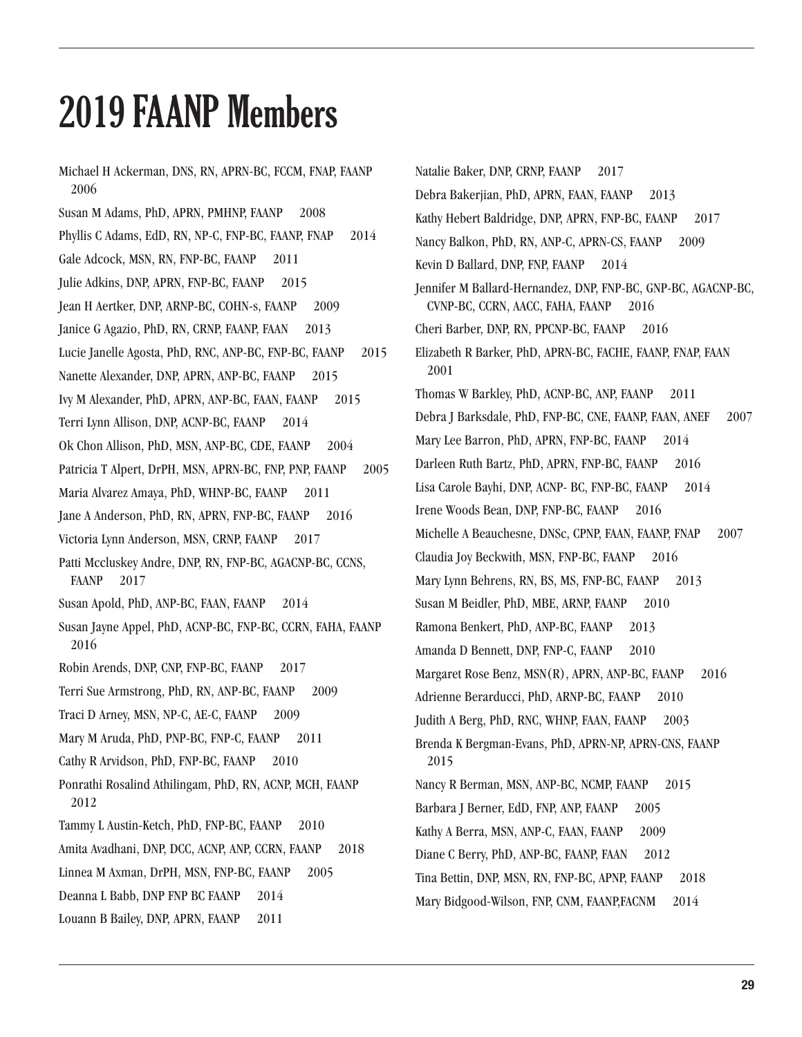# 2019 FAANP Members

Michael H Ackerman, DNS, RN, APRN-BC, FCCM, FNAP, FAANP 2006

Susan M Adams, PhD, APRN, PMHNP, FAANP 2008

Phyllis C Adams, EdD, RN, NP-C, FNP-BC, FAANP, FNAP 2014

Gale Adcock, MSN, RN, FNP-BC, FAANP 2011

Julie Adkins, DNP, APRN, FNP-BC, FAANP 2015

Jean H Aertker, DNP, ARNP-BC, COHN-s, FAANP 2009

Janice G Agazio, PhD, RN, CRNP, FAANP, FAAN 2013

Lucie Janelle Agosta, PhD, RNC, ANP-BC, FNP-BC, FAANP 2015

Nanette Alexander, DNP, APRN, ANP-BC, FAANP 2015

Ivy M Alexander, PhD, APRN, ANP-BC, FAAN, FAANP 2015

Terri Lynn Allison, DNP, ACNP-BC, FAANP 2014

Ok Chon Allison, PhD, MSN, ANP-BC, CDE, FAANP 2004

Patricia T Alpert, DrPH, MSN, APRN-BC, FNP, PNP, FAANP 2005

Maria Alvarez Amaya, PhD, WHNP-BC, FAANP 2011

Jane A Anderson, PhD, RN, APRN, FNP-BC, FAANP 2016

Victoria Lynn Anderson, MSN, CRNP, FAANP 2017

Patti Mccluskey Andre, DNP, RN, FNP-BC, AGACNP-BC, CCNS, FAANP 2017

Susan Apold, PhD, ANP-BC, FAAN, FAANP 2014

Susan Jayne Appel, PhD, ACNP-BC, FNP-BC, CCRN, FAHA, FAANP 2016

Robin Arends, DNP, CNP, FNP-BC, FAANP 2017

Terri Sue Armstrong, PhD, RN, ANP-BC, FAANP 2009

Traci D Arney, MSN, NP-C, AE-C, FAANP 2009

Mary M Aruda, PhD, PNP-BC, FNP-C, FAANP 2011

Cathy R Arvidson, PhD, FNP-BC, FAANP 2010

Ponrathi Rosalind Athilingam, PhD, RN, ACNP, MCH, FAANP 2012

Tammy L Austin-Ketch, PhD, FNP-BC, FAANP 2010

Amita Avadhani, DNP, DCC, ACNP, ANP, CCRN, FAANP 2018

Linnea M Axman, DrPH, MSN, FNP-BC, FAANP 2005

Deanna L Babb, DNP FNP BC FAANP 2014

Louann B Bailey, DNP, APRN, FAANP 2011

Natalie Baker, DNP, CRNP, FAANP 2017

Debra Bakerjian, PhD, APRN, FAAN, FAANP 2013

Kathy Hebert Baldridge, DNP, APRN, FNP-BC, FAANP 2017

Nancy Balkon, PhD, RN, ANP-C, APRN-CS, FAANP 2009

Kevin D Ballard, DNP, FNP, FAANP 2014

Jennifer M Ballard-Hernandez, DNP, FNP-BC, GNP-BC, AGACNP-BC, CVNP-BC, CCRN, AACC, FAHA, FAANP 2016

Cheri Barber, DNP, RN, PPCNP-BC, FAANP 2016

Elizabeth R Barker, PhD, APRN-BC, FACHE, FAANP, FNAP, FAAN 2001

Thomas W Barkley, PhD, ACNP-BC, ANP, FAANP 2011

Debra J Barksdale, PhD, FNP-BC, CNE, FAANP, FAAN, ANEF 2007

Mary Lee Barron, PhD, APRN, FNP-BC, FAANP 2014

Darleen Ruth Bartz, PhD, APRN, FNP-BC, FAANP 2016

Lisa Carole Bayhi, DNP, ACNP- BC, FNP-BC, FAANP 2014

Irene Woods Bean, DNP, FNP-BC, FAANP 2016

Michelle A Beauchesne, DNSc, CPNP, FAAN, FAANP, FNAP 2007

Claudia Joy Beckwith, MSN, FNP-BC, FAANP 2016

Mary Lynn Behrens, RN, BS, MS, FNP-BC, FAANP 2013

Susan M Beidler, PhD, MBE, ARNP, FAANP 2010

Ramona Benkert, PhD, ANP-BC, FAANP 2013

Amanda D Bennett, DNP, FNP-C, FAANP 2010

Margaret Rose Benz, MSN(R), APRN, ANP-BC, FAANP 2016

Adrienne Berarducci, PhD, ARNP-BC, FAANP 2010

Judith A Berg, PhD, RNC, WHNP, FAAN, FAANP 2003

Brenda K Bergman-Evans, PhD, APRN-NP, APRN-CNS, FAANP 2015

Nancy R Berman, MSN, ANP-BC, NCMP, FAANP 2015

Barbara J Berner, EdD, FNP, ANP, FAANP 2005

Kathy A Berra, MSN, ANP-C, FAAN, FAANP 2009

Diane C Berry, PhD, ANP-BC, FAANP, FAAN 2012

Tina Bettin, DNP, MSN, RN, FNP-BC, APNP, FAANP 2018

Mary Bidgood-Wilson, FNP, CNM, FAANP,FACNM 2014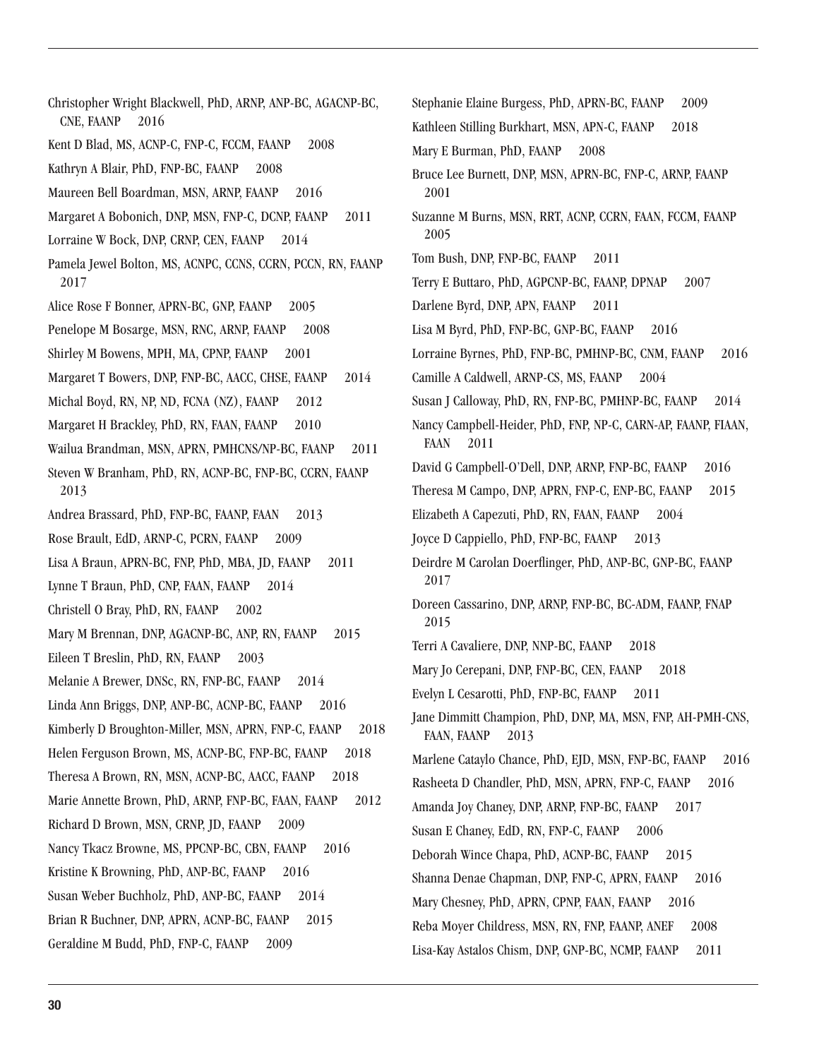Christopher Wright Blackwell, PhD, ARNP, ANP-BC, AGACNP-BC, CNE, FAANP 2016

Kent D Blad, MS, ACNP-C, FNP-C, FCCM, FAANP 2008

Kathryn A Blair, PhD, FNP-BC, FAANP 2008

Maureen Bell Boardman, MSN, ARNP, FAANP 2016

Margaret A Bobonich, DNP, MSN, FNP-C, DCNP, FAANP 2011

Lorraine W Bock, DNP, CRNP, CEN, FAANP 2014

Pamela Jewel Bolton, MS, ACNPC, CCNS, CCRN, PCCN, RN, FAANP 2017

Alice Rose F Bonner, APRN-BC, GNP, FAANP 2005

Penelope M Bosarge, MSN, RNC, ARNP, FAANP 2008

Shirley M Bowens, MPH, MA, CPNP, FAANP 2001

Margaret T Bowers, DNP, FNP-BC, AACC, CHSE, FAANP 2014

Michal Boyd, RN, NP, ND, FCNA (NZ), FAANP 2012

Margaret H Brackley, PhD, RN, FAAN, FAANP 2010

Wailua Brandman, MSN, APRN, PMHCNS/NP-BC, FAANP 2011

Steven W Branham, PhD, RN, ACNP-BC, FNP-BC, CCRN, FAANP 2013

Andrea Brassard, PhD, FNP-BC, FAANP, FAAN 2013

Rose Brault, EdD, ARNP-C, PCRN, FAANP 2009

Lisa A Braun, APRN-BC, FNP, PhD, MBA, JD, FAANP 2011

Lynne T Braun, PhD, CNP, FAAN, FAANP 2014

Christell O Bray, PhD, RN, FAANP 2002

Mary M Brennan, DNP, AGACNP-BC, ANP, RN, FAANP 2015

Eileen T Breslin, PhD, RN, FAANP 2003

Melanie A Brewer, DNSc, RN, FNP-BC, FAANP 2014

Linda Ann Briggs, DNP, ANP-BC, ACNP-BC, FAANP 2016

Kimberly D Broughton-Miller, MSN, APRN, FNP-C, FAANP 2018

Helen Ferguson Brown, MS, ACNP-BC, FNP-BC, FAANP 2018

Theresa A Brown, RN, MSN, ACNP-BC, AACC, FAANP 2018

Marie Annette Brown, PhD, ARNP, FNP-BC, FAAN, FAANP 2012

Richard D Brown, MSN, CRNP, JD, FAANP 2009

Nancy Tkacz Browne, MS, PPCNP-BC, CBN, FAANP 2016

Kristine K Browning, PhD, ANP-BC, FAANP 2016

Susan Weber Buchholz, PhD, ANP-BC, FAANP 2014

Brian R Buchner, DNP, APRN, ACNP-BC, FAANP 2015

Geraldine M Budd, PhD, FNP-C, FAANP 2009

Stephanie Elaine Burgess, PhD, APRN-BC, FAANP 2009

Kathleen Stilling Burkhart, MSN, APN-C, FAANP 2018

Mary E Burman, PhD, FAANP 2008

Bruce Lee Burnett, DNP, MSN, APRN-BC, FNP-C, ARNP, FAANP 2001

Suzanne M Burns, MSN, RRT, ACNP, CCRN, FAAN, FCCM, FAANP 2005

Tom Bush, DNP, FNP-BC, FAANP 2011

Terry E Buttaro, PhD, AGPCNP-BC, FAANP, DPNAP 2007

Darlene Byrd, DNP, APN, FAANP 2011

Lisa M Byrd, PhD, FNP-BC, GNP-BC, FAANP 2016

Lorraine Byrnes, PhD, FNP-BC, PMHNP-BC, CNM, FAANP 2016

Camille A Caldwell, ARNP-CS, MS, FAANP 2004

Susan J Calloway, PhD, RN, FNP-BC, PMHNP-BC, FAANP 2014

Nancy Campbell-Heider, PhD, FNP, NP-C, CARN-AP, FAANP, FIAAN, FAAN 2011

David G Campbell-O'Dell, DNP, ARNP, FNP-BC, FAANP 2016

Theresa M Campo, DNP, APRN, FNP-C, ENP-BC, FAANP 2015

Elizabeth A Capezuti, PhD, RN, FAAN, FAANP 2004

Joyce D Cappiello, PhD, FNP-BC, FAANP 2013

Deirdre M Carolan Doerflinger, PhD, ANP-BC, GNP-BC, FAANP 2017

Doreen Cassarino, DNP, ARNP, FNP-BC, BC-ADM, FAANP, FNAP 2015

Terri A Cavaliere, DNP, NNP-BC, FAANP 2018

Mary Jo Cerepani, DNP, FNP-BC, CEN, FAANP 2018

Evelyn L Cesarotti, PhD, FNP-BC, FAANP 2011

Jane Dimmitt Champion, PhD, DNP, MA, MSN, FNP, AH-PMH-CNS, FAAN, FAANP 2013

Marlene Cataylo Chance, PhD, EJD, MSN, FNP-BC, FAANP 2016

Rasheeta D Chandler, PhD, MSN, APRN, FNP-C, FAANP 2016

Amanda Joy Chaney, DNP, ARNP, FNP-BC, FAANP 2017

Susan E Chaney, EdD, RN, FNP-C, FAANP 2006

Deborah Wince Chapa, PhD, ACNP-BC, FAANP 2015

Shanna Denae Chapman, DNP, FNP-C, APRN, FAANP 2016

Mary Chesney, PhD, APRN, CPNP, FAAN, FAANP 2016

Reba Moyer Childress, MSN, RN, FNP, FAANP, ANEF 2008

Lisa-Kay Astalos Chism, DNP, GNP-BC, NCMP, FAANP 2011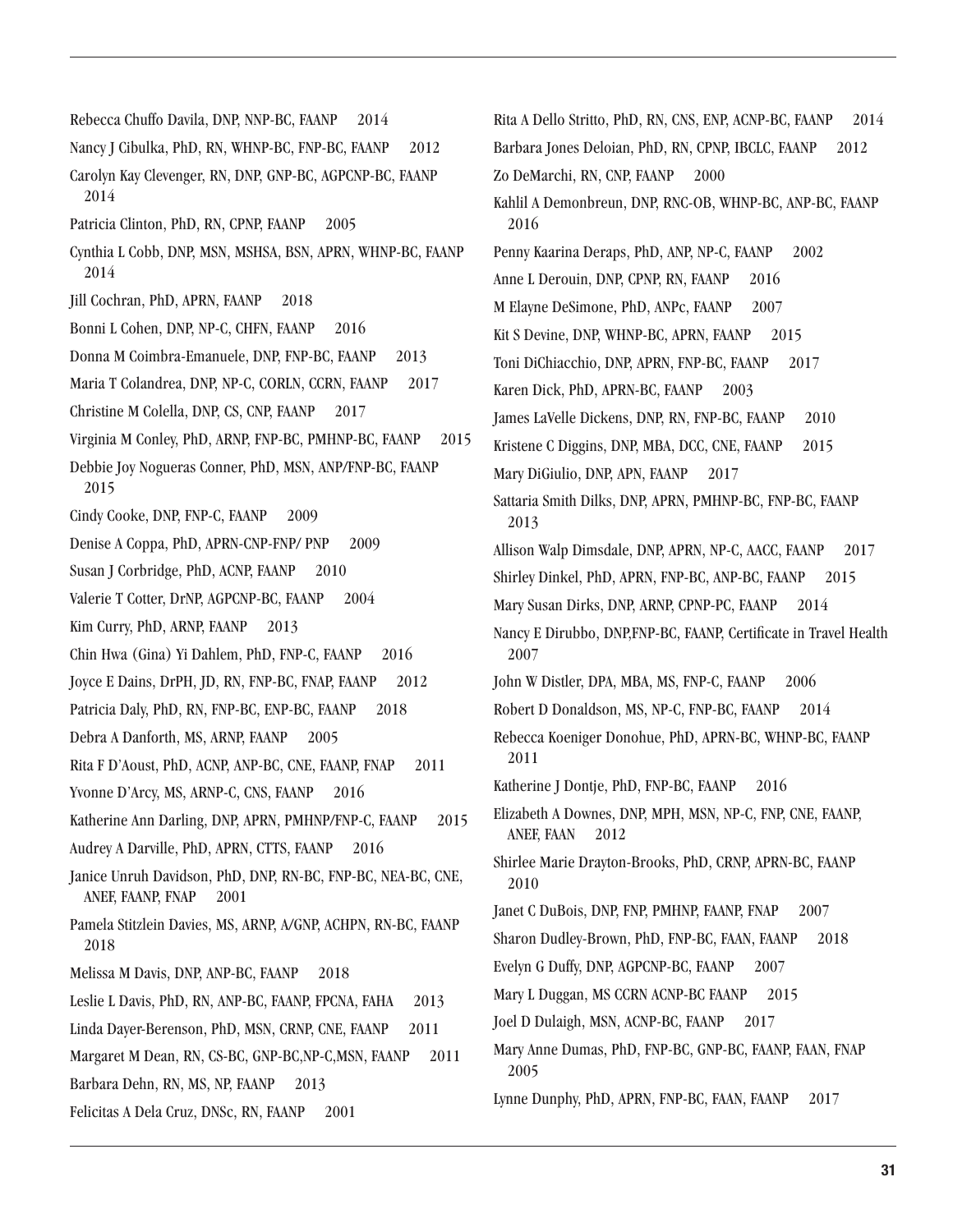Rebecca Chuffo Davila, DNP, NNP-BC, FAANP 2014

Nancy J Cibulka, PhD, RN, WHNP-BC, FNP-BC, FAANP 2012

Carolyn Kay Clevenger, RN, DNP, GNP-BC, AGPCNP-BC, FAANP 2014

Patricia Clinton, PhD, RN, CPNP, FAANP 2005

Cynthia L Cobb, DNP, MSN, MSHSA, BSN, APRN, WHNP-BC, FAANP 2014

Jill Cochran, PhD, APRN, FAANP 2018

Bonni L Cohen, DNP, NP-C, CHFN, FAANP 2016

Donna M Coimbra-Emanuele, DNP, FNP-BC, FAANP 2013

Maria T Colandrea, DNP, NP-C, CORLN, CCRN, FAANP 2017

Christine M Colella, DNP, CS, CNP, FAANP 2017

Virginia M Conley, PhD, ARNP, FNP-BC, PMHNP-BC, FAANP 2015

Debbie Joy Nogueras Conner, PhD, MSN, ANP/FNP-BC, FAANP 2015

Cindy Cooke, DNP, FNP-C, FAANP 2009

Denise A Coppa, PhD, APRN-CNP-FNP/ PNP 2009

Susan J Corbridge, PhD, ACNP, FAANP 2010

Valerie T Cotter, DrNP, AGPCNP-BC, FAANP 2004

Kim Curry, PhD, ARNP, FAANP 2013

Chin Hwa (Gina) Yi Dahlem, PhD, FNP-C, FAANP 2016

Joyce E Dains, DrPH, JD, RN, FNP-BC, FNAP, FAANP 2012

Patricia Daly, PhD, RN, FNP-BC, ENP-BC, FAANP 2018

Debra A Danforth, MS, ARNP, FAANP 2005

Rita F D'Aoust, PhD, ACNP, ANP-BC, CNE, FAANP, FNAP 2011

Yvonne D'Arcy, MS, ARNP-C, CNS, FAANP 2016

Katherine Ann Darling, DNP, APRN, PMHNP/FNP-C, FAANP 2015

Audrey A Darville, PhD, APRN, CTTS, FAANP 2016

Janice Unruh Davidson, PhD, DNP, RN-BC, FNP-BC, NEA-BC, CNE, ANEF, FAANP, FNAP 2001

Pamela Stitzlein Davies, MS, ARNP, A/GNP, ACHPN, RN-BC, FAANP 2018

Melissa M Davis, DNP, ANP-BC, FAANP 2018

Leslie L Davis, PhD, RN, ANP-BC, FAANP, FPCNA, FAHA 2013

Linda Dayer-Berenson, PhD, MSN, CRNP, CNE, FAANP 2011

Margaret M Dean, RN, CS-BC, GNP-BC,NP-C,MSN, FAANP 2011

Barbara Dehn, RN, MS, NP, FAANP 2013

Felicitas A Dela Cruz, DNSc, RN, FAANP 2001

Rita A Dello Stritto, PhD, RN, CNS, ENP, ACNP-BC, FAANP 2014

Barbara Jones Deloian, PhD, RN, CPNP, IBCLC, FAANP 2012

Zo DeMarchi, RN, CNP, FAANP 2000

Kahlil A Demonbreun, DNP, RNC-OB, WHNP-BC, ANP-BC, FAANP 2016

Penny Kaarina Deraps, PhD, ANP, NP-C, FAANP 2002

Anne L Derouin, DNP, CPNP, RN, FAANP 2016

M Elayne DeSimone, PhD, ANPc, FAANP 2007

Kit S Devine, DNP, WHNP-BC, APRN, FAANP 2015

Toni DiChiacchio, DNP, APRN, FNP-BC, FAANP 2017

Karen Dick, PhD, APRN-BC, FAANP 2003

James LaVelle Dickens, DNP, RN, FNP-BC, FAANP 2010

Kristene C Diggins, DNP, MBA, DCC, CNE, FAANP 2015

Mary DiGiulio, DNP, APN, FAANP 2017

Sattaria Smith Dilks, DNP, APRN, PMHNP-BC, FNP-BC, FAANP 2013

Allison Walp Dimsdale, DNP, APRN, NP-C, AACC, FAANP 2017

Shirley Dinkel, PhD, APRN, FNP-BC, ANP-BC, FAANP 2015

Mary Susan Dirks, DNP, ARNP, CPNP-PC, FAANP 2014

Nancy E Dirubbo, DNP,FNP-BC, FAANP, Certificate in Travel Health 2007

John W Distler, DPA, MBA, MS, FNP-C, FAANP 2006

Robert D Donaldson, MS, NP-C, FNP-BC, FAANP 2014

Rebecca Koeniger Donohue, PhD, APRN-BC, WHNP-BC, FAANP 2011

Katherine J Dontje, PhD, FNP-BC, FAANP 2016

Elizabeth A Downes, DNP, MPH, MSN, NP-C, FNP, CNE, FAANP, ANEF, FAAN 2012

Shirlee Marie Drayton-Brooks, PhD, CRNP, APRN-BC, FAANP 2010

Janet C DuBois, DNP, FNP, PMHNP, FAANP, FNAP 2007

Sharon Dudley-Brown, PhD, FNP-BC, FAAN, FAANP 2018

Evelyn G Duffy, DNP, AGPCNP-BC, FAANP 2007

Mary L Duggan, MS CCRN ACNP-BC FAANP 2015

Joel D Dulaigh, MSN, ACNP-BC, FAANP 2017

Mary Anne Dumas, PhD, FNP-BC, GNP-BC, FAANP, FAAN, FNAP 2005

Lynne Dunphy, PhD, APRN, FNP-BC, FAAN, FAANP 2017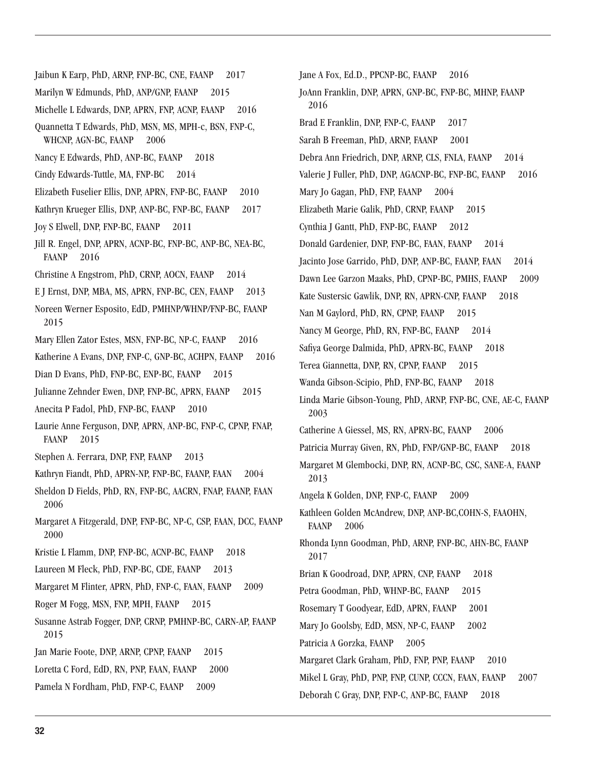Jaibun K Earp, PhD, ARNP, FNP-BC, CNE, FAANP 2017

Marilyn W Edmunds, PhD, ANP/GNP, FAANP 2015

Michelle L Edwards, DNP, APRN, FNP, ACNP, FAANP 2016

Quannetta T Edwards, PhD, MSN, MS, MPH-c, BSN, FNP-C, WHCNP, AGN-BC, FAANP 2006

Nancy E Edwards, PhD, ANP-BC, FAANP 2018

Cindy Edwards-Tuttle, MA, FNP-BC 2014

Elizabeth Fuselier Ellis, DNP, APRN, FNP-BC, FAANP 2010

Kathryn Krueger Ellis, DNP, ANP-BC, FNP-BC, FAANP 2017

Joy S Elwell, DNP, FNP-BC, FAANP 2011

Jill R. Engel, DNP, APRN, ACNP-BC, FNP-BC, ANP-BC, NEA-BC, FAANP 2016

Christine A Engstrom, PhD, CRNP, AOCN, FAANP 2014

E J Ernst, DNP, MBA, MS, APRN, FNP-BC, CEN, FAANP 2013

Noreen Werner Esposito, EdD, PMHNP/WHNP/FNP-BC, FAANP 2015

Mary Ellen Zator Estes, MSN, FNP-BC, NP-C, FAANP 2016

Katherine A Evans, DNP, FNP-C, GNP-BC, ACHPN, FAANP 2016

Dian D Evans, PhD, FNP-BC, ENP-BC, FAANP 2015

Julianne Zehnder Ewen, DNP, FNP-BC, APRN, FAANP 2015

Anecita P Fadol, PhD, FNP-BC, FAANP 2010

Laurie Anne Ferguson, DNP, APRN, ANP-BC, FNP-C, CPNP, FNAP, FAANP 2015

Stephen A. Ferrara, DNP, FNP, FAANP 2013

Kathryn Fiandt, PhD, APRN-NP, FNP-BC, FAANP, FAAN 2004

Sheldon D Fields, PhD, RN, FNP-BC, AACRN, FNAP, FAANP, FAAN 2006

Margaret A Fitzgerald, DNP, FNP-BC, NP-C, CSP, FAAN, DCC, FAANP 2000

Kristie L Flamm, DNP, FNP-BC, ACNP-BC, FAANP 2018

Laureen M Fleck, PhD, FNP-BC, CDE, FAANP 2013

Margaret M Flinter, APRN, PhD, FNP-C, FAAN, FAANP 2009

Roger M Fogg, MSN, FNP, MPH, FAANP 2015

Susanne Astrab Fogger, DNP, CRNP, PMHNP-BC, CARN-AP, FAANP 2015

Jan Marie Foote, DNP, ARNP, CPNP, FAANP 2015

Loretta C Ford, EdD, RN, PNP, FAAN, FAANP 2000

Pamela N Fordham, PhD, FNP-C, FAANP 2009

Jane A Fox, Ed.D., PPCNP-BC, FAANP 2016

JoAnn Franklin, DNP, APRN, GNP-BC, FNP-BC, MHNP, FAANP 2016

Brad E Franklin, DNP, FNP-C, FAANP 2017

Sarah B Freeman, PhD, ARNP, FAANP 2001

Debra Ann Friedrich, DNP, ARNP, CLS, FNLA, FAANP 2014

Valerie J Fuller, PhD, DNP, AGACNP-BC, FNP-BC, FAANP 2016

Mary Jo Gagan, PhD, FNP, FAANP 2004

Elizabeth Marie Galik, PhD, CRNP, FAANP 2015

Cynthia J Gantt, PhD, FNP-BC, FAANP 2012

Donald Gardenier, DNP, FNP-BC, FAAN, FAANP 2014

Jacinto Jose Garrido, PhD, DNP, ANP-BC, FAANP, FAAN 2014

Dawn Lee Garzon Maaks, PhD, CPNP-BC, PMHS, FAANP 2009

Kate Sustersic Gawlik, DNP, RN, APRN-CNP, FAANP 2018

Nan M Gaylord, PhD, RN, CPNP, FAANP 2015

Nancy M George, PhD, RN, FNP-BC, FAANP 2014

Safiya George Dalmida, PhD, APRN-BC, FAANP 2018

Terea Giannetta, DNP, RN, CPNP, FAANP 2015

Wanda Gibson-Scipio, PhD, FNP-BC, FAANP 2018

Linda Marie Gibson-Young, PhD, ARNP, FNP-BC, CNE, AE-C, FAANP 2003

Catherine A Giessel, MS, RN, APRN-BC, FAANP 2006

Patricia Murray Given, RN, PhD, FNP/GNP-BC, FAANP 2018

Margaret M Glembocki, DNP, RN, ACNP-BC, CSC, SANE-A, FAANP 2013

Angela K Golden, DNP, FNP-C, FAANP 2009

Kathleen Golden McAndrew, DNP, ANP-BC,COHN-S, FAAOHN, FAANP 2006

Rhonda Lynn Goodman, PhD, ARNP, FNP-BC, AHN-BC, FAANP 2017

Brian K Goodroad, DNP, APRN, CNP, FAANP 2018

Petra Goodman, PhD, WHNP-BC, FAANP 2015

Rosemary T Goodyear, EdD, APRN, FAANP 2001

Mary Jo Goolsby, EdD, MSN, NP-C, FAANP 2002

Patricia A Gorzka, FAANP 2005

Margaret Clark Graham, PhD, FNP, PNP, FAANP 2010

Mikel L Gray, PhD, PNP, FNP, CUNP, CCCN, FAAN, FAANP 2007

Deborah C Gray, DNP, FNP-C, ANP-BC, FAANP 2018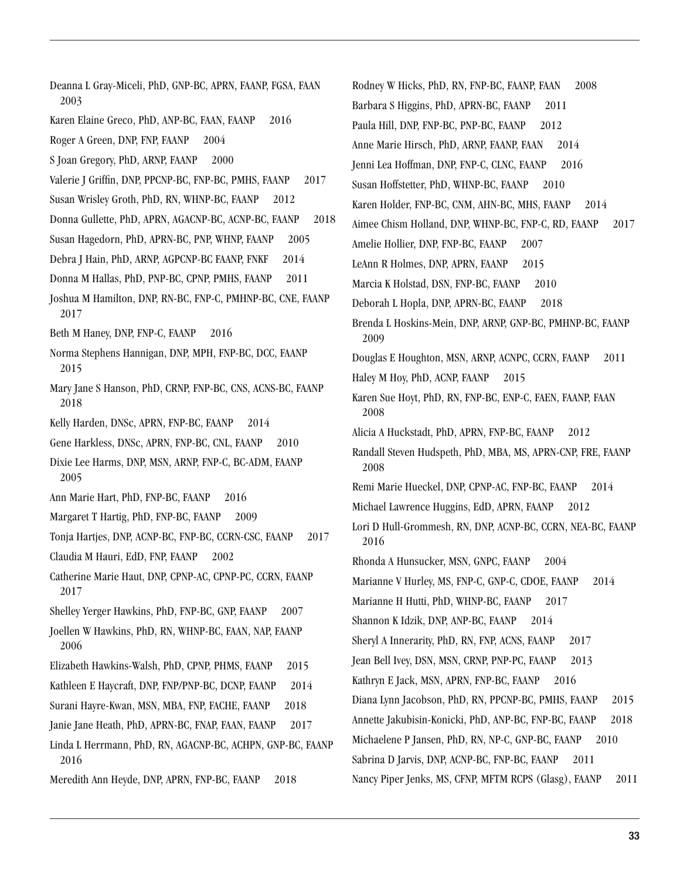Deanna L Gray-Miceli, PhD, GNP-BC, APRN, FAANP, FGSA, FAAN 2003

Karen Elaine Greco, PhD, ANP-BC, FAAN, FAANP 2016

Roger A Green, DNP, FNP, FAANP 2004

S Joan Gregory, PhD, ARNP, FAANP 2000

Valerie J Griffin, DNP, PPCNP-BC, FNP-BC, PMHS, FAANP 2017

Susan Wrisley Groth, PhD, RN, WHNP-BC, FAANP 2012

Donna Gullette, PhD, APRN, AGACNP-BC, ACNP-BC, FAANP 2018

Susan Hagedorn, PhD, APRN-BC, PNP, WHNP, FAANP 2005

Debra J Hain, PhD, ARNP, AGPCNP-BC FAANP, FNKF 2014

Donna M Hallas, PhD, PNP-BC, CPNP, PMHS, FAANP 2011

Joshua M Hamilton, DNP, RN-BC, FNP-C, PMHNP-BC, CNE, FAANP 2017

Beth M Haney, DNP, FNP-C, FAANP 2016

Norma Stephens Hannigan, DNP, MPH, FNP-BC, DCC, FAANP 2015

Mary Jane S Hanson, PhD, CRNP, FNP-BC, CNS, ACNS-BC, FAANP 2018

Kelly Harden, DNSc, APRN, FNP-BC, FAANP 2014

Gene Harkless, DNSc, APRN, FNP-BC, CNL, FAANP 2010

Dixie Lee Harms, DNP, MSN, ARNP, FNP-C, BC-ADM, FAANP 2005

Ann Marie Hart, PhD, FNP-BC, FAANP 2016

Margaret T Hartig, PhD, FNP-BC, FAANP 2009

Tonja Hartjes, DNP, ACNP-BC, FNP-BC, CCRN-CSC, FAANP 2017

Claudia M Hauri, EdD, FNP, FAANP 2002

Catherine Marie Haut, DNP, CPNP-AC, CPNP-PC, CCRN, FAANP 2017

Shelley Yerger Hawkins, PhD, FNP-BC, GNP, FAANP 2007

Joellen W Hawkins, PhD, RN, WHNP-BC, FAAN, NAP, FAANP 2006

Elizabeth Hawkins-Walsh, PhD, CPNP, PHMS, FAANP 2015

Kathleen E Haycraft, DNP, FNP/PNP-BC, DCNP, FAANP 2014

Surani Hayre-Kwan, MSN, MBA, FNP, FACHE, FAANP 2018

Janie Jane Heath, PhD, APRN-BC, FNAP, FAAN, FAANP 2017

Linda L Herrmann, PhD, RN, AGACNP-BC, ACHPN, GNP-BC, FAANP 2016

Meredith Ann Heyde, DNP, APRN, FNP-BC, FAANP 2018

Rodney W Hicks, PhD, RN, FNP-BC, FAANP, FAAN 2008

Barbara S Higgins, PhD, APRN-BC, FAANP 2011

Paula Hill, DNP, FNP-BC, PNP-BC, FAANP 2012

Anne Marie Hirsch, PhD, ARNP, FAANP, FAAN 2014

Jenni Lea Hoffman, DNP, FNP-C, CLNC, FAANP 2016

Susan Hoffstetter, PhD, WHNP-BC, FAANP 2010

Karen Holder, FNP-BC, CNM, AHN-BC, MHS, FAANP 2014

Aimee Chism Holland, DNP, WHNP-BC, FNP-C, RD, FAANP 2017

Amelie Hollier, DNP, FNP-BC, FAANP 2007

LeAnn R Holmes, DNP, APRN, FAANP 2015

Marcia K Holstad, DSN, FNP-BC, FAANP 2010

Deborah L Hopla, DNP, APRN-BC, FAANP 2018

Brenda L Hoskins-Mein, DNP, ARNP, GNP-BC, PMHNP-BC, FAANP 2009

Douglas E Houghton, MSN, ARNP, ACNPC, CCRN, FAANP 2011

Haley M Hoy, PhD, ACNP, FAANP 2015

Karen Sue Hoyt, PhD, RN, FNP-BC, ENP-C, FAEN, FAANP, FAAN 2008

Alicia A Huckstadt, PhD, APRN, FNP-BC, FAANP 2012

Randall Steven Hudspeth, PhD, MBA, MS, APRN-CNP, FRE, FAANP 2008

Remi Marie Hueckel, DNP, CPNP-AC, FNP-BC, FAANP 2014

Michael Lawrence Huggins, EdD, APRN, FAANP 2012

Lori D Hull-Grommesh, RN, DNP, ACNP-BC, CCRN, NEA-BC, FAANP 2016

Rhonda A Hunsucker, MSN, GNPC, FAANP 2004

Marianne V Hurley, MS, FNP-C, GNP-C, CDOE, FAANP 2014

Marianne H Hutti, PhD, WHNP-BC, FAANP 2017

Shannon K Idzik, DNP, ANP-BC, FAANP 2014

Sheryl A Innerarity, PhD, RN, FNP, ACNS, FAANP 2017

Jean Bell Ivey, DSN, MSN, CRNP, PNP-PC, FAANP 2013

Kathryn E Jack, MSN, APRN, FNP-BC, FAANP 2016

Diana Lynn Jacobson, PhD, RN, PPCNP-BC, PMHS, FAANP 2015

Annette Jakubisin-Konicki, PhD, ANP-BC, FNP-BC, FAANP 2018

Michaelene P Jansen, PhD, RN, NP-C, GNP-BC, FAANP 2010

Sabrina D Jarvis, DNP, ACNP-BC, FNP-BC, FAANP 2011

Nancy Piper Jenks, MS, CFNP, MFTM RCPS (Glasg), FAANP 2011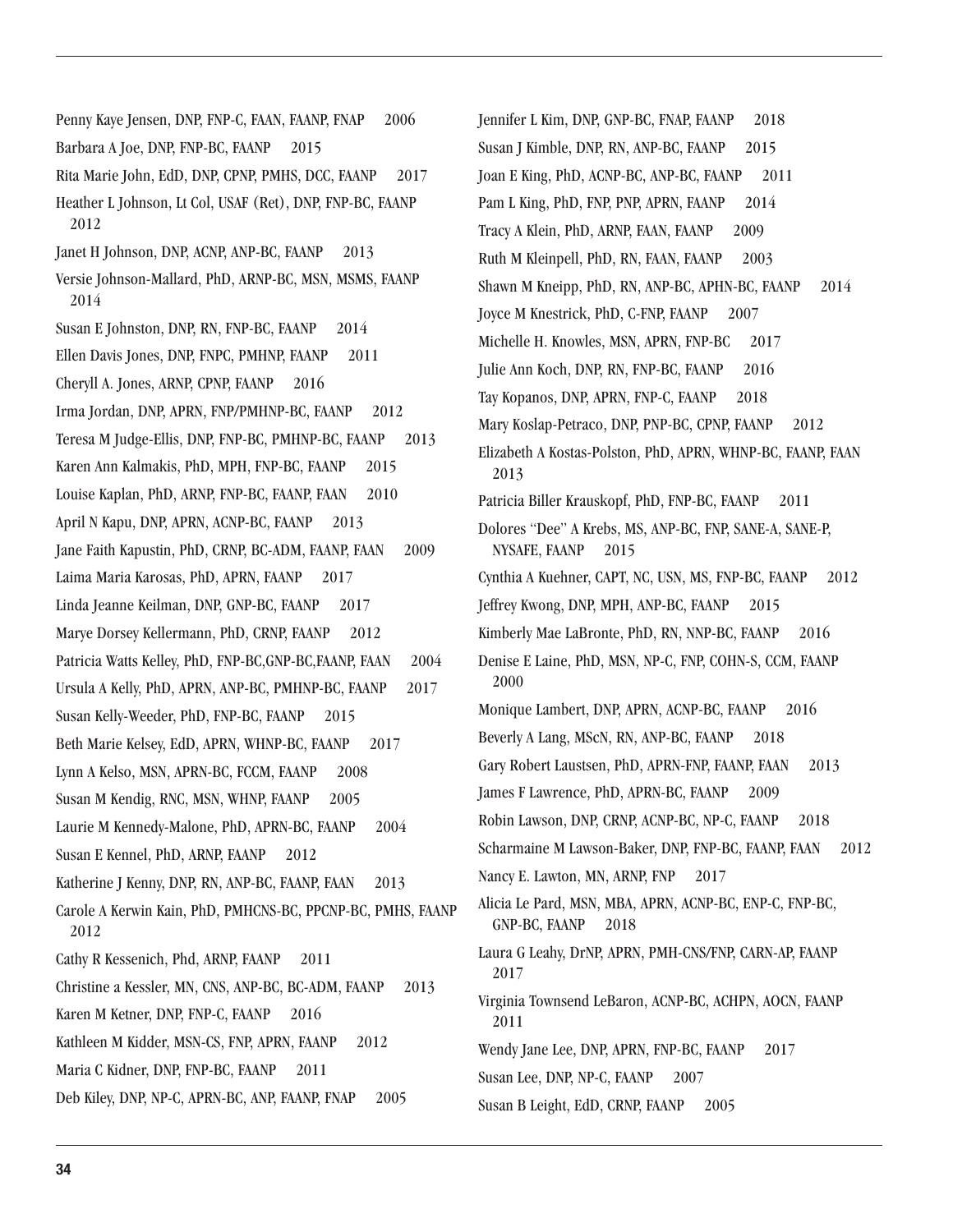Penny Kaye Jensen, DNP, FNP-C, FAAN, FAANP, FNAP 2006

Barbara A Joe, DNP, FNP-BC, FAANP 2015

Rita Marie John, EdD, DNP, CPNP, PMHS, DCC, FAANP 2017

Heather L Johnson, Lt Col, USAF (Ret), DNP, FNP-BC, FAANP 2012

Janet H Johnson, DNP, ACNP, ANP-BC, FAANP 2013

Versie Johnson-Mallard, PhD, ARNP-BC, MSN, MSMS, FAANP 2014

Susan E Johnston, DNP, RN, FNP-BC, FAANP 2014

Ellen Davis Jones, DNP, FNPC, PMHNP, FAANP 2011

Cheryll A. Jones, ARNP, CPNP, FAANP 2016

Irma Jordan, DNP, APRN, FNP/PMHNP-BC, FAANP 2012

Teresa M Judge-Ellis, DNP, FNP-BC, PMHNP-BC, FAANP 2013

Karen Ann Kalmakis, PhD, MPH, FNP-BC, FAANP 2015

Louise Kaplan, PhD, ARNP, FNP-BC, FAANP, FAAN 2010

April N Kapu, DNP, APRN, ACNP-BC, FAANP 2013

Jane Faith Kapustin, PhD, CRNP, BC-ADM, FAANP, FAAN 2009

Laima Maria Karosas, PhD, APRN, FAANP 2017

Linda Jeanne Keilman, DNP, GNP-BC, FAANP 2017

Marye Dorsey Kellermann, PhD, CRNP, FAANP 2012

Patricia Watts Kelley, PhD, FNP-BC,GNP-BC,FAANP, FAAN 2004

Ursula A Kelly, PhD, APRN, ANP-BC, PMHNP-BC, FAANP 2017

Susan Kelly-Weeder, PhD, FNP-BC, FAANP 2015

Beth Marie Kelsey, EdD, APRN, WHNP-BC, FAANP 2017

Lynn A Kelso, MSN, APRN-BC, FCCM, FAANP 2008

Susan M Kendig, RNC, MSN, WHNP, FAANP 2005

Laurie M Kennedy-Malone, PhD, APRN-BC, FAANP 2004

Susan E Kennel, PhD, ARNP, FAANP 2012

Katherine J Kenny, DNP, RN, ANP-BC, FAANP, FAAN 2013

Carole A Kerwin Kain, PhD, PMHCNS-BC, PPCNP-BC, PMHS, FAANP 2012

Cathy R Kessenich, Phd, ARNP, FAANP 2011

Christine a Kessler, MN, CNS, ANP-BC, BC-ADM, FAANP 2013

Karen M Ketner, DNP, FNP-C, FAANP 2016

Kathleen M Kidder, MSN-CS, FNP, APRN, FAANP 2012

Maria C Kidner, DNP, FNP-BC, FAANP 2011

Deb Kiley, DNP, NP-C, APRN-BC, ANP, FAANP, FNAP 2005

Jennifer L Kim, DNP, GNP-BC, FNAP, FAANP 2018

Susan J Kimble, DNP, RN, ANP-BC, FAANP 2015

Joan E King, PhD, ACNP-BC, ANP-BC, FAANP 2011

Pam L King, PhD, FNP, PNP, APRN, FAANP 2014

Tracy A Klein, PhD, ARNP, FAAN, FAANP 2009

Ruth M Kleinpell, PhD, RN, FAAN, FAANP 2003

Shawn M Kneipp, PhD, RN, ANP-BC, APHN-BC, FAANP 2014

Joyce M Knestrick, PhD, C-FNP, FAANP 2007

Michelle H. Knowles, MSN, APRN, FNP-BC 2017

Julie Ann Koch, DNP, RN, FNP-BC, FAANP 2016

Tay Kopanos, DNP, APRN, FNP-C, FAANP 2018

Mary Koslap-Petraco, DNP, PNP-BC, CPNP, FAANP 2012

Elizabeth A Kostas-Polston, PhD, APRN, WHNP-BC, FAANP, FAAN 2013

Patricia Biller Krauskopf, PhD, FNP-BC, FAANP 2011

Dolores "Dee" A Krebs, MS, ANP-BC, FNP, SANE-A, SANE-P, NYSAFE, FAANP 2015

Cynthia A Kuehner, CAPT, NC, USN, MS, FNP-BC, FAANP 2012

Jeffrey Kwong, DNP, MPH, ANP-BC, FAANP 2015

Kimberly Mae LaBronte, PhD, RN, NNP-BC, FAANP 2016

Denise E Laine, PhD, MSN, NP-C, FNP, COHN-S, CCM, FAANP 2000

Monique Lambert, DNP, APRN, ACNP-BC, FAANP 2016

Beverly A Lang, MScN, RN, ANP-BC, FAANP 2018

Gary Robert Laustsen, PhD, APRN-FNP, FAANP, FAAN 2013

James F Lawrence, PhD, APRN-BC, FAANP 2009

Robin Lawson, DNP, CRNP, ACNP-BC, NP-C, FAANP 2018

Scharmaine M Lawson-Baker, DNP, FNP-BC, FAANP, FAAN 2012

Nancy E. Lawton, MN, ARNP, FNP 2017

Alicia Le Pard, MSN, MBA, APRN, ACNP-BC, ENP-C, FNP-BC, GNP-BC, FAANP 2018

Laura G Leahy, DrNP, APRN, PMH-CNS/FNP, CARN-AP, FAANP 2017

Virginia Townsend LeBaron, ACNP-BC, ACHPN, AOCN, FAANP 2011

Wendy Jane Lee, DNP, APRN, FNP-BC, FAANP 2017

Susan Lee, DNP, NP-C, FAANP 2007

Susan B Leight, EdD, CRNP, FAANP 2005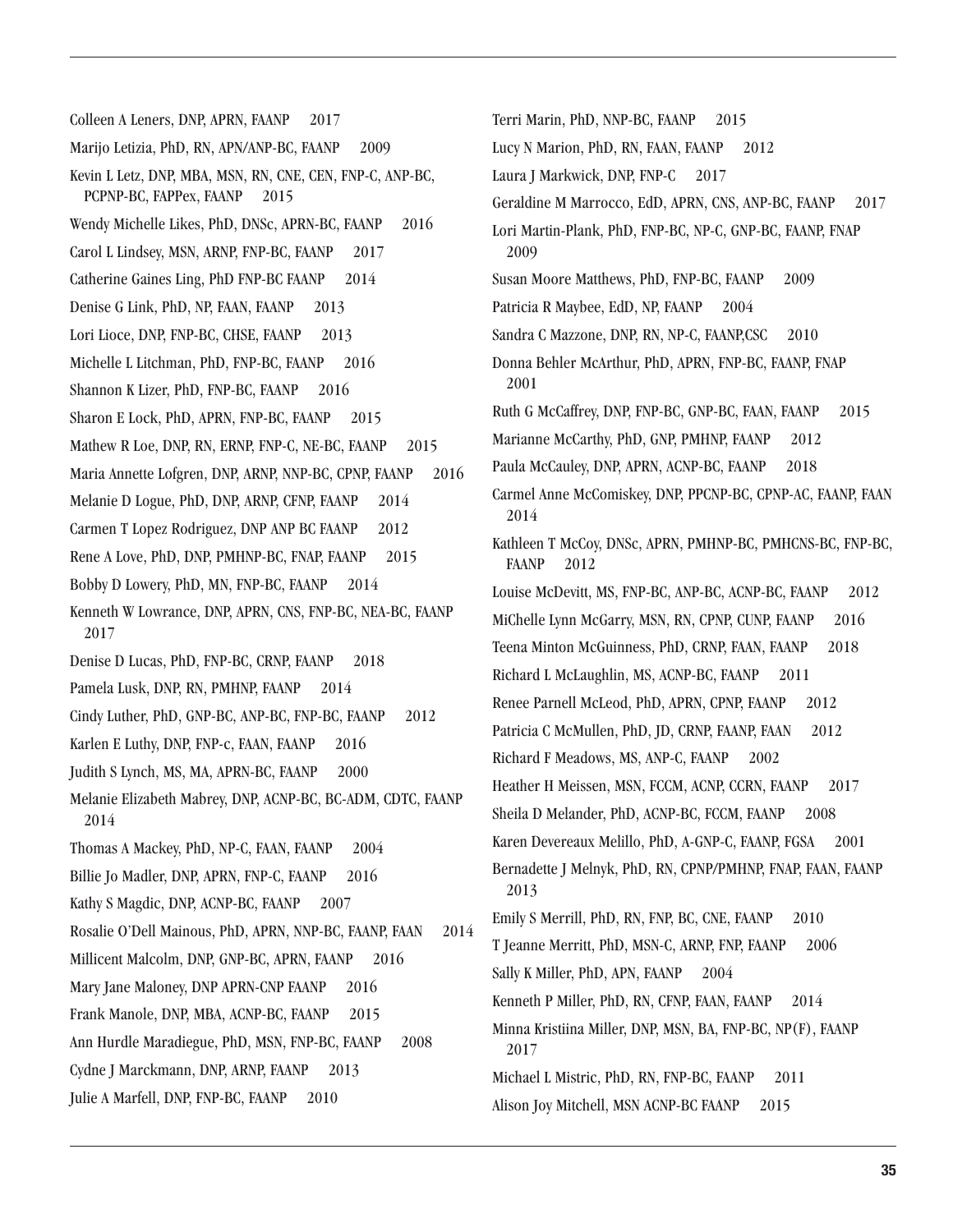Colleen A Leners, DNP, APRN, FAANP 2017

Marijo Letizia, PhD, RN, APN/ANP-BC, FAANP 2009

Kevin L Letz, DNP, MBA, MSN, RN, CNE, CEN, FNP-C, ANP-BC, PCPNP-BC, FAPPex, FAANP 2015

Wendy Michelle Likes, PhD, DNSc, APRN-BC, FAANP 2016

Carol L Lindsey, MSN, ARNP, FNP-BC, FAANP 2017

Catherine Gaines Ling, PhD FNP-BC FAANP 2014

Denise G Link, PhD, NP, FAAN, FAANP 2013

Lori Lioce, DNP, FNP-BC, CHSE, FAANP 2013

Michelle L Litchman, PhD, FNP-BC, FAANP 2016

Shannon K Lizer, PhD, FNP-BC, FAANP 2016

Sharon E Lock, PhD, APRN, FNP-BC, FAANP 2015

Mathew R Loe, DNP, RN, ERNP, FNP-C, NE-BC, FAANP 2015

Maria Annette Lofgren, DNP, ARNP, NNP-BC, CPNP, FAANP 2016

Melanie D Logue, PhD, DNP, ARNP, CFNP, FAANP 2014

Carmen T Lopez Rodriguez, DNP ANP BC FAANP 2012

Rene A Love, PhD, DNP, PMHNP-BC, FNAP, FAANP 2015

Bobby D Lowery, PhD, MN, FNP-BC, FAANP 2014

Kenneth W Lowrance, DNP, APRN, CNS, FNP-BC, NEA-BC, FAANP 2017

Denise D Lucas, PhD, FNP-BC, CRNP, FAANP 2018

Pamela Lusk, DNP, RN, PMHNP, FAANP 2014

Cindy Luther, PhD, GNP-BC, ANP-BC, FNP-BC, FAANP 2012

Karlen E Luthy, DNP, FNP-c, FAAN, FAANP 2016

Judith S Lynch, MS, MA, APRN-BC, FAANP 2000

Melanie Elizabeth Mabrey, DNP, ACNP-BC, BC-ADM, CDTC, FAANP 2014

Thomas A Mackey, PhD, NP-C, FAAN, FAANP 2004

Billie Jo Madler, DNP, APRN, FNP-C, FAANP 2016

Kathy S Magdic, DNP, ACNP-BC, FAANP 2007

Rosalie O'Dell Mainous, PhD, APRN, NNP-BC, FAANP, FAAN 2014

Millicent Malcolm, DNP, GNP-BC, APRN, FAANP 2016

Mary Jane Maloney, DNP APRN-CNP FAANP 2016

Frank Manole, DNP, MBA, ACNP-BC, FAANP 2015

Ann Hurdle Maradiegue, PhD, MSN, FNP-BC, FAANP 2008

Cydne J Marckmann, DNP, ARNP, FAANP 2013

Julie A Marfell, DNP, FNP-BC, FAANP 2010

Terri Marin, PhD, NNP-BC, FAANP 2015

Lucy N Marion, PhD, RN, FAAN, FAANP 2012

Laura J Markwick, DNP, FNP-C 2017

Geraldine M Marrocco, EdD, APRN, CNS, ANP-BC, FAANP 2017

Lori Martin-Plank, PhD, FNP-BC, NP-C, GNP-BC, FAANP, FNAP 2009

Susan Moore Matthews, PhD, FNP-BC, FAANP 2009

Patricia R Maybee, EdD, NP, FAANP 2004

Sandra C Mazzone, DNP, RN, NP-C, FAANP,CSC 2010

Donna Behler McArthur, PhD, APRN, FNP-BC, FAANP, FNAP 2001

Ruth G McCaffrey, DNP, FNP-BC, GNP-BC, FAAN, FAANP 2015

Marianne McCarthy, PhD, GNP, PMHNP, FAANP 2012

Paula McCauley, DNP, APRN, ACNP-BC, FAANP 2018

Carmel Anne McComiskey, DNP, PPCNP-BC, CPNP-AC, FAANP, FAAN 2014

Kathleen T McCoy, DNSc, APRN, PMHNP-BC, PMHCNS-BC, FNP-BC, FAANP 2012

Louise McDevitt, MS, FNP-BC, ANP-BC, ACNP-BC, FAANP 2012

MiChelle Lynn McGarry, MSN, RN, CPNP, CUNP, FAANP 2016

Teena Minton McGuinness, PhD, CRNP, FAAN, FAANP 2018

Richard L McLaughlin, MS, ACNP-BC, FAANP 2011

Renee Parnell McLeod, PhD, APRN, CPNP, FAANP 2012

Patricia C McMullen, PhD, JD, CRNP, FAANP, FAAN 2012

Richard F Meadows, MS, ANP-C, FAANP 2002

Heather H Meissen, MSN, FCCM, ACNP, CCRN, FAANP 2017

Sheila D Melander, PhD, ACNP-BC, FCCM, FAANP 2008

Karen Devereaux Melillo, PhD, A-GNP-C, FAANP, FGSA 2001

Bernadette J Melnyk, PhD, RN, CPNP/PMHNP, FNAP, FAAN, FAANP 2013

Emily S Merrill, PhD, RN, FNP, BC, CNE, FAANP 2010

T Jeanne Merritt, PhD, MSN-C, ARNP, FNP, FAANP 2006

Sally K Miller, PhD, APN, FAANP 2004

Kenneth P Miller, PhD, RN, CFNP, FAAN, FAANP 2014

Minna Kristiina Miller, DNP, MSN, BA, FNP-BC, NP(F), FAANP 2017

Michael L Mistric, PhD, RN, FNP-BC, FAANP 2011

Alison Joy Mitchell, MSN ACNP-BC FAANP 2015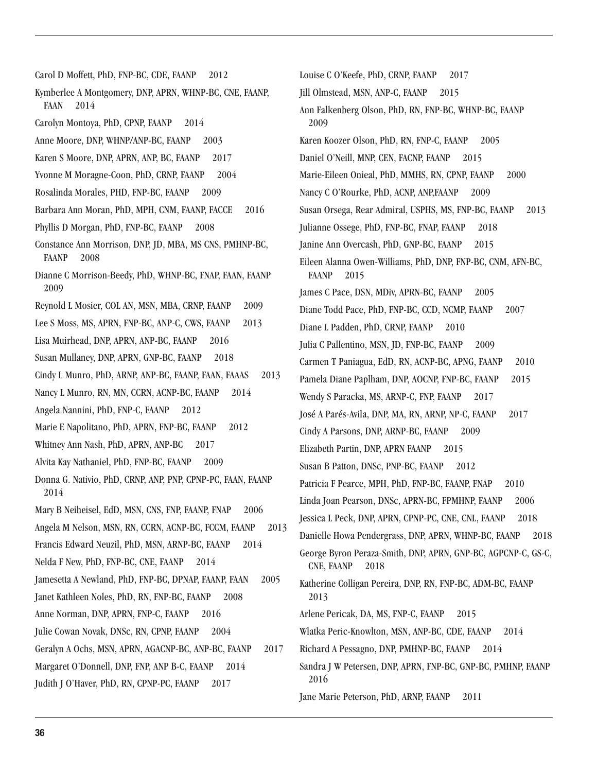Carol D Moffett, PhD, FNP-BC, CDE, FAANP 2012

Kymberlee A Montgomery, DNP, APRN, WHNP-BC, CNE, FAANP, FAAN 2014

Carolyn Montoya, PhD, CPNP, FAANP 2014

Anne Moore, DNP, WHNP/ANP-BC, FAANP 2003

Karen S Moore, DNP, APRN, ANP, BC, FAANP 2017

Yvonne M Moragne-Coon, PhD, CRNP, FAANP 2004

Rosalinda Morales, PHD, FNP-BC, FAANP 2009

Barbara Ann Moran, PhD, MPH, CNM, FAANP, FACCE 2016

Phyllis D Morgan, PhD, FNP-BC, FAANP 2008

Constance Ann Morrison, DNP, JD, MBA, MS CNS, PMHNP-BC, FAANP 2008

Dianne C Morrison-Beedy, PhD, WHNP-BC, FNAP, FAAN, FAANP 2009

Reynold L Mosier, COL AN, MSN, MBA, CRNP, FAANP 2009

Lee S Moss, MS, APRN, FNP-BC, ANP-C, CWS, FAANP 2013

Lisa Muirhead, DNP, APRN, ANP-BC, FAANP 2016

Susan Mullaney, DNP, APRN, GNP-BC, FAANP 2018

Cindy L Munro, PhD, ARNP, ANP-BC, FAANP, FAAN, FAAAS 2013

Nancy L Munro, RN, MN, CCRN, ACNP-BC, FAANP 2014

Angela Nannini, PhD, FNP-C, FAANP 2012

Marie E Napolitano, PhD, APRN, FNP-BC, FAANP 2012

Whitney Ann Nash, PhD, APRN, ANP-BC 2017

Alvita Kay Nathaniel, PhD, FNP-BC, FAANP 2009

Donna G. Nativio, PhD, CRNP, ANP, PNP, CPNP-PC, FAAN, FAANP 2014

Mary B Neiheisel, EdD, MSN, CNS, FNP, FAANP, FNAP 2006

Angela M Nelson, MSN, RN, CCRN, ACNP-BC, FCCM, FAANP 2013

Francis Edward Neuzil, PhD, MSN, ARNP-BC, FAANP 2014

Nelda F New, PhD, FNP-BC, CNE, FAANP 2014

Jamesetta A Newland, PhD, FNP-BC, DPNAP, FAANP, FAAN 2005

Janet Kathleen Noles, PhD, RN, FNP-BC, FAANP 2008

Anne Norman, DNP, APRN, FNP-C, FAANP 2016

Julie Cowan Novak, DNSc, RN, CPNP, FAANP 2004

Geralyn A Ochs, MSN, APRN, AGACNP-BC, ANP-BC, FAANP 2017

Margaret O'Donnell, DNP, FNP, ANP B-C, FAANP 2014

Judith J O'Haver, PhD, RN, CPNP-PC, FAANP 2017

Louise C O'Keefe, PhD, CRNP, FAANP 2017

Jill Olmstead, MSN, ANP-C, FAANP 2015

Ann Falkenberg Olson, PhD, RN, FNP-BC, WHNP-BC, FAANP 2009

Karen Koozer Olson, PhD, RN, FNP-C, FAANP 2005

Daniel O'Neill, MNP, CEN, FACNP, FAANP 2015

Marie-Eileen Onieal, PhD, MMHS, RN, CPNP, FAANP 2000

Nancy C O'Rourke, PhD, ACNP, ANP,FAANP 2009

Susan Orsega, Rear Admiral, USPHS, MS, FNP-BC, FAANP 2013

Julianne Ossege, PhD, FNP-BC, FNAP, FAANP 2018

Janine Ann Overcash, PhD, GNP-BC, FAANP 2015

Eileen Alanna Owen-Williams, PhD, DNP, FNP-BC, CNM, AFN-BC, FAANP 2015

James C Pace, DSN, MDiv, APRN-BC, FAANP 2005

Diane Todd Pace, PhD, FNP-BC, CCD, NCMP, FAANP 2007

Diane L Padden, PhD, CRNP, FAANP 2010

Julia C Pallentino, MSN, JD, FNP-BC, FAANP 2009

Carmen T Paniagua, EdD, RN, ACNP-BC, APNG, FAANP 2010

Pamela Diane Paplham, DNP, AOCNP, FNP-BC, FAANP 2015

Wendy S Paracka, MS, ARNP-C, FNP, FAANP 2017

José A Parés-Avila, DNP, MA, RN, ARNP, NP-C, FAANP 2017

Cindy A Parsons, DNP, ARNP-BC, FAANP 2009

Elizabeth Partin, DNP, APRN FAANP 2015

Susan B Patton, DNSc, PNP-BC, FAANP 2012

Patricia F Pearce, MPH, PhD, FNP-BC, FAANP, FNAP 2010

Linda Joan Pearson, DNSc, APRN-BC, FPMHNP, FAANP 2006

Jessica L Peck, DNP, APRN, CPNP-PC, CNE, CNL, FAANP 2018

Danielle Howa Pendergrass, DNP, APRN, WHNP-BC, FAANP 2018

George Byron Peraza-Smith, DNP, APRN, GNP-BC, AGPCNP-C, GS-C, CNE, FAANP 2018

Katherine Colligan Pereira, DNP, RN, FNP-BC, ADM-BC, FAANP 2013

Arlene Pericak, DA, MS, FNP-C, FAANP 2015

Wlatka Peric-Knowlton, MSN, ANP-BC, CDE, FAANP 2014

Richard A Pessagno, DNP, PMHNP-BC, FAANP 2014

Sandra J W Petersen, DNP, APRN, FNP-BC, GNP-BC, PMHNP, FAANP 2016

Jane Marie Peterson, PhD, ARNP, FAANP 2011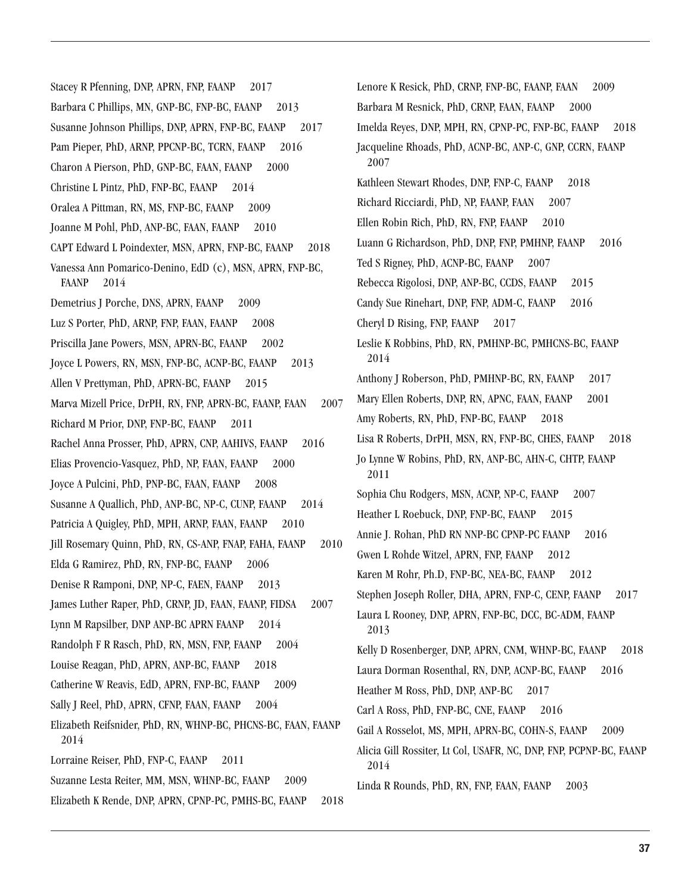Stacey R Pfenning, DNP, APRN, FNP, FAANP 2017

Barbara C Phillips, MN, GNP-BC, FNP-BC, FAANP 2013

Susanne Johnson Phillips, DNP, APRN, FNP-BC, FAANP 2017

Pam Pieper, PhD, ARNP, PPCNP-BC, TCRN, FAANP 2016

Charon A Pierson, PhD, GNP-BC, FAAN, FAANP 2000

Christine L Pintz, PhD, FNP-BC, FAANP 2014

Oralea A Pittman, RN, MS, FNP-BC, FAANP 2009

Joanne M Pohl, PhD, ANP-BC, FAAN, FAANP 2010

CAPT Edward L Poindexter, MSN, APRN, FNP-BC, FAANP 2018

Vanessa Ann Pomarico-Denino, EdD (c), MSN, APRN, FNP-BC, FAANP 2014

Demetrius J Porche, DNS, APRN, FAANP 2009

Luz S Porter, PhD, ARNP, FNP, FAAN, FAANP 2008

Priscilla Jane Powers, MSN, APRN-BC, FAANP 2002

Joyce L Powers, RN, MSN, FNP-BC, ACNP-BC, FAANP 2013

Allen V Prettyman, PhD, APRN-BC, FAANP 2015

Marva Mizell Price, DrPH, RN, FNP, APRN-BC, FAANP, FAAN 2007

Richard M Prior, DNP, FNP-BC, FAANP 2011

Rachel Anna Prosser, PhD, APRN, CNP, AAHIVS, FAANP 2016

Elias Provencio-Vasquez, PhD, NP, FAAN, FAANP 2000

Joyce A Pulcini, PhD, PNP-BC, FAAN, FAANP 2008

Susanne A Quallich, PhD, ANP-BC, NP-C, CUNP, FAANP 2014

Patricia A Quigley, PhD, MPH, ARNP, FAAN, FAANP 2010

Jill Rosemary Quinn, PhD, RN, CS-ANP, FNAP, FAHA, FAANP 2010

Elda G Ramirez, PhD, RN, FNP-BC, FAANP 2006

Denise R Ramponi, DNP, NP-C, FAEN, FAANP 2013

James Luther Raper, PhD, CRNP, JD, FAAN, FAANP, FIDSA 2007

Lynn M Rapsilber, DNP ANP-BC APRN FAANP 2014

Randolph F R Rasch, PhD, RN, MSN, FNP, FAANP 2004

Louise Reagan, PhD, APRN, ANP-BC, FAANP 2018

Catherine W Reavis, EdD, APRN, FNP-BC, FAANP 2009

Sally J Reel, PhD, APRN, CFNP, FAAN, FAANP 2004

Elizabeth Reifsnider, PhD, RN, WHNP-BC, PHCNS-BC, FAAN, FAANP 2014

Lorraine Reiser, PhD, FNP-C, FAANP 2011

Suzanne Lesta Reiter, MM, MSN, WHNP-BC, FAANP 2009

Elizabeth K Rende, DNP, APRN, CPNP-PC, PMHS-BC, FAANP 2018

Lenore K Resick, PhD, CRNP, FNP-BC, FAANP, FAAN 2009

Barbara M Resnick, PhD, CRNP, FAAN, FAANP 2000

Imelda Reyes, DNP, MPH, RN, CPNP-PC, FNP-BC, FAANP 2018

Jacqueline Rhoads, PhD, ACNP-BC, ANP-C, GNP, CCRN, FAANP 2007

Kathleen Stewart Rhodes, DNP, FNP-C, FAANP 2018

Richard Ricciardi, PhD, NP, FAANP, FAAN 2007

Ellen Robin Rich, PhD, RN, FNP, FAANP 2010

Luann G Richardson, PhD, DNP, FNP, PMHNP, FAANP 2016

Ted S Rigney, PhD, ACNP-BC, FAANP 2007

Rebecca Rigolosi, DNP, ANP-BC, CCDS, FAANP 2015

Candy Sue Rinehart, DNP, FNP, ADM-C, FAANP 2016

Cheryl D Rising, FNP, FAANP 2017

Leslie K Robbins, PhD, RN, PMHNP-BC, PMHCNS-BC, FAANP 2014

Anthony J Roberson, PhD, PMHNP-BC, RN, FAANP 2017

Mary Ellen Roberts, DNP, RN, APNC, FAAN, FAANP 2001

Amy Roberts, RN, PhD, FNP-BC, FAANP 2018

Lisa R Roberts, DrPH, MSN, RN, FNP-BC, CHES, FAANP 2018

Jo Lynne W Robins, PhD, RN, ANP-BC, AHN-C, CHTP, FAANP 2011

Sophia Chu Rodgers, MSN, ACNP, NP-C, FAANP 2007

Heather L Roebuck, DNP, FNP-BC, FAANP 2015

Annie J. Rohan, PhD RN NNP-BC CPNP-PC FAANP 2016

Gwen L Rohde Witzel, APRN, FNP, FAANP 2012

Karen M Rohr, Ph.D, FNP-BC, NEA-BC, FAANP 2012

Stephen Joseph Roller, DHA, APRN, FNP-C, CENP, FAANP 2017

Laura L Rooney, DNP, APRN, FNP-BC, DCC, BC-ADM, FAANP 2013

Kelly D Rosenberger, DNP, APRN, CNM, WHNP-BC, FAANP 2018

Laura Dorman Rosenthal, RN, DNP, ACNP-BC, FAANP 2016

Heather M Ross, PhD, DNP, ANP-BC 2017

Carl A Ross, PhD, FNP-BC, CNE, FAANP 2016

Gail A Rosselot, MS, MPH, APRN-BC, COHN-S, FAANP 2009

Alicia Gill Rossiter, Lt Col, USAFR, NC, DNP, FNP, PCPNP-BC, FAANP 2014

Linda R Rounds, PhD, RN, FNP, FAAN, FAANP 2003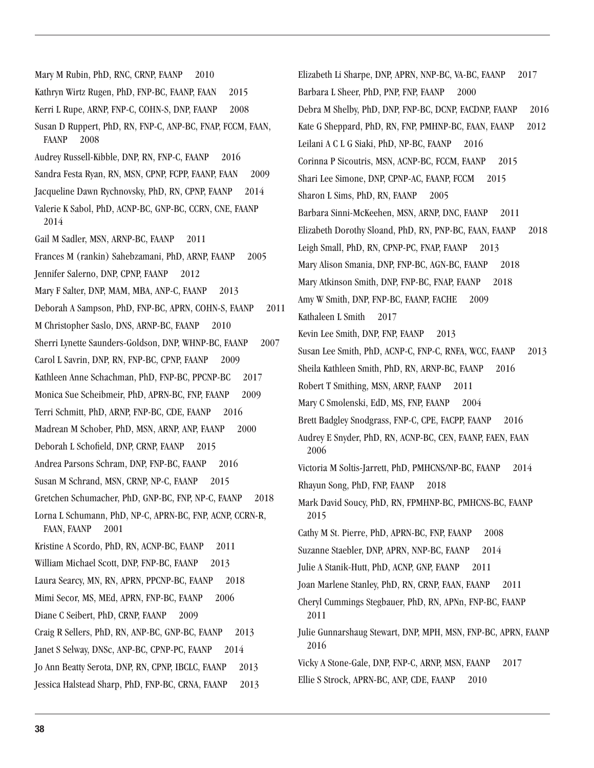Mary M Rubin, PhD, RNC, CRNP, FAANP 2010

Kathryn Wirtz Rugen, PhD, FNP-BC, FAANP, FAAN 2015

Kerri L Rupe, ARNP, FNP-C, COHN-S, DNP, FAANP 2008

Susan D Ruppert, PhD, RN, FNP-C, ANP-BC, FNAP, FCCM, FAAN, FAANP 2008

Audrey Russell-Kibble, DNP, RN, FNP-C, FAANP 2016

Sandra Festa Ryan, RN, MSN, CPNP, FCPP, FAANP, FAAN 2009

Jacqueline Dawn Rychnovsky, PhD, RN, CPNP, FAANP 2014

Valerie K Sabol, PhD, ACNP-BC, GNP-BC, CCRN, CNE, FAANP 2014

Gail M Sadler, MSN, ARNP-BC, FAANP 2011

Frances M (rankin) Sahebzamani, PhD, ARNP, FAANP 2005

Jennifer Salerno, DNP, CPNP, FAANP 2012

Mary F Salter, DNP, MAM, MBA, ANP-C, FAANP 2013

Deborah A Sampson, PhD, FNP-BC, APRN, COHN-S, FAANP 2011

M Christopher Saslo, DNS, ARNP-BC, FAANP 2010

Sherri Lynette Saunders-Goldson, DNP, WHNP-BC, FAANP 2007

Carol L Savrin, DNP, RN, FNP-BC, CPNP, FAANP 2009

Kathleen Anne Schachman, PhD, FNP-BC, PPCNP-BC 2017

Monica Sue Scheibmeir, PhD, APRN-BC, FNP, FAANP 2009

Terri Schmitt, PhD, ARNP, FNP-BC, CDE, FAANP 2016

Madrean M Schober, PhD, MSN, ARNP, ANP, FAANP 2000

Deborah L Schofield, DNP, CRNP, FAANP 2015

Andrea Parsons Schram, DNP, FNP-BC, FAANP 2016

Susan M Schrand, MSN, CRNP, NP-C, FAANP 2015

Gretchen Schumacher, PhD, GNP-BC, FNP, NP-C, FAANP 2018

Lorna L Schumann, PhD, NP-C, APRN-BC, FNP, ACNP, CCRN-R, FAAN, FAANP 2001

Kristine A Scordo, PhD, RN, ACNP-BC, FAANP 2011

William Michael Scott, DNP, FNP-BC, FAANP 2013

Laura Searcy, MN, RN, APRN, PPCNP-BC, FAANP 2018

Mimi Secor, MS, MEd, APRN, FNP-BC, FAANP 2006

Diane C Seibert, PhD, CRNP, FAANP 2009

Craig R Sellers, PhD, RN, ANP-BC, GNP-BC, FAANP 2013

Janet S Selway, DNSc, ANP-BC, CPNP-PC, FAANP 2014

Jo Ann Beatty Serota, DNP, RN, CPNP, IBCLC, FAANP 2013

Jessica Halstead Sharp, PhD, FNP-BC, CRNA, FAANP 2013

Elizabeth Li Sharpe, DNP, APRN, NNP-BC, VA-BC, FAANP 2017

Barbara L Sheer, PhD, PNP, FNP, FAANP 2000

Debra M Shelby, PhD, DNP, FNP-BC, DCNP, FACDNP, FAANP 2016

Kate G Sheppard, PhD, RN, FNP, PMHNP-BC, FAAN, FAANP 2012

Leilani A C L G Siaki, PhD, NP-BC, FAANP 2016

Corinna P Sicoutris, MSN, ACNP-BC, FCCM, FAANP 2015

Shari Lee Simone, DNP, CPNP-AC, FAANP, FCCM 2015

Sharon L Sims, PhD, RN, FAANP 2005

Barbara Sinni-McKeehen, MSN, ARNP, DNC, FAANP 2011

Elizabeth Dorothy Sloand, PhD, RN, PNP-BC, FAAN, FAANP 2018

Leigh Small, PhD, RN, CPNP-PC, FNAP, FAANP 2013

Mary Alison Smania, DNP, FNP-BC, AGN-BC, FAANP 2018

Mary Atkinson Smith, DNP, FNP-BC, FNAP, FAANP 2018

Amy W Smith, DNP, FNP-BC, FAANP, FACHE 2009

Kathaleen L Smith 2017

Kevin Lee Smith, DNP, FNP, FAANP 2013

Susan Lee Smith, PhD, ACNP-C, FNP-C, RNFA, WCC, FAANP 2013

Sheila Kathleen Smith, PhD, RN, ARNP-BC, FAANP 2016

Robert T Smithing, MSN, ARNP, FAANP 2011

Mary C Smolenski, EdD, MS, FNP, FAANP 2004

Brett Badgley Snodgrass, FNP-C, CPE, FACPP, FAANP 2016

Audrey E Snyder, PhD, RN, ACNP-BC, CEN, FAANP, FAEN, FAAN 2006

Victoria M Soltis-Jarrett, PhD, PMHCNS/NP-BC, FAANP 2014

Rhayun Song, PhD, FNP, FAANP 2018

Mark David Soucy, PhD, RN, FPMHNP-BC, PMHCNS-BC, FAANP 2015

Cathy M St. Pierre, PhD, APRN-BC, FNP, FAANP 2008

Suzanne Staebler, DNP, APRN, NNP-BC, FAANP 2014

Julie A Stanik-Hutt, PhD, ACNP, GNP, FAANP 2011

Joan Marlene Stanley, PhD, RN, CRNP, FAAN, FAANP 2011

Cheryl Cummings Stegbauer, PhD, RN, APNn, FNP-BC, FAANP 2011

Julie Gunnarshaug Stewart, DNP, MPH, MSN, FNP-BC, APRN, FAANP 2016

Vicky A Stone-Gale, DNP, FNP-C, ARNP, MSN, FAANP 2017

Ellie S Strock, APRN-BC, ANP, CDE, FAANP 2010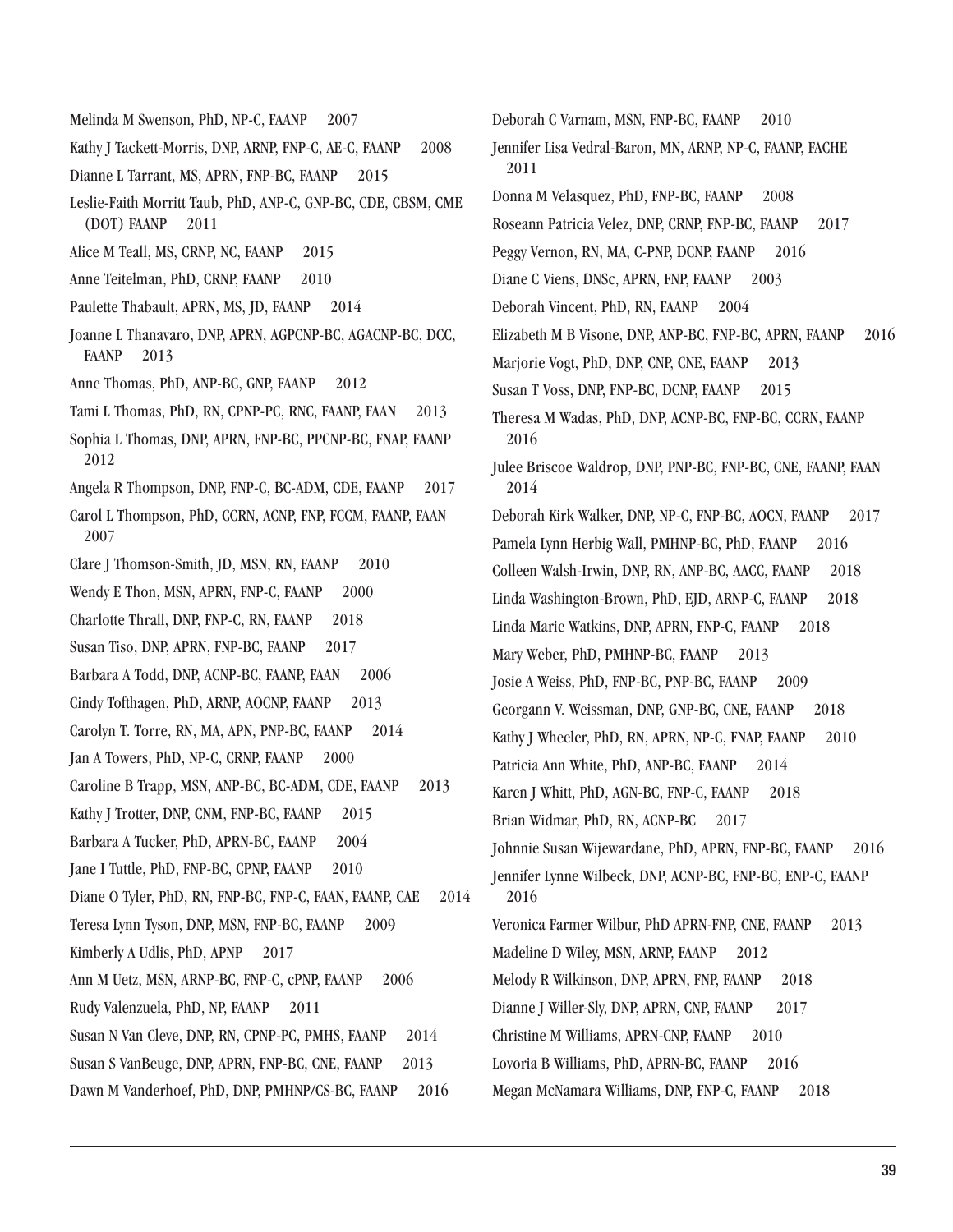Melinda M Swenson, PhD, NP-C, FAANP 2007

Kathy J Tackett-Morris, DNP, ARNP, FNP-C, AE-C, FAANP 2008

Dianne L Tarrant, MS, APRN, FNP-BC, FAANP 2015

Leslie-Faith Morritt Taub, PhD, ANP-C, GNP-BC, CDE, CBSM, CME (DOT) FAANP 2011

Alice M Teall, MS, CRNP, NC, FAANP 2015

Anne Teitelman, PhD, CRNP, FAANP 2010

Paulette Thabault, APRN, MS, JD, FAANP 2014

Joanne L Thanavaro, DNP, APRN, AGPCNP-BC, AGACNP-BC, DCC, FAANP 2013

Anne Thomas, PhD, ANP-BC, GNP, FAANP 2012

Tami L Thomas, PhD, RN, CPNP-PC, RNC, FAANP, FAAN 2013

Sophia L Thomas, DNP, APRN, FNP-BC, PPCNP-BC, FNAP, FAANP 2012

Angela R Thompson, DNP, FNP-C, BC-ADM, CDE, FAANP 2017

Carol L Thompson, PhD, CCRN, ACNP, FNP, FCCM, FAANP, FAAN 2007

Clare J Thomson-Smith, JD, MSN, RN, FAANP 2010

Wendy E Thon, MSN, APRN, FNP-C, FAANP 2000

Charlotte Thrall, DNP, FNP-C, RN, FAANP 2018

Susan Tiso, DNP, APRN, FNP-BC, FAANP 2017

Barbara A Todd, DNP, ACNP-BC, FAANP, FAAN 2006

Cindy Tofthagen, PhD, ARNP, AOCNP, FAANP 2013

Carolyn T. Torre, RN, MA, APN, PNP-BC, FAANP 2014

Jan A Towers, PhD, NP-C, CRNP, FAANP 2000

Caroline B Trapp, MSN, ANP-BC, BC-ADM, CDE, FAANP 2013

Kathy J Trotter, DNP, CNM, FNP-BC, FAANP 2015

Barbara A Tucker, PhD, APRN-BC, FAANP 2004

Jane I Tuttle, PhD, FNP-BC, CPNP, FAANP 2010

Diane O Tyler, PhD, RN, FNP-BC, FNP-C, FAAN, FAANP, CAE 2014

Teresa Lynn Tyson, DNP, MSN, FNP-BC, FAANP 2009

Kimberly A Udlis, PhD, APNP 2017

Ann M Uetz, MSN, ARNP-BC, FNP-C, cPNP, FAANP 2006

Rudy Valenzuela, PhD, NP, FAANP 2011

Susan N Van Cleve, DNP, RN, CPNP-PC, PMHS, FAANP 2014

Susan S VanBeuge, DNP, APRN, FNP-BC, CNE, FAANP 2013

Dawn M Vanderhoef, PhD, DNP, PMHNP/CS-BC, FAANP 2016

Deborah C Varnam, MSN, FNP-BC, FAANP 2010

Jennifer Lisa Vedral-Baron, MN, ARNP, NP-C, FAANP, FACHE 2011

Donna M Velasquez, PhD, FNP-BC, FAANP 2008

Roseann Patricia Velez, DNP, CRNP, FNP-BC, FAANP 2017

Peggy Vernon, RN, MA, C-PNP, DCNP, FAANP 2016

Diane C Viens, DNSc, APRN, FNP, FAANP 2003

Deborah Vincent, PhD, RN, FAANP 2004

Elizabeth M B Visone, DNP, ANP-BC, FNP-BC, APRN, FAANP 2016

Marjorie Vogt, PhD, DNP, CNP, CNE, FAANP 2013

Susan T Voss, DNP, FNP-BC, DCNP, FAANP 2015

Theresa M Wadas, PhD, DNP, ACNP-BC, FNP-BC, CCRN, FAANP 2016

Julee Briscoe Waldrop, DNP, PNP-BC, FNP-BC, CNE, FAANP, FAAN 2014

Deborah Kirk Walker, DNP, NP-C, FNP-BC, AOCN, FAANP 2017

Pamela Lynn Herbig Wall, PMHNP-BC, PhD, FAANP 2016

Colleen Walsh-Irwin, DNP, RN, ANP-BC, AACC, FAANP 2018

Linda Washington-Brown, PhD, EJD, ARNP-C, FAANP 2018

Linda Marie Watkins, DNP, APRN, FNP-C, FAANP 2018

Mary Weber, PhD, PMHNP-BC, FAANP 2013

Josie A Weiss, PhD, FNP-BC, PNP-BC, FAANP 2009

Georgann V. Weissman, DNP, GNP-BC, CNE, FAANP 2018

Kathy J Wheeler, PhD, RN, APRN, NP-C, FNAP, FAANP 2010

Patricia Ann White, PhD, ANP-BC, FAANP 2014

Karen J Whitt, PhD, AGN-BC, FNP-C, FAANP 2018

Brian Widmar, PhD, RN, ACNP-BC 2017

Johnnie Susan Wijewardane, PhD, APRN, FNP-BC, FAANP 2016

Jennifer Lynne Wilbeck, DNP, ACNP-BC, FNP-BC, ENP-C, FAANP 2016

Veronica Farmer Wilbur, PhD APRN-FNP, CNE, FAANP 2013

Madeline D Wiley, MSN, ARNP, FAANP 2012

Melody R Wilkinson, DNP, APRN, FNP, FAANP 2018

Dianne J Willer-Sly, DNP, APRN, CNP, FAANP 2017

Christine M Williams, APRN-CNP, FAANP 2010

Lovoria B Williams, PhD, APRN-BC, FAANP 2016

Megan McNamara Williams, DNP, FNP-C, FAANP 2018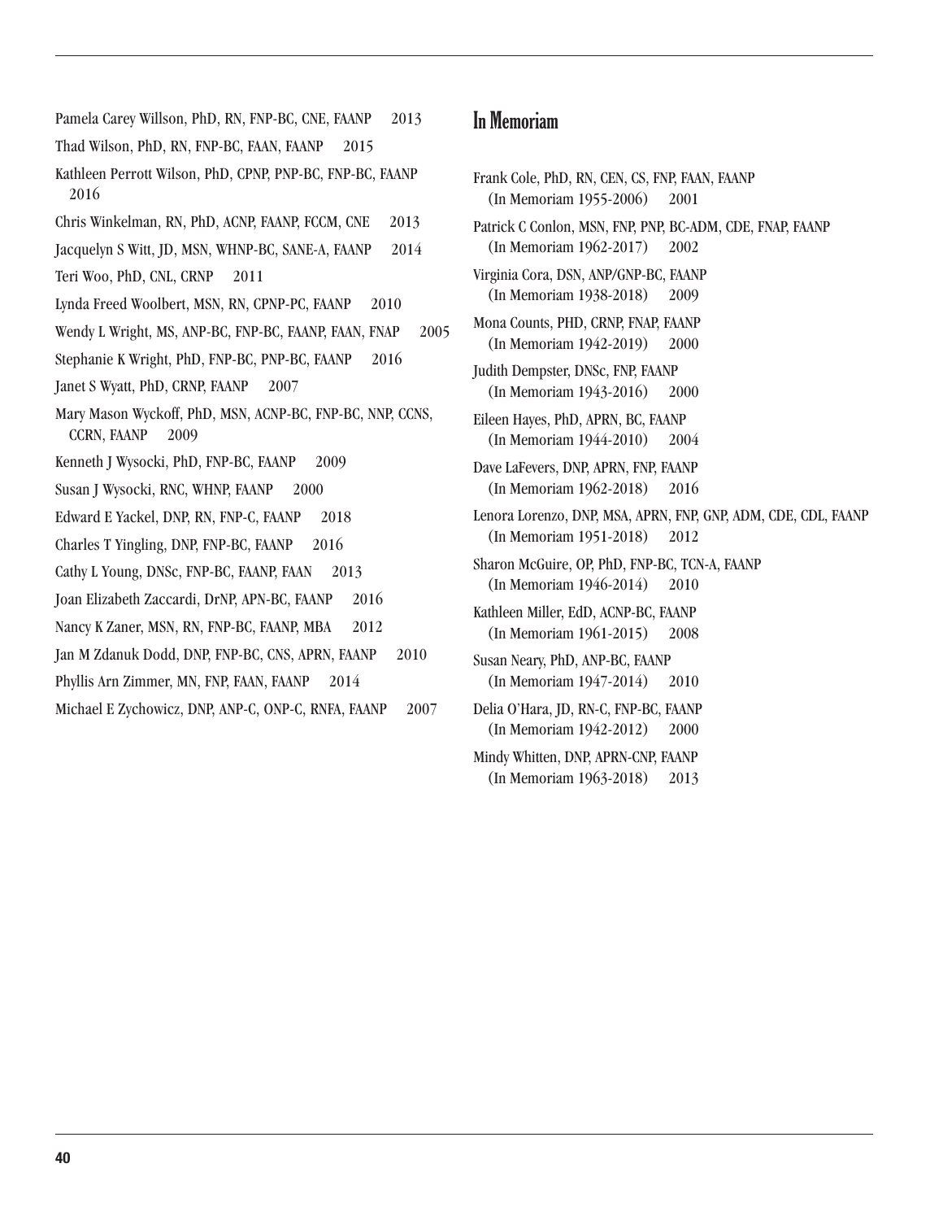Pamela Carey Willson, PhD, RN, FNP-BC, CNE, FAANP 2013

Thad Wilson, PhD, RN, FNP-BC, FAAN, FAANP 2015

Kathleen Perrott Wilson, PhD, CPNP, PNP-BC, FNP-BC, FAANP 2016

Chris Winkelman, RN, PhD, ACNP, FAANP, FCCM, CNE 2013

Jacquelyn S Witt, JD, MSN, WHNP-BC, SANE-A, FAANP 2014

Teri Woo, PhD, CNL, CRNP 2011

Lynda Freed Woolbert, MSN, RN, CPNP-PC, FAANP 2010

Wendy L Wright, MS, ANP-BC, FNP-BC, FAANP, FAAN, FNAP 2005

Stephanie K Wright, PhD, FNP-BC, PNP-BC, FAANP 2016

Janet S Wyatt, PhD, CRNP, FAANP 2007

Mary Mason Wyckoff, PhD, MSN, ACNP-BC, FNP-BC, NNP, CCNS, CCRN, FAANP 2009

Kenneth J Wysocki, PhD, FNP-BC, FAANP 2009

Susan J Wysocki, RNC, WHNP, FAANP 2000

Edward E Yackel, DNP, RN, FNP-C, FAANP 2018

Charles T Yingling, DNP, FNP-BC, FAANP 2016

Cathy L Young, DNSc, FNP-BC, FAANP, FAAN 2013

Joan Elizabeth Zaccardi, DrNP, APN-BC, FAANP 2016

Nancy K Zaner, MSN, RN, FNP-BC, FAANP, MBA 2012

Jan M Zdanuk Dodd, DNP, FNP-BC, CNS, APRN, FAANP 2010

Phyllis Arn Zimmer, MN, FNP, FAAN, FAANP 2014

Michael E Zychowicz, DNP, ANP-C, ONP-C, RNFA, FAANP 2007

## In Memoriam

Frank Cole, PhD, RN, CEN, CS, FNP, FAAN, FAANP (In Memoriam 1955-2006) 2001

Patrick C Conlon, MSN, FNP, PNP, BC-ADM, CDE, FNAP, FAANP (In Memoriam 1962-2017) 2002

Virginia Cora, DSN, ANP/GNP-BC, FAANP (In Memoriam 1938-2018) 2009

Mona Counts, PHD, CRNP, FNAP, FAANP (In Memoriam 1942-2019) 2000

Judith Dempster, DNSc, FNP, FAANP (In Memoriam 1943-2016) 2000

Eileen Hayes, PhD, APRN, BC, FAANP (In Memoriam 1944-2010) 2004

Dave LaFevers, DNP, APRN, FNP, FAANP (In Memoriam 1962-2018) 2016

Lenora Lorenzo, DNP, MSA, APRN, FNP, GNP, ADM, CDE, CDL, FAANP (In Memoriam 1951-2018) 2012

Sharon McGuire, OP, PhD, FNP-BC, TCN-A, FAANP (In Memoriam 1946-2014) 2010

Kathleen Miller, EdD, ACNP-BC, FAANP (In Memoriam 1961-2015) 2008

Susan Neary, PhD, ANP-BC, FAANP (In Memoriam 1947-2014) 2010

Delia O'Hara, JD, RN-C, FNP-BC, FAANP (In Memoriam 1942-2012) 2000

Mindy Whitten, DNP, APRN-CNP, FAANP (In Memoriam 1963-2018) 2013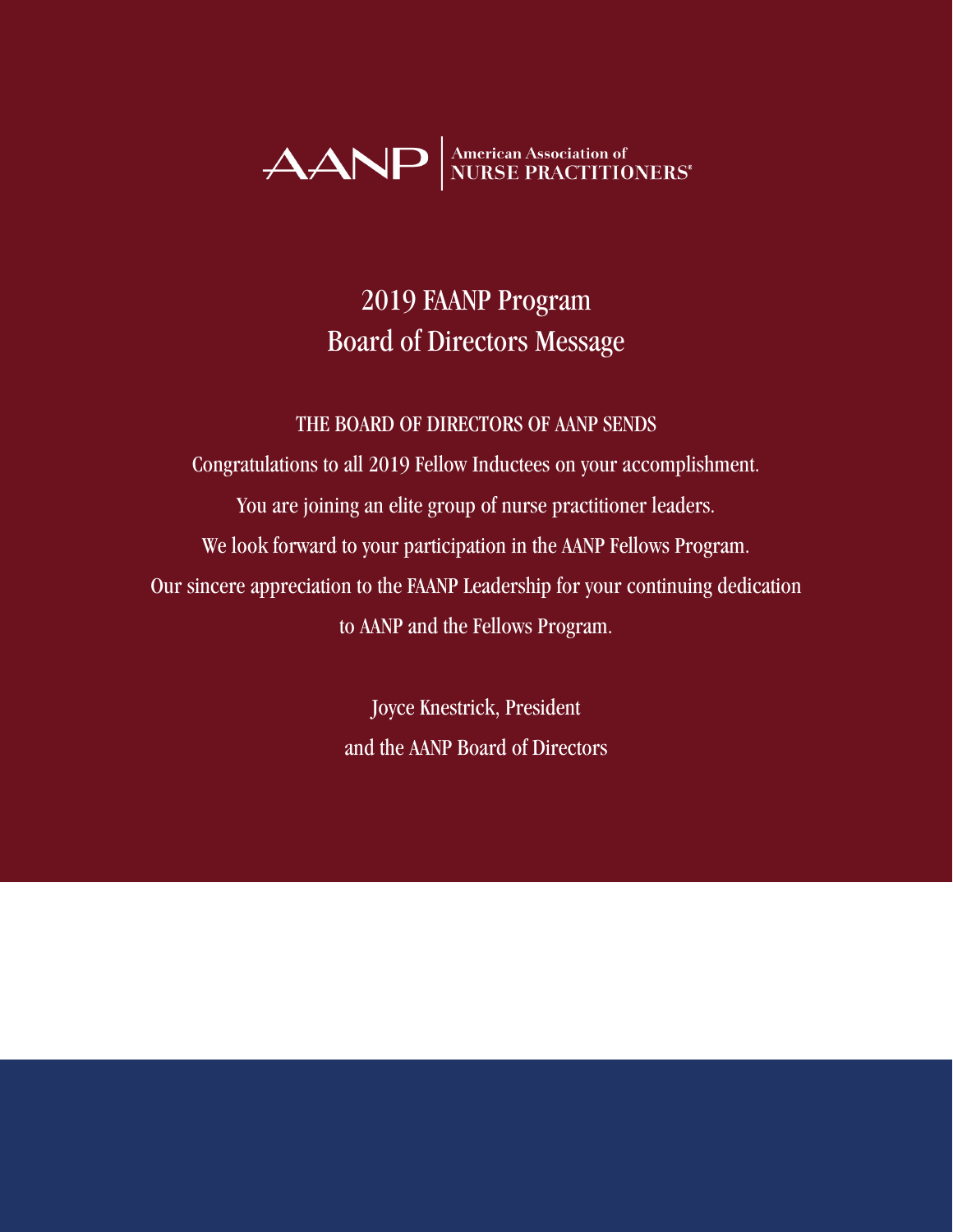AANP | American Association of NURSE PRACTITIONERS®

# 2019 FAANP Program
## Board of Directors Message

THE BOARD OF DIRECTORS OF AANP SENDS

Congratulations to all 2019 Fellow Inductees on your accomplishment.

You are joining an elite group of nurse practitioner leaders.

We look forward to your participation in the AANP Fellows Program.

Our sincere appreciation to the FAANP Leadership for your continuing dedication to AANP and the Fellows Program.

Joyce Knestrick, President
and the AANP Board of Directors